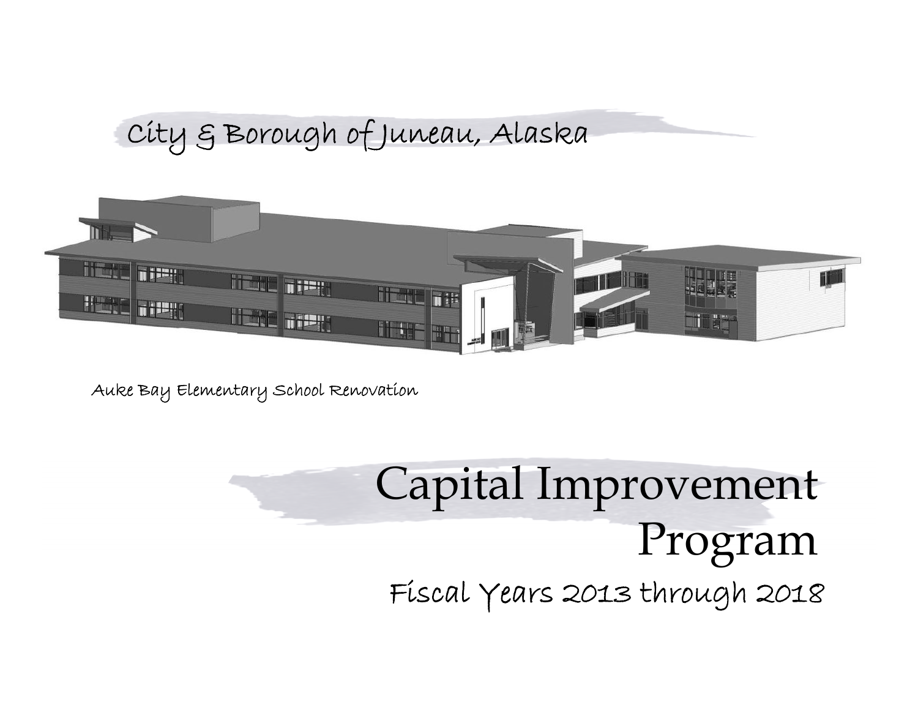# City & Borough of Juneau, Alaska

Auke Bay Elementary School Renovation

# Capital Improvement Program

## Fiscal Years 2013 through 2018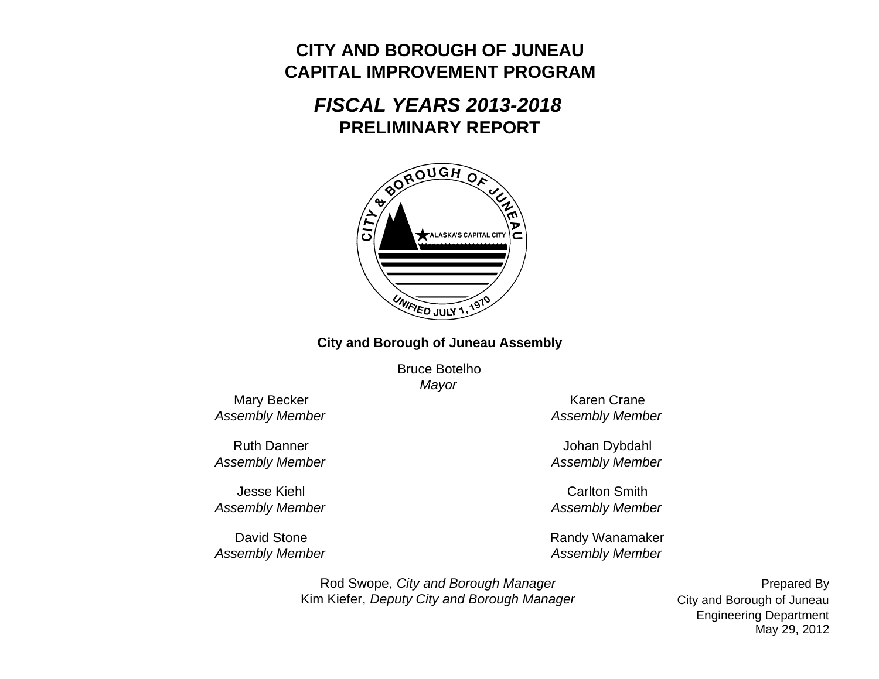# CITY AND BOROUGH OF JUNEAU
# CAPITAL IMPROVEMENT PROGRAM

## *FISCAL YEARS 2013-2018*
## PRELIMINARY REPORT

**City and Borough of Juneau Assembly**

Bruce Botelho
*Mayor*

Mary Becker
*Assembly Member*

Karen Crane
*Assembly Member*

Ruth Danner
*Assembly Member*

Johan Dybdahl
*Assembly Member*

Jesse Kiehl
*Assembly Member*

Carlton Smith
*Assembly Member*

David Stone
*Assembly Member*

Randy Wanamaker
*Assembly Member*

Rod Swope, *City and Borough Manager*
Kim Kiefer, *Deputy City and Borough Manager*

Prepared By
City and Borough of Juneau
Engineering Department
May 29, 2012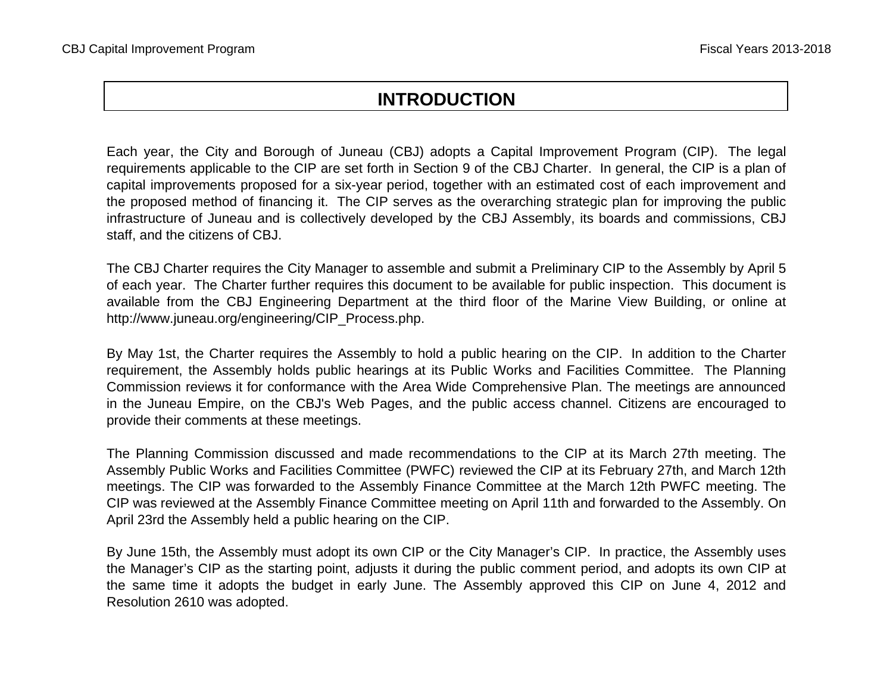# INTRODUCTION

Each year, the City and Borough of Juneau (CBJ) adopts a Capital Improvement Program (CIP). The legal requirements applicable to the CIP are set forth in Section 9 of the CBJ Charter. In general, the CIP is a plan of capital improvements proposed for a six-year period, together with an estimated cost of each improvement and the proposed method of financing it. The CIP serves as the overarching strategic plan for improving the public infrastructure of Juneau and is collectively developed by the CBJ Assembly, its boards and commissions, CBJ staff, and the citizens of CBJ.

The CBJ Charter requires the City Manager to assemble and submit a Preliminary CIP to the Assembly by April 5 of each year. The Charter further requires this document to be available for public inspection. This document is available from the CBJ Engineering Department at the third floor of the Marine View Building, or online at http://www.juneau.org/engineering/CIP_Process.php.

By May 1st, the Charter requires the Assembly to hold a public hearing on the CIP. In addition to the Charter requirement, the Assembly holds public hearings at its Public Works and Facilities Committee. The Planning Commission reviews it for conformance with the Area Wide Comprehensive Plan. The meetings are announced in the Juneau Empire, on the CBJ's Web Pages, and the public access channel. Citizens are encouraged to provide their comments at these meetings.

The Planning Commission discussed and made recommendations to the CIP at its March 27th meeting. The Assembly Public Works and Facilities Committee (PWFC) reviewed the CIP at its February 27th, and March 12th meetings. The CIP was forwarded to the Assembly Finance Committee at the March 12th PWFC meeting. The CIP was reviewed at the Assembly Finance Committee meeting on April 11th and forwarded to the Assembly. On April 23rd the Assembly held a public hearing on the CIP.

By June 15th, the Assembly must adopt its own CIP or the City Manager's CIP. In practice, the Assembly uses the Manager's CIP as the starting point, adjusts it during the public comment period, and adopts its own CIP at the same time it adopts the budget in early June. The Assembly approved this CIP on June 4, 2012 and Resolution 2610 was adopted.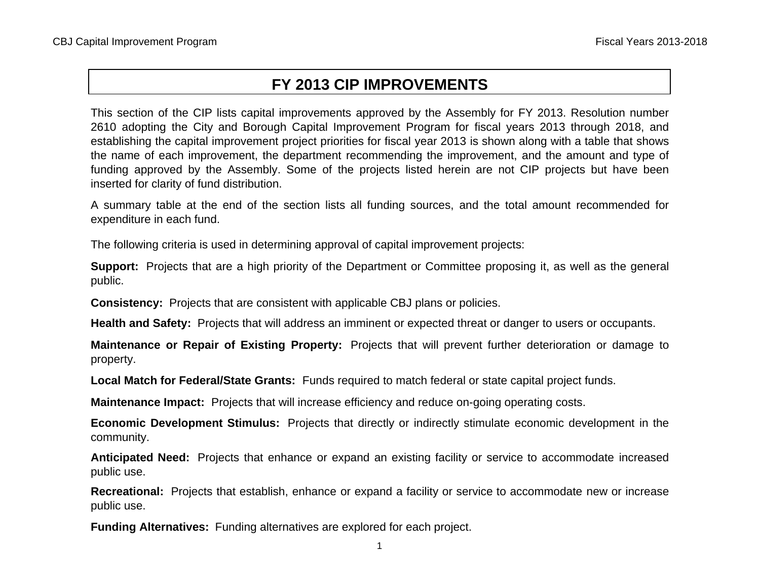# FY 2013 CIP IMPROVEMENTS

This section of the CIP lists capital improvements approved by the Assembly for FY 2013. Resolution number 2610 adopting the City and Borough Capital Improvement Program for fiscal years 2013 through 2018, and establishing the capital improvement project priorities for fiscal year 2013 is shown along with a table that shows the name of each improvement, the department recommending the improvement, and the amount and type of funding approved by the Assembly. Some of the projects listed herein are not CIP projects but have been inserted for clarity of fund distribution.

A summary table at the end of the section lists all funding sources, and the total amount recommended for expenditure in each fund.

The following criteria is used in determining approval of capital improvement projects:

**Support:** Projects that are a high priority of the Department or Committee proposing it, as well as the general public.

**Consistency:** Projects that are consistent with applicable CBJ plans or policies.

**Health and Safety:** Projects that will address an imminent or expected threat or danger to users or occupants.

**Maintenance or Repair of Existing Property:** Projects that will prevent further deterioration or damage to property.

**Local Match for Federal/State Grants:** Funds required to match federal or state capital project funds.

**Maintenance Impact:** Projects that will increase efficiency and reduce on-going operating costs.

**Economic Development Stimulus:** Projects that directly or indirectly stimulate economic development in the community.

**Anticipated Need:** Projects that enhance or expand an existing facility or service to accommodate increased public use.

**Recreational:** Projects that establish, enhance or expand a facility or service to accommodate new or increase public use.

**Funding Alternatives:** Funding alternatives are explored for each project.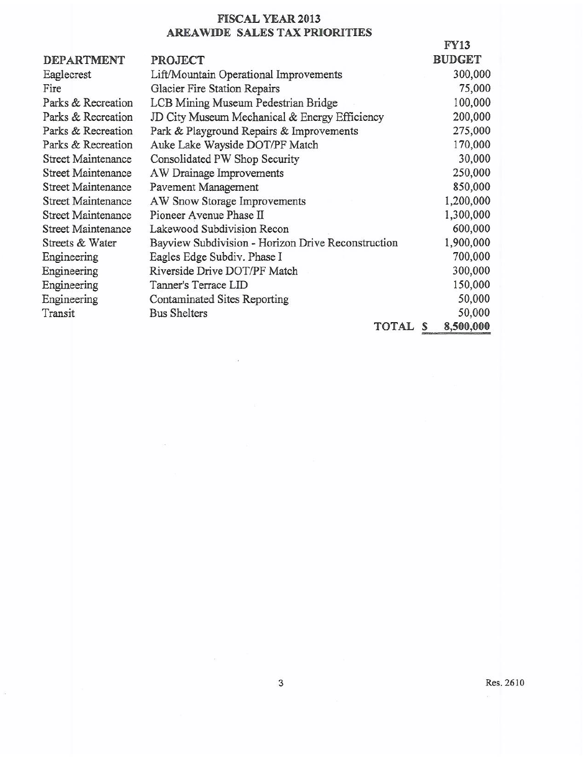# FISCAL YEAR 2013
## AREAWIDE SALES TAX PRIORITIES

| DEPARTMENT | PROJECT | FY13 BUDGET |
|---|---|---|
| Eaglecrest | Lift/Mountain Operational Improvements | 300,000 |
| Fire | Glacier Fire Station Repairs | 75,000 |
| Parks & Recreation | LCB Mining Museum Pedestrian Bridge | 100,000 |
| Parks & Recreation | JD City Museum Mechanical & Energy Efficiency | 200,000 |
| Parks & Recreation | Park & Playground Repairs & Improvements | 275,000 |
| Parks & Recreation | Auke Lake Wayside DOT/PF Match | 170,000 |
| Street Maintenance | Consolidated PW Shop Security | 30,000 |
| Street Maintenance | AW Drainage Improvements | 250,000 |
| Street Maintenance | Pavement Management | 850,000 |
| Street Maintenance | AW Snow Storage Improvements | 1,200,000 |
| Street Maintenance | Pioneer Avenue Phase II | 1,300,000 |
| Street Maintenance | Lakewood Subdivision Recon | 600,000 |
| Streets & Water | Bayview Subdivision - Horizon Drive Reconstruction | 1,900,000 |
| Engineering | Eagles Edge Subdiv. Phase I | 700,000 |
| Engineering | Riverside Drive DOT/PF Match | 300,000 |
| Engineering | Tanner's Terrace LID | 150,000 |
| Engineering | Contaminated Sites Reporting | 50,000 |
| Transit | Bus Shelters | 50,000 |
| | TOTAL | $ 8,500,000 |

Res. 2610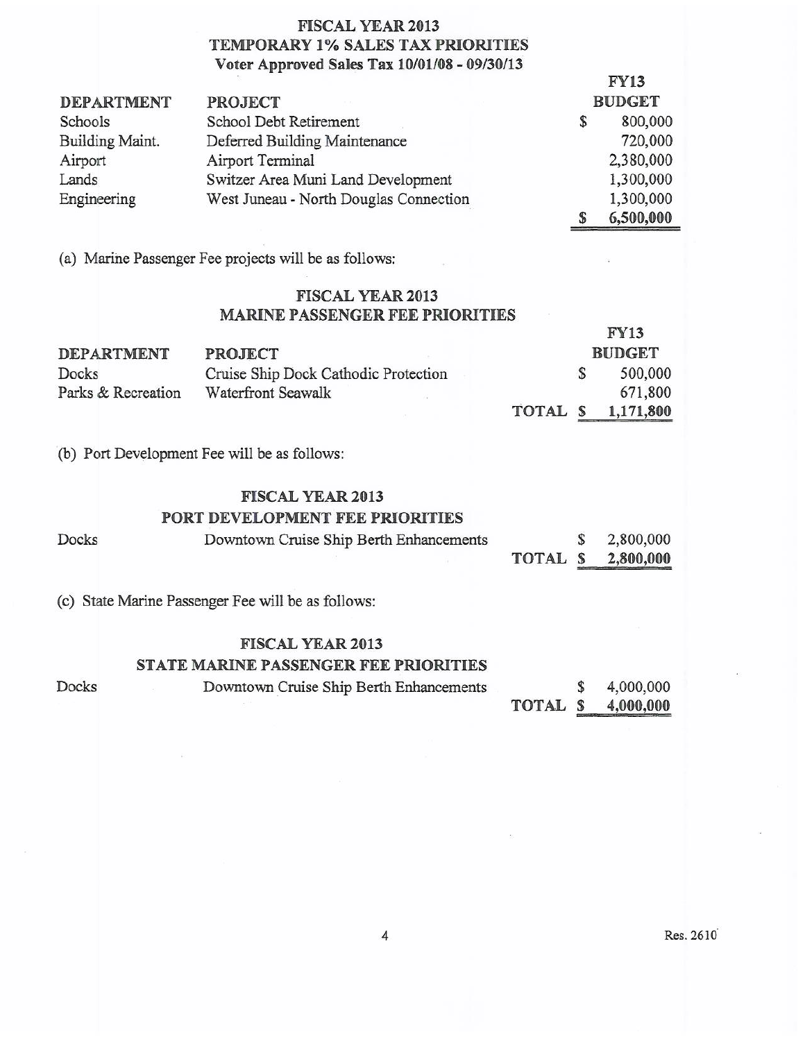## FISCAL YEAR 2013
## TEMPORARY 1% SALES TAX PRIORITIES
**Voter Approved Sales Tax 10/01/08 - 09/30/13**

| DEPARTMENT | PROJECT | FY13 BUDGET |
|---|---|---|
| Schools | School Debt Retirement | $ 800,000 |
| Building Maint. | Deferred Building Maintenance | 720,000 |
| Airport | Airport Terminal | 2,380,000 |
| Lands | Switzer Area Muni Land Development | 1,300,000 |
| Engineering | West Juneau - North Douglas Connection | 1,300,000 |
| | | $ 6,500,000 |

(a) Marine Passenger Fee projects will be as follows:

## FISCAL YEAR 2013
## MARINE PASSENGER FEE PRIORITIES

| DEPARTMENT | PROJECT | | FY13 BUDGET |
|---|---|---|---|
| Docks | Cruise Ship Dock Cathodic Protection | | $ 500,000 |
| Parks & Recreation | Waterfront Seawalk | | 671,800 |
| | | TOTAL | $ 1,171,800 |

(b) Port Development Fee will be as follows:

## FISCAL YEAR 2013
## PORT DEVELOPMENT FEE PRIORITIES

| | | | |
|---|---|---|---|
| Docks | Downtown Cruise Ship Berth Enhancements | | $ 2,800,000 |
| | | TOTAL | $ 2,800,000 |

(c) State Marine Passenger Fee will be as follows:

## FISCAL YEAR 2013
## STATE MARINE PASSENGER FEE PRIORITIES

| | | | |
|---|---|---|---|
| Docks | Downtown Cruise Ship Berth Enhancements | | $ 4,000,000 |
| | | TOTAL | $ 4,000,000 |

Res. 2610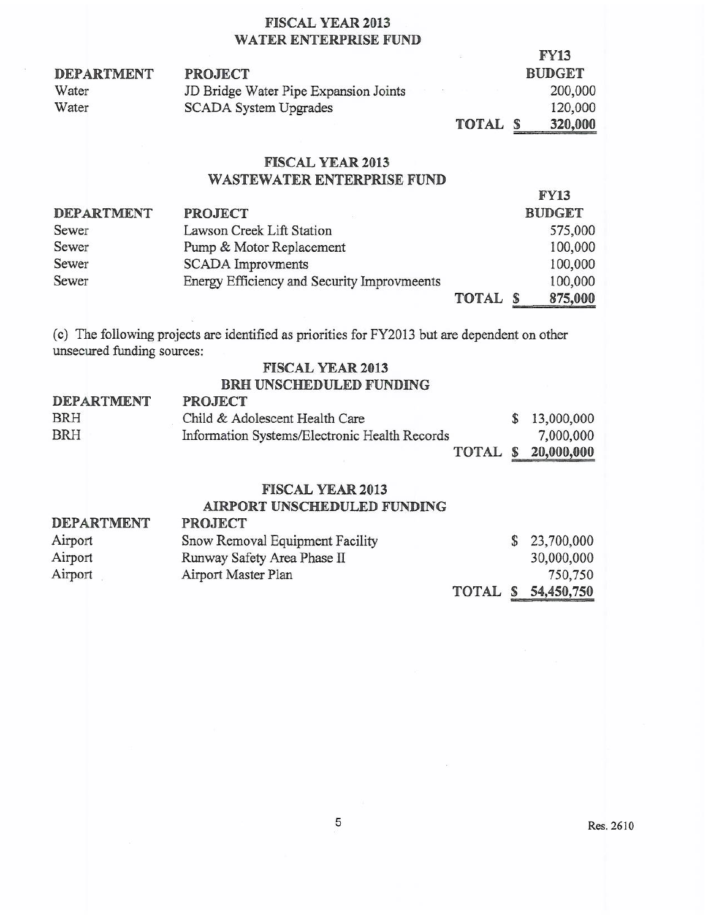## FISCAL YEAR 2013
## WATER ENTERPRISE FUND

| DEPARTMENT | PROJECT | | FY13 BUDGET |
|---|---|---|---|
| Water | JD Bridge Water Pipe Expansion Joints | | 200,000 |
| Water | SCADA System Upgrades | | 120,000 |
| | | **TOTAL $** | **320,000** |

## FISCAL YEAR 2013
## WASTEWATER ENTERPRISE FUND

| DEPARTMENT | PROJECT | | FY13 BUDGET |
|---|---|---|---|
| Sewer | Lawson Creek Lift Station | | 575,000 |
| Sewer | Pump & Motor Replacement | | 100,000 |
| Sewer | SCADA Improvments | | 100,000 |
| Sewer | Energy Efficiency and Security Improvmeents | | 100,000 |
| | | **TOTAL $** | **875,000** |

(c) The following projects are identified as priorities for FY2013 but are dependent on other unsecured funding sources:

## FISCAL YEAR 2013
## BRH UNSCHEDULED FUNDING

| DEPARTMENT | PROJECT | | |
|---|---|---|---|
| BRH | Child & Adolescent Health Care | | $ 13,000,000 |
| BRH | Information Systems/Electronic Health Records | | 7,000,000 |
| | | **TOTAL** | **$ 20,000,000** |

## FISCAL YEAR 2013
## AIRPORT UNSCHEDULED FUNDING

| DEPARTMENT | PROJECT | | |
|---|---|---|---|
| Airport | Snow Removal Equipment Facility | | $ 23,700,000 |
| Airport | Runway Safety Area Phase II | | 30,000,000 |
| Airport | Airport Master Plan | | 750,750 |
| | | **TOTAL** | **$ 54,450,750** |

Res. 2610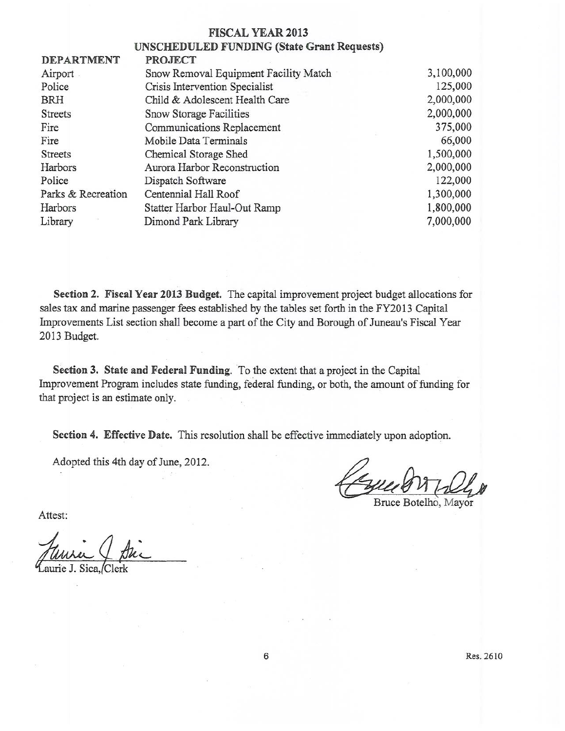## FISCAL YEAR 2013
### UNSCHEDULED FUNDING (State Grant Requests)

| DEPARTMENT | PROJECT | |
|---|---|---|
| Airport | Snow Removal Equipment Facility Match | 3,100,000 |
| Police | Crisis Intervention Specialist | 125,000 |
| BRH | Child & Adolescent Health Care | 2,000,000 |
| Streets | Snow Storage Facilities | 2,000,000 |
| Fire | Communications Replacement | 375,000 |
| Fire | Mobile Data Terminals | 66,000 |
| Streets | Chemical Storage Shed | 1,500,000 |
| Harbors | Aurora Harbor Reconstruction | 2,000,000 |
| Police | Dispatch Software | 122,000 |
| Parks & Recreation | Centennial Hall Roof | 1,300,000 |
| Harbors | Statter Harbor Haul-Out Ramp | 1,800,000 |
| Library | Dimond Park Library | 7,000,000 |

**Section 2. Fiscal Year 2013 Budget.** The capital improvement project budget allocations for sales tax and marine passenger fees established by the tables set forth in the FY2013 Capital Improvements List section shall become a part of the City and Borough of Juneau's Fiscal Year 2013 Budget.

**Section 3. State and Federal Funding.** To the extent that a project in the Capital Improvement Program includes state funding, federal funding, or both, the amount of funding for that project is an estimate only.

**Section 4. Effective Date.** This resolution shall be effective immediately upon adoption.

Adopted this 4th day of June, 2012.

Bruce Botelho, Mayor

Attest:

Laurie J. Sica, Clerk

Res. 2610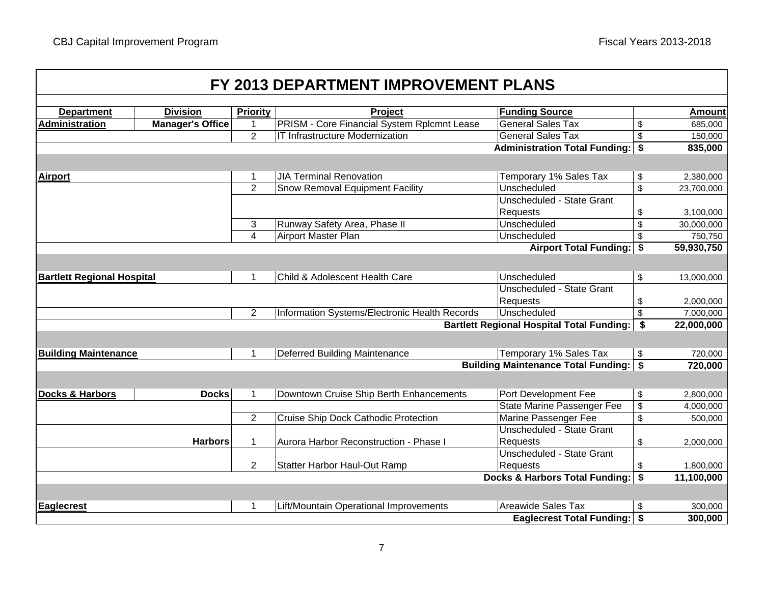# FY 2013 DEPARTMENT IMPROVEMENT PLANS

| Department | Division | Priority | Project | Funding Source | Amount |
|---|---|---|---|---|---|
| **Administration** | **Manager's Office** | 1 | PRISM - Core Financial System Rplcmnt Lease | General Sales Tax | $ 685,000 |
| | | 2 | IT Infrastructure Modernization | General Sales Tax | $ 150,000 |
| | | | | **Administration Total Funding:** | **$ 835,000** |
| **Airport** | | 1 | JIA Terminal Renovation | Temporary 1% Sales Tax | $ 2,380,000 |
| | | 2 | Snow Removal Equipment Facility | Unscheduled | $ 23,700,000 |
| | | | | Unscheduled - State Grant Requests | $ 3,100,000 |
| | | 3 | Runway Safety Area, Phase II | Unscheduled | $ 30,000,000 |
| | | 4 | Airport Master Plan | Unscheduled | $ 750,750 |
| | | | | **Airport Total Funding:** | **$ 59,930,750** |
| **Bartlett Regional Hospital** | | 1 | Child & Adolescent Health Care | Unscheduled | $ 13,000,000 |
| | | | | Unscheduled - State Grant Requests | $ 2,000,000 |
| | | 2 | Information Systems/Electronic Health Records | Unscheduled | $ 7,000,000 |
| | | | | **Bartlett Regional Hospital Total Funding:** | **$ 22,000,000** |
| **Building Maintenance** | | 1 | Deferred Building Maintenance | Temporary 1% Sales Tax | $ 720,000 |
| | | | | **Building Maintenance Total Funding:** | **$ 720,000** |
| **Docks & Harbors** | **Docks** | 1 | Downtown Cruise Ship Berth Enhancements | Port Development Fee | $ 2,800,000 |
| | | | | State Marine Passenger Fee | $ 4,000,000 |
| | | 2 | Cruise Ship Dock Cathodic Protection | Marine Passenger Fee | $ 500,000 |
| | **Harbors** | 1 | Aurora Harbor Reconstruction - Phase I | Unscheduled - State Grant Requests | $ 2,000,000 |
| | | 2 | Statter Harbor Haul-Out Ramp | Unscheduled - State Grant Requests | $ 1,800,000 |
| | | | | **Docks & Harbors Total Funding:** | **$ 11,100,000** |
| **Eaglecrest** | | 1 | Lift/Mountain Operational Improvements | Areawide Sales Tax | $ 300,000 |
| | | | | **Eaglecrest Total Funding:** | **$ 300,000** |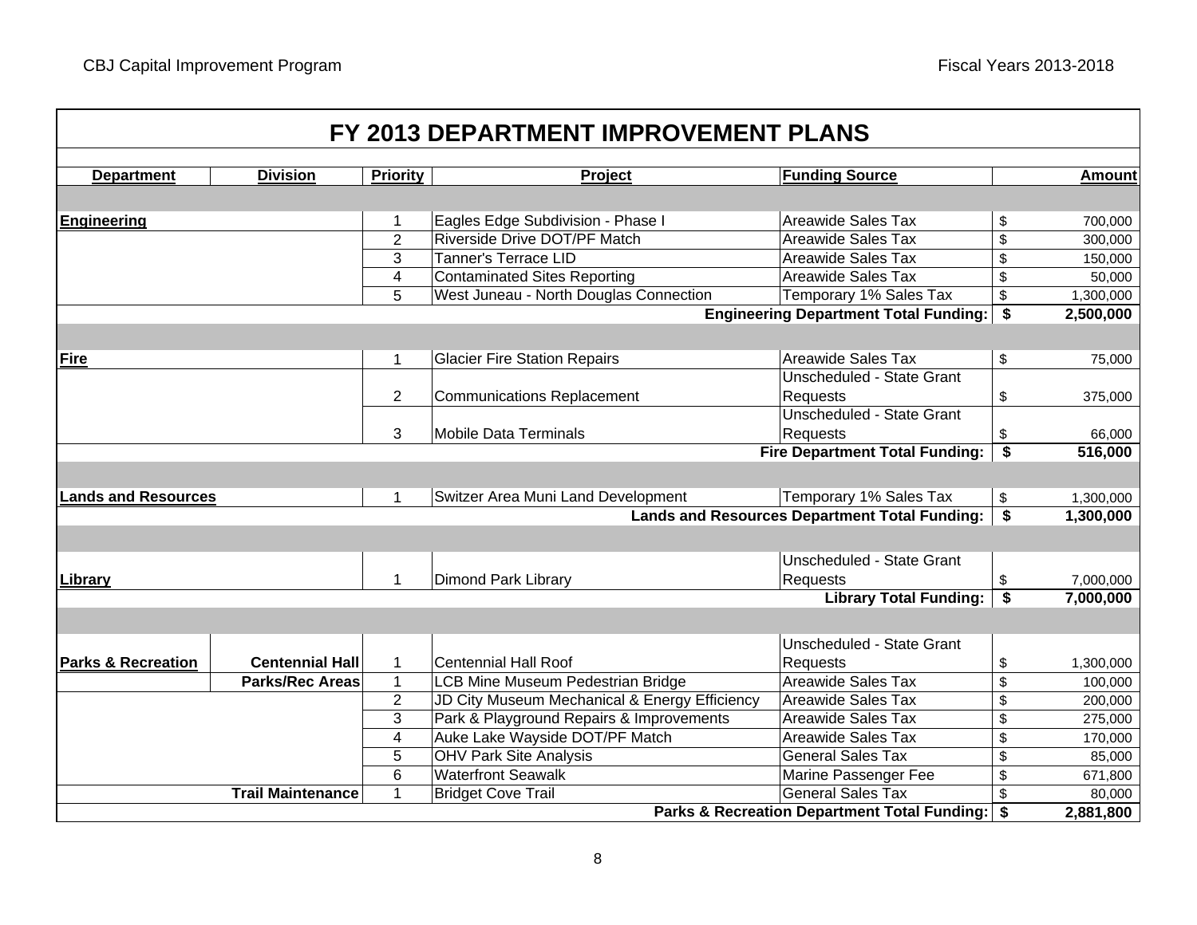# FY 2013 DEPARTMENT IMPROVEMENT PLANS

| Department | Division | Priority | Project | Funding Source | Amount |
|---|---|---|---|---|---|
| **Engineering** | | 1 | Eagles Edge Subdivision - Phase I | Areawide Sales Tax | $ 700,000 |
| | | 2 | Riverside Drive DOT/PF Match | Areawide Sales Tax | $ 300,000 |
| | | 3 | Tanner's Terrace LID | Areawide Sales Tax | $ 150,000 |
| | | 4 | Contaminated Sites Reporting | Areawide Sales Tax | $ 50,000 |
| | | 5 | West Juneau - North Douglas Connection | Temporary 1% Sales Tax | $ 1,300,000 |
| | | | | **Engineering Department Total Funding:** | **$ 2,500,000** |
| **Fire** | | 1 | Glacier Fire Station Repairs | Areawide Sales Tax | $ 75,000 |
| | | 2 | Communications Replacement | Unscheduled - State Grant Requests | $ 375,000 |
| | | 3 | Mobile Data Terminals | Unscheduled - State Grant Requests | $ 66,000 |
| | | | | **Fire Department Total Funding:** | **$ 516,000** |
| **Lands and Resources** | | 1 | Switzer Area Muni Land Development | Temporary 1% Sales Tax | $ 1,300,000 |
| | | | | **Lands and Resources Department Total Funding:** | **$ 1,300,000** |
| **Library** | | 1 | Dimond Park Library | Unscheduled - State Grant Requests | $ 7,000,000 |
| | | | | **Library Total Funding:** | **$ 7,000,000** |
| **Parks & Recreation** | **Centennial Hall** | 1 | Centennial Hall Roof | Unscheduled - State Grant Requests | $ 1,300,000 |
| | **Parks/Rec Areas** | 1 | LCB Mine Museum Pedestrian Bridge | Areawide Sales Tax | $ 100,000 |
| | | 2 | JD City Museum Mechanical & Energy Efficiency | Areawide Sales Tax | $ 200,000 |
| | | 3 | Park & Playground Repairs & Improvements | Areawide Sales Tax | $ 275,000 |
| | | 4 | Auke Lake Wayside DOT/PF Match | Areawide Sales Tax | $ 170,000 |
| | | 5 | OHV Park Site Analysis | General Sales Tax | $ 85,000 |
| | | 6 | Waterfront Seawalk | Marine Passenger Fee | $ 671,800 |
| | **Trail Maintenance** | 1 | Bridget Cove Trail | General Sales Tax | $ 80,000 |
| | | | | **Parks & Recreation Department Total Funding:** | **$ 2,881,800** |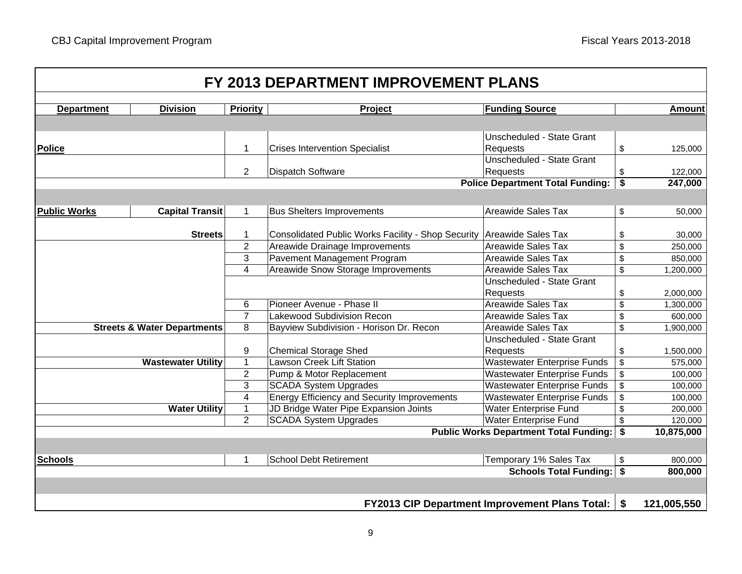# FY 2013 DEPARTMENT IMPROVEMENT PLANS

| Department | Division | Priority | Project | Funding Source | Amount |
|---|---|---|---|---|---|
| **Police** | | 1 | Crises Intervention Specialist | Unscheduled - State Grant Requests | $ 125,000 |
| | | 2 | Dispatch Software | Unscheduled - State Grant Requests | $ 122,000 |
| | | | | **Police Department Total Funding:** | **$ 247,000** |
| **Public Works** | **Capital Transit** | 1 | Bus Shelters Improvements | Areawide Sales Tax | $ 50,000 |
| | **Streets** | 1 | Consolidated Public Works Facility - Shop Security | Areawide Sales Tax | $ 30,000 |
| | | 2 | Areawide Drainage Improvements | Areawide Sales Tax | $ 250,000 |
| | | 3 | Pavement Management Program | Areawide Sales Tax | $ 850,000 |
| | | 4 | Areawide Snow Storage Improvements | Areawide Sales Tax | $ 1,200,000 |
| | | | | Unscheduled - State Grant Requests | $ 2,000,000 |
| | | 6 | Pioneer Avenue - Phase II | Areawide Sales Tax | $ 1,300,000 |
| | | 7 | Lakewood Subdivision Recon | Areawide Sales Tax | $ 600,000 |
| | **Streets & Water Departments** | 8 | Bayview Subdivision - Horison Dr. Recon | Areawide Sales Tax | $ 1,900,000 |
| | | 9 | Chemical Storage Shed | Unscheduled - State Grant Requests | $ 1,500,000 |
| | **Wastewater Utility** | 1 | Lawson Creek Lift Station | Wastewater Enterprise Funds | $ 575,000 |
| | | 2 | Pump & Motor Replacement | Wastewater Enterprise Funds | $ 100,000 |
| | | 3 | SCADA System Upgrades | Wastewater Enterprise Funds | $ 100,000 |
| | | 4 | Energy Efficiency and Security Improvements | Wastewater Enterprise Funds | $ 100,000 |
| | **Water Utility** | 1 | JD Bridge Water Pipe Expansion Joints | Water Enterprise Fund | $ 200,000 |
| | | 2 | SCADA System Upgrades | Water Enterprise Fund | $ 120,000 |
| | | | | **Public Works Department Total Funding:** | **$ 10,875,000** |
| **Schools** | | 1 | School Debt Retirement | Temporary 1% Sales Tax | $ 800,000 |
| | | | | **Schools Total Funding:** | **$ 800,000** |
| | | | | **FY2013 CIP Department Improvement Plans Total:** | **$ 121,005,550** |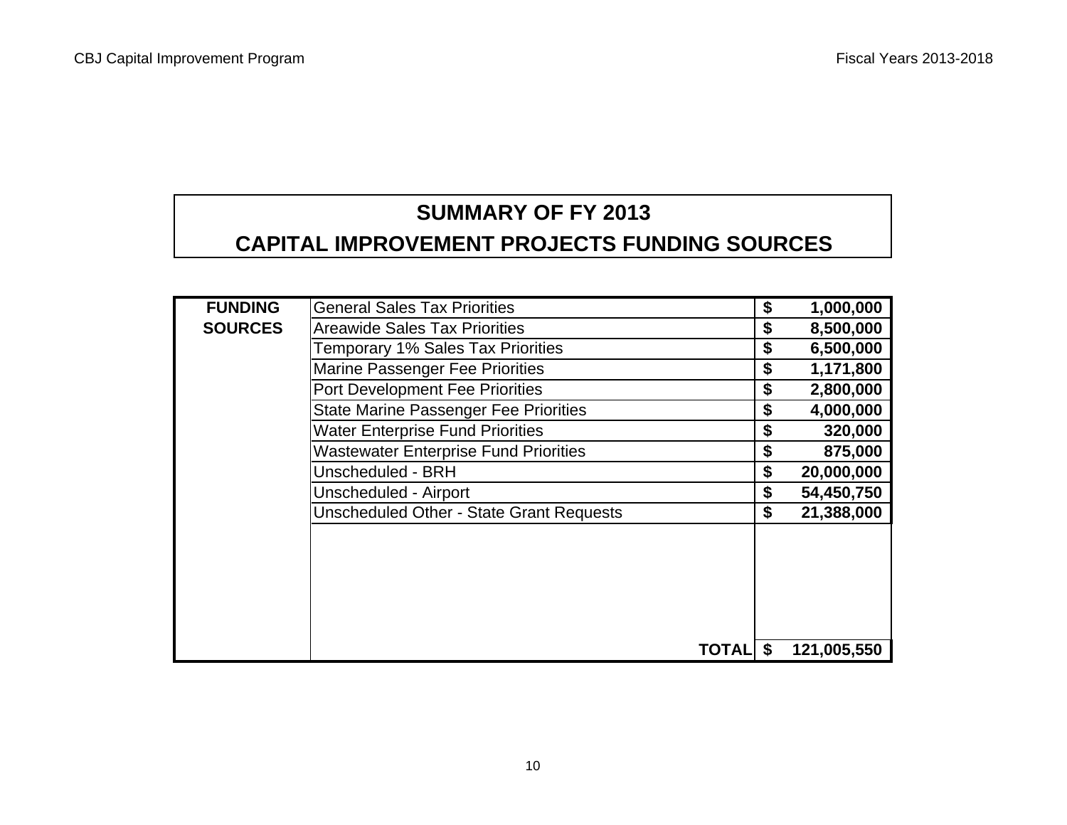# SUMMARY OF FY 2013
# CAPITAL IMPROVEMENT PROJECTS FUNDING SOURCES

| FUNDING SOURCES | | |
|---|---|---|
| | General Sales Tax Priorities | $ 1,000,000 |
| | Areawide Sales Tax Priorities | $ 8,500,000 |
| | Temporary 1% Sales Tax Priorities | $ 6,500,000 |
| | Marine Passenger Fee Priorities | $ 1,171,800 |
| | Port Development Fee Priorities | $ 2,800,000 |
| | State Marine Passenger Fee Priorities | $ 4,000,000 |
| | Water Enterprise Fund Priorities | $ 320,000 |
| | Wastewater Enterprise Fund Priorities | $ 875,000 |
| | Unscheduled - BRH | $ 20,000,000 |
| | Unscheduled - Airport | $ 54,450,750 |
| | Unscheduled Other - State Grant Requests | $ 21,388,000 |
| | **TOTAL** | **$ 121,005,550** |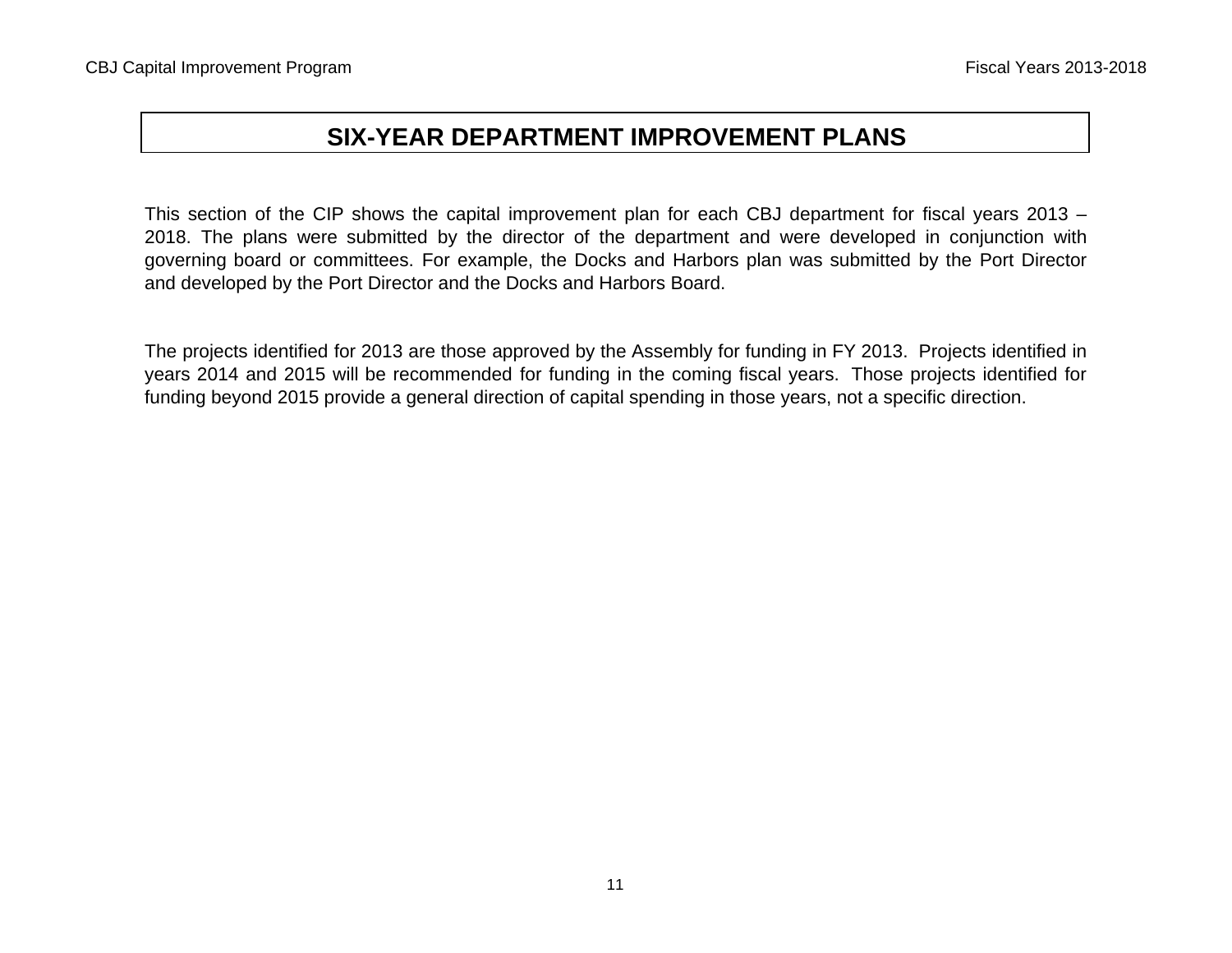# SIX-YEAR DEPARTMENT IMPROVEMENT PLANS

This section of the CIP shows the capital improvement plan for each CBJ department for fiscal years 2013 – 2018. The plans were submitted by the director of the department and were developed in conjunction with governing board or committees. For example, the Docks and Harbors plan was submitted by the Port Director and developed by the Port Director and the Docks and Harbors Board.

The projects identified for 2013 are those approved by the Assembly for funding in FY 2013. Projects identified in years 2014 and 2015 will be recommended for funding in the coming fiscal years. Those projects identified for funding beyond 2015 provide a general direction of capital spending in those years, not a specific direction.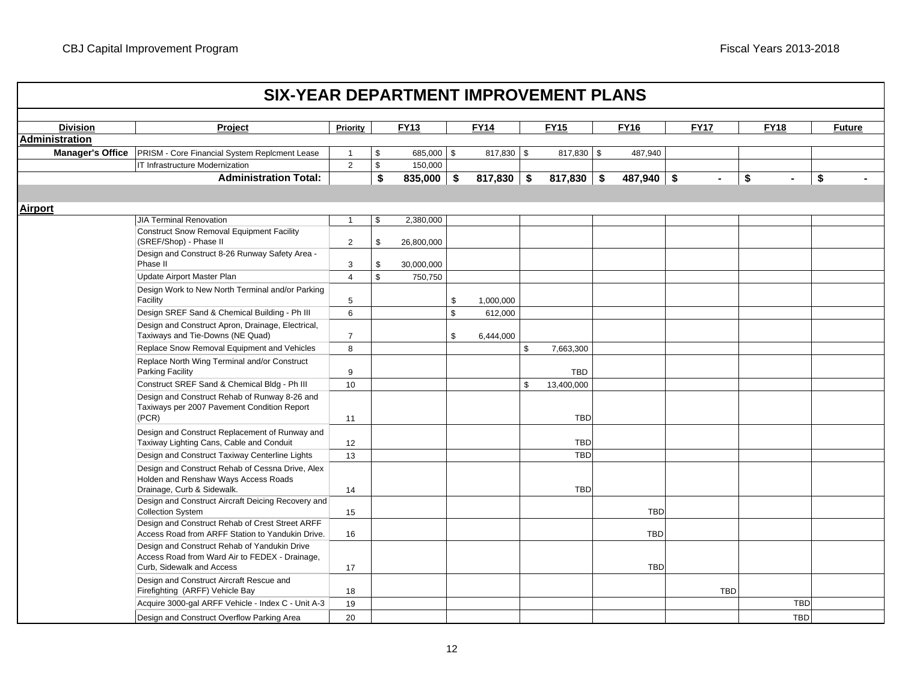# SIX-YEAR DEPARTMENT IMPROVEMENT PLANS

| Division | Project | Priority | FY13 | FY14 | FY15 | FY16 | FY17 | FY18 | Future |
|---|---|---|---|---|---|---|---|---|---|
| **Administration** | | | | | | | | | |
| **Manager's Office** | PRISM - Core Financial System Replcment Lease | 1 | $ 685,000 | $ 817,830 | $ 817,830 | $ 487,940 | | | |
| | IT Infrastructure Modernization | 2 | $ 150,000 | | | | | | |
| | **Administration Total:** | | **$ 835,000** | **$ 817,830** | **$ 817,830** | **$ 487,940** | **$ -** | **$ -** | **$ -** |
| | | | | | | | | | |
| **Airport** | | | | | | | | | |
| | JIA Terminal Renovation | 1 | $ 2,380,000 | | | | | | |
| | Construct Snow Removal Equipment Facility (SREF/Shop) - Phase II | 2 | $ 26,800,000 | | | | | | |
| | Design and Construct 8-26 Runway Safety Area - Phase II | 3 | $ 30,000,000 | | | | | | |
| | Update Airport Master Plan | 4 | $ 750,750 | | | | | | |
| | Design Work to New North Terminal and/or Parking Facility | 5 | | $ 1,000,000 | | | | | |
| | Design SREF Sand & Chemical Building - Ph III | 6 | | $ 612,000 | | | | | |
| | Design and Construct Apron, Drainage, Electrical, Taxiways and Tie-Downs (NE Quad) | 7 | | $ 6,444,000 | | | | | |
| | Replace Snow Removal Equipment and Vehicles | 8 | | | $ 7,663,300 | | | | |
| | Replace North Wing Terminal and/or Construct Parking Facility | 9 | | | TBD | | | | |
| | Construct SREF Sand & Chemical Bldg - Ph III | 10 | | | $ 13,400,000 | | | | |
| | Design and Construct Rehab of Runway 8-26 and Taxiways per 2007 Pavement Condition Report (PCR) | 11 | | | TBD | | | | |
| | Design and Construct Replacement of Runway and Taxiway Lighting Cans, Cable and Conduit | 12 | | | TBD | | | | |
| | Design and Construct Taxiway Centerline Lights | 13 | | | TBD | | | | |
| | Design and Construct Rehab of Cessna Drive, Alex Holden and Renshaw Ways Access Roads Drainage, Curb & Sidewalk. | 14 | | | TBD | | | | |
| | Design and Construct Aircraft Deicing Recovery and Collection System | 15 | | | | TBD | | | |
| | Design and Construct Rehab of Crest Street ARFF Access Road from ARFF Station to Yandukin Drive. | 16 | | | | TBD | | | |
| | Design and Construct Rehab of Yandukin Drive Access Road from Ward Air to FEDEX - Drainage, Curb, Sidewalk and Access | 17 | | | | TBD | | | |
| | Design and Construct Aircraft Rescue and Firefighting (ARFF) Vehicle Bay | 18 | | | | | TBD | | |
| | Acquire 3000-gal ARFF Vehicle - Index C - Unit A-3 | 19 | | | | | | TBD | |
| | Design and Construct Overflow Parking Area | 20 | | | | | | TBD | |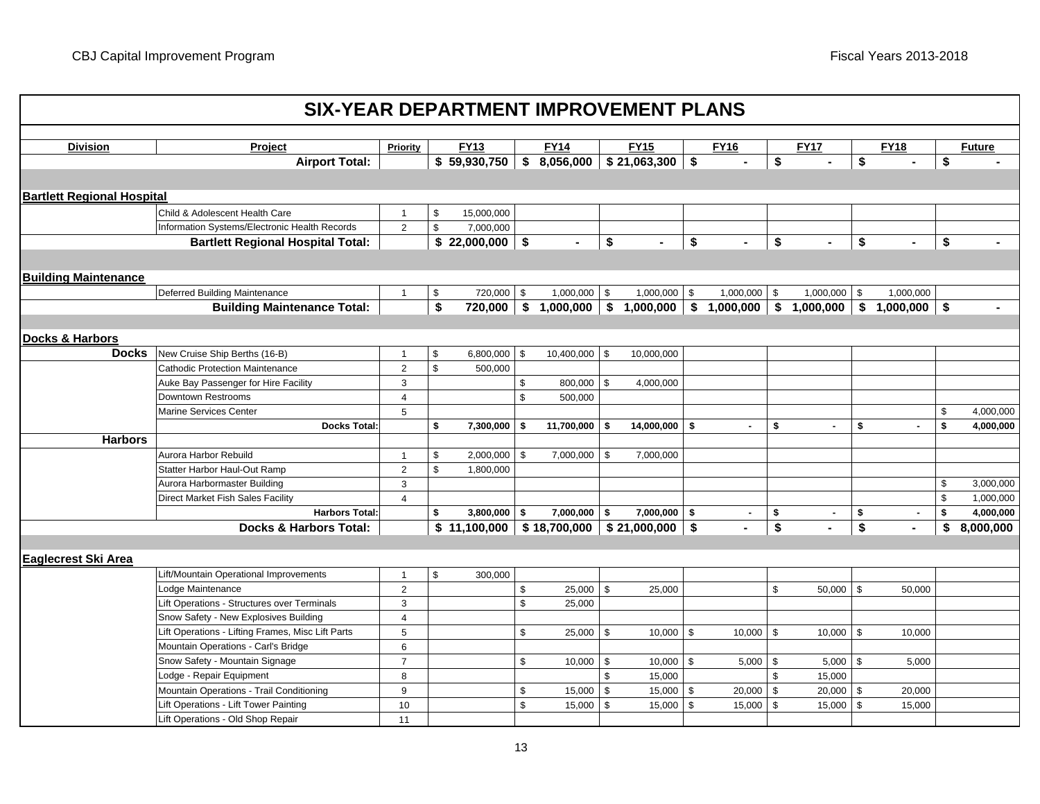# SIX-YEAR DEPARTMENT IMPROVEMENT PLANS

| Division | Project | Priority | FY13 | FY14 | FY15 | FY16 | FY17 | FY18 | Future |
|---|---|---|---|---|---|---|---|---|---|
| | **Airport Total:** | | **$ 59,930,750** | **$ 8,056,000** | **$ 21,063,300** | **$ -** | **$ -** | **$ -** | **$ -** |
| **Bartlett Regional Hospital** | | | | | | | | | |
| | Child & Adolescent Health Care | 1 | $ 15,000,000 | | | | | | |
| | Information Systems/Electronic Health Records | 2 | $ 7,000,000 | | | | | | |
| | **Bartlett Regional Hospital Total:** | | **$ 22,000,000** | **$ -** | **$ -** | **$ -** | **$ -** | **$ -** | **$ -** |
| **Building Maintenance** | | | | | | | | | |
| | Deferred Building Maintenance | 1 | $ 720,000 | $ 1,000,000 | $ 1,000,000 | $ 1,000,000 | $ 1,000,000 | $ 1,000,000 | |
| | **Building Maintenance Total:** | | **$ 720,000** | **$ 1,000,000** | **$ 1,000,000** | **$ 1,000,000** | **$ 1,000,000** | **$ 1,000,000** | **$ -** |
| **Docks & Harbors** | | | | | | | | | |
| **Docks** | New Cruise Ship Berths (16-B) | 1 | $ 6,800,000 | $ 10,400,000 | $ 10,000,000 | | | | |
| | Cathodic Protection Maintenance | 2 | $ 500,000 | | | | | | |
| | Auke Bay Passenger for Hire Facility | 3 | | $ 800,000 | $ 4,000,000 | | | | |
| | Downtown Restrooms | 4 | | $ 500,000 | | | | | |
| | Marine Services Center | 5 | | | | | | | $ 4,000,000 |
| | **Docks Total:** | | **$ 7,300,000** | **$ 11,700,000** | **$ 14,000,000** | **$ -** | **$ -** | **$ -** | **$ 4,000,000** |
| **Harbors** | | | | | | | | | |
| | Aurora Harbor Rebuild | 1 | $ 2,000,000 | $ 7,000,000 | $ 7,000,000 | | | | |
| | Statter Harbor Haul-Out Ramp | 2 | $ 1,800,000 | | | | | | |
| | Aurora Harbormaster Building | 3 | | | | | | | $ 3,000,000 |
| | Direct Market Fish Sales Facility | 4 | | | | | | | $ 1,000,000 |
| | **Harbors Total:** | | **$ 3,800,000** | **$ 7,000,000** | **$ 7,000,000** | **$ -** | **$ -** | **$ -** | **$ 4,000,000** |
| | **Docks & Harbors Total:** | | **$ 11,100,000** | **$ 18,700,000** | **$ 21,000,000** | **$ -** | **$ -** | **$ -** | **$ 8,000,000** |
| **Eaglecrest Ski Area** | | | | | | | | | |
| | Lift/Mountain Operational Improvements | 1 | $ 300,000 | | | | | | |
| | Lodge Maintenance | 2 | | $ 25,000 | $ 25,000 | | $ 50,000 | $ 50,000 | |
| | Lift Operations - Structures over Terminals | 3 | | $ 25,000 | | | | | |
| | Snow Safety - New Explosives Building | 4 | | | | | | | |
| | Lift Operations - Lifting Frames, Misc Lift Parts | 5 | | $ 25,000 | $ 10,000 | $ 10,000 | $ 10,000 | $ 10,000 | |
| | Mountain Operations - Carl's Bridge | 6 | | | | | | | |
| | Snow Safety - Mountain Signage | 7 | | $ 10,000 | $ 10,000 | $ 5,000 | $ 5,000 | $ 5,000 | |
| | Lodge - Repair Equipment | 8 | | | $ 15,000 | | $ 15,000 | | |
| | Mountain Operations - Trail Conditioning | 9 | | $ 15,000 | $ 15,000 | $ 20,000 | $ 20,000 | $ 20,000 | |
| | Lift Operations - Lift Tower Painting | 10 | | $ 15,000 | $ 15,000 | $ 15,000 | $ 15,000 | $ 15,000 | |
| | Lift Operations - Old Shop Repair | 11 | | | | | | | |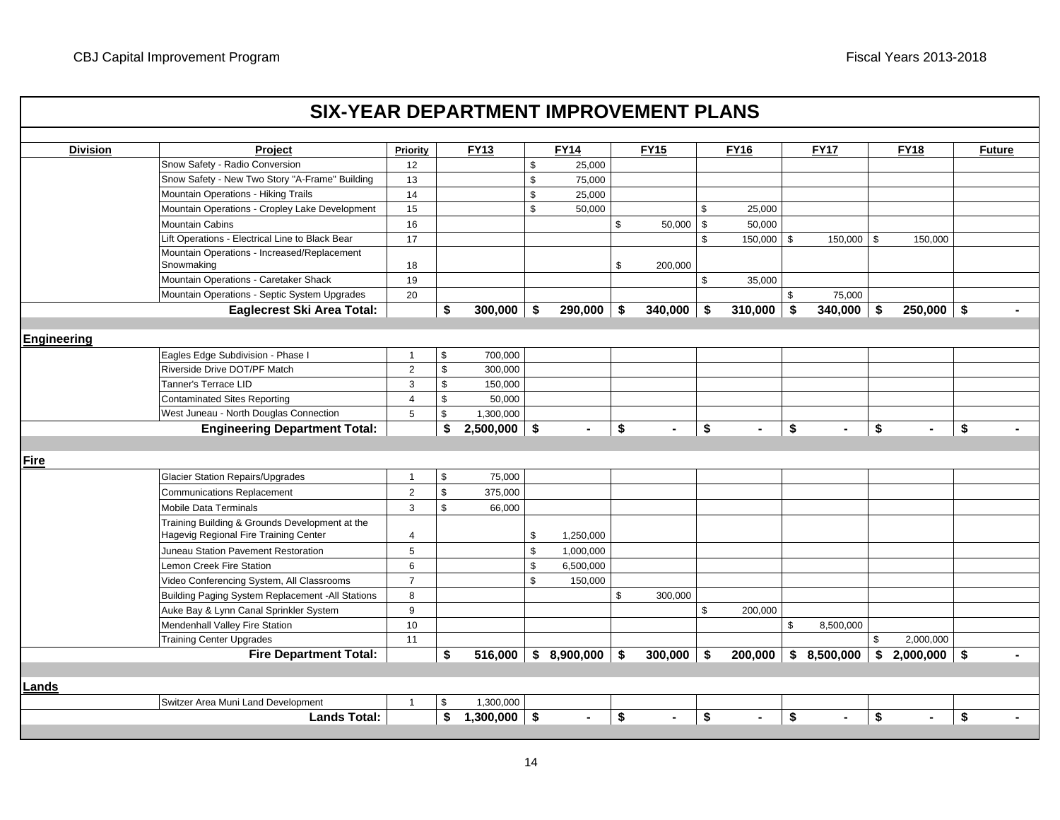# SIX-YEAR DEPARTMENT IMPROVEMENT PLANS

| Division | Project | Priority | FY13 | FY14 | FY15 | FY16 | FY17 | FY18 | Future |
|---|---|---|---|---|---|---|---|---|---|
| | Snow Safety - Radio Conversion | 12 | | $ 25,000 | | | | | |
| | Snow Safety - New Two Story "A-Frame" Building | 13 | | $ 75,000 | | | | | |
| | Mountain Operations - Hiking Trails | 14 | | $ 25,000 | | | | | |
| | Mountain Operations - Cropley Lake Development | 15 | | $ 50,000 | | $ 25,000 | | | |
| | Mountain Cabins | 16 | | | $ 50,000 | $ 50,000 | | | |
| | Lift Operations - Electrical Line to Black Bear | 17 | | | | $ 150,000 | $ 150,000 | $ 150,000 | |
| | Mountain Operations - Increased/Replacement Snowmaking | 18 | | | $ 200,000 | | | | |
| | Mountain Operations - Caretaker Shack | 19 | | | | $ 35,000 | | | |
| | Mountain Operations - Septic System Upgrades | 20 | | | | | $ 75,000 | | |
| | **Eaglecrest Ski Area Total:** | | **$ 300,000** | **$ 290,000** | **$ 340,000** | **$ 310,000** | **$ 340,000** | **$ 250,000** | **$ -** |
| **Engineering** | | | | | | | | | |
| | Eagles Edge Subdivision - Phase I | 1 | $ 700,000 | | | | | | |
| | Riverside Drive DOT/PF Match | 2 | $ 300,000 | | | | | | |
| | Tanner's Terrace LID | 3 | $ 150,000 | | | | | | |
| | Contaminated Sites Reporting | 4 | $ 50,000 | | | | | | |
| | West Juneau - North Douglas Connection | 5 | $ 1,300,000 | | | | | | |
| | **Engineering Department Total:** | | **$ 2,500,000** | **$ -** | **$ -** | **$ -** | **$ -** | **$ -** | **$ -** |
| **Fire** | | | | | | | | | |
| | Glacier Station Repairs/Upgrades | 1 | $ 75,000 | | | | | | |
| | Communications Replacement | 2 | $ 375,000 | | | | | | |
| | Mobile Data Terminals | 3 | $ 66,000 | | | | | | |
| | Training Building & Grounds Development at the Hagevig Regional Fire Training Center | 4 | | $ 1,250,000 | | | | | |
| | Juneau Station Pavement Restoration | 5 | | $ 1,000,000 | | | | | |
| | Lemon Creek Fire Station | 6 | | $ 6,500,000 | | | | | |
| | Video Conferencing System, All Classrooms | 7 | | $ 150,000 | | | | | |
| | Building Paging System Replacement -All Stations | 8 | | | $ 300,000 | | | | |
| | Auke Bay & Lynn Canal Sprinkler System | 9 | | | | $ 200,000 | | | |
| | Mendenhall Valley Fire Station | 10 | | | | | $ 8,500,000 | | |
| | Training Center Upgrades | 11 | | | | | | $ 2,000,000 | |
| | **Fire Department Total:** | | **$ 516,000** | **$ 8,900,000** | **$ 300,000** | **$ 200,000** | **$ 8,500,000** | **$ 2,000,000** | **$ -** |
| **Lands** | | | | | | | | | |
| | Switzer Area Muni Land Development | 1 | $ 1,300,000 | | | | | | |
| | **Lands Total:** | | **$ 1,300,000** | **$ -** | **$ -** | **$ -** | **$ -** | **$ -** | **$ -** |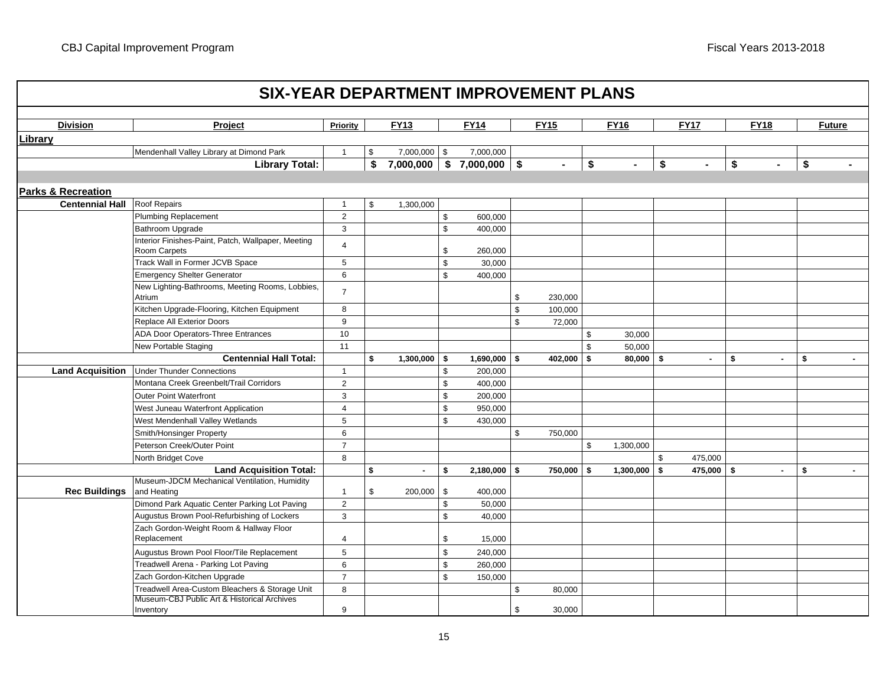## SIX-YEAR DEPARTMENT IMPROVEMENT PLANS

| Division | Project | Priority | FY13 | FY14 | FY15 | FY16 | FY17 | FY18 | Future |
|---|---|---|---|---|---|---|---|---|---|
| **Library** | | | | | | | | | |
| | Mendenhall Valley Library at Dimond Park | 1 | $ 7,000,000 | $ 7,000,000 | | | | | |
| | **Library Total:** | | **$ 7,000,000** | **$ 7,000,000** | **$ -** | **$ -** | **$ -** | **$ -** | **$ -** |
| **Parks & Recreation** | | | | | | | | | |
| **Centennial Hall** | Roof Repairs | 1 | $ 1,300,000 | | | | | | |
| | Plumbing Replacement | 2 | | $ 600,000 | | | | | |
| | Bathroom Upgrade | 3 | | $ 400,000 | | | | | |
| | Interior Finishes-Paint, Patch, Wallpaper, Meeting Room Carpets | 4 | | $ 260,000 | | | | | |
| | Track Wall in Former JCVB Space | 5 | | $ 30,000 | | | | | |
| | Emergency Shelter Generator | 6 | | $ 400,000 | | | | | |
| | New Lighting-Bathrooms, Meeting Rooms, Lobbies, Atrium | 7 | | | $ 230,000 | | | | |
| | Kitchen Upgrade-Flooring, Kitchen Equipment | 8 | | | $ 100,000 | | | | |
| | Replace All Exterior Doors | 9 | | | $ 72,000 | | | | |
| | ADA Door Operators-Three Entrances | 10 | | | | $ 30,000 | | | |
| | New Portable Staging | 11 | | | | $ 50,000 | | | |
| | **Centennial Hall Total:** | | **$ 1,300,000** | **$ 1,690,000** | **$ 402,000** | **$ 80,000** | **$ -** | **$ -** | **$ -** |
| **Land Acquisition** | Under Thunder Connections | 1 | | $ 200,000 | | | | | |
| | Montana Creek Greenbelt/Trail Corridors | 2 | | $ 400,000 | | | | | |
| | Outer Point Waterfront | 3 | | $ 200,000 | | | | | |
| | West Juneau Waterfront Application | 4 | | $ 950,000 | | | | | |
| | West Mendenhall Valley Wetlands | 5 | | $ 430,000 | | | | | |
| | Smith/Honsinger Property | 6 | | | $ 750,000 | | | | |
| | Peterson Creek/Outer Point | 7 | | | | $ 1,300,000 | | | |
| | North Bridget Cove | 8 | | | | | $ 475,000 | | |
| | **Land Acquisition Total:** | | **$ -** | **$ 2,180,000** | **$ 750,000** | **$ 1,300,000** | **$ 475,000** | **$ -** | **$ -** |
| **Rec Buildings** | Museum-JDCM Mechanical Ventilation, Humidity and Heating | 1 | $ 200,000 | $ 400,000 | | | | | |
| | Dimond Park Aquatic Center Parking Lot Paving | 2 | | $ 50,000 | | | | | |
| | Augustus Brown Pool-Refurbishing of Lockers | 3 | | $ 40,000 | | | | | |
| | Zach Gordon-Weight Room & Hallway Floor Replacement | 4 | | $ 15,000 | | | | | |
| | Augustus Brown Pool Floor/Tile Replacement | 5 | | $ 240,000 | | | | | |
| | Treadwell Arena - Parking Lot Paving | 6 | | $ 260,000 | | | | | |
| | Zach Gordon-Kitchen Upgrade | 7 | | $ 150,000 | | | | | |
| | Treadwell Area-Custom Bleachers & Storage Unit | 8 | | | $ 80,000 | | | | |
| | Museum-CBJ Public Art & Historical Archives Inventory | 9 | | | $ 30,000 | | | | |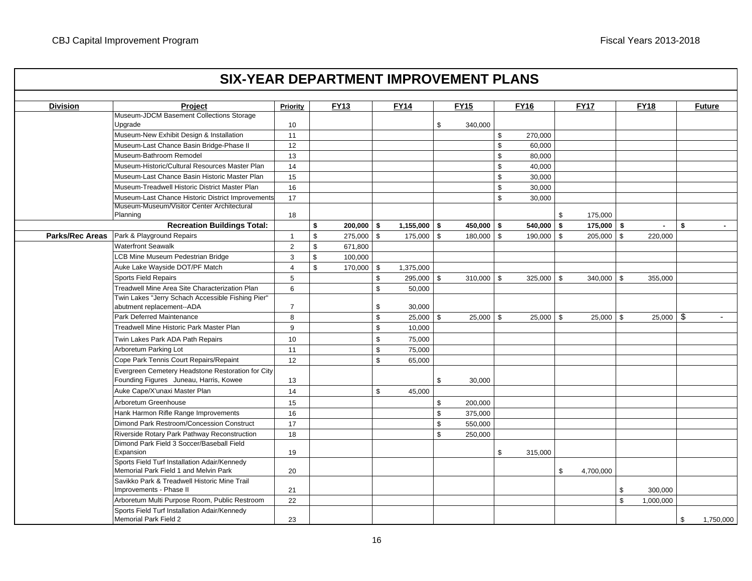## SIX-YEAR DEPARTMENT IMPROVEMENT PLANS

| Division | Project | Priority | FY13 | FY14 | FY15 | FY16 | FY17 | FY18 | Future |
|---|---|---|---|---|---|---|---|---|---|
| | Museum-JDCM Basement Collections Storage Upgrade | 10 | | | $ 340,000 | | | | |
| | Museum-New Exhibit Design & Installation | 11 | | | | $ 270,000 | | | |
| | Museum-Last Chance Basin Bridge-Phase II | 12 | | | | $ 60,000 | | | |
| | Museum-Bathroom Remodel | 13 | | | | $ 80,000 | | | |
| | Museum-Historic/Cultural Resources Master Plan | 14 | | | | $ 40,000 | | | |
| | Museum-Last Chance Basin Historic Master Plan | 15 | | | | $ 30,000 | | | |
| | Museum-Treadwell Historic District Master Plan | 16 | | | | $ 30,000 | | | |
| | Museum-Last Chance Historic District Improvements | 17 | | | | $ 30,000 | | | |
| | Museum-Museum/Visitor Center Architectural Planning | 18 | | | | | $ 175,000 | | |
| | **Recreation Buildings Total:** | | **$ 200,000** | **$ 1,155,000** | **$ 450,000** | **$ 540,000** | **$ 175,000** | **$ -** | **$ -** |
| **Parks/Rec Areas** | Park & Playground Repairs | 1 | $ 275,000 | $ 175,000 | $ 180,000 | $ 190,000 | $ 205,000 | $ 220,000 | |
| | Waterfront Seawalk | 2 | $ 671,800 | | | | | | |
| | LCB Mine Museum Pedestrian Bridge | 3 | $ 100,000 | | | | | | |
| | Auke Lake Wayside DOT/PF Match | 4 | $ 170,000 | $ 1,375,000 | | | | | |
| | Sports Field Repairs | 5 | | $ 295,000 | $ 310,000 | $ 325,000 | $ 340,000 | $ 355,000 | |
| | Treadwell Mine Area Site Characterization Plan | 6 | | $ 50,000 | | | | | |
| | Twin Lakes "Jerry Schach Accessible Fishing Pier" abutment replacement--ADA | 7 | | $ 30,000 | | | | | |
| | Park Deferred Maintenance | 8 | | $ 25,000 | $ 25,000 | $ 25,000 | $ 25,000 | $ 25,000 | $ - |
| | Treadwell Mine Historic Park Master Plan | 9 | | $ 10,000 | | | | | |
| | Twin Lakes Park ADA Path Repairs | 10 | | $ 75,000 | | | | | |
| | Arboretum Parking Lot | 11 | | $ 75,000 | | | | | |
| | Cope Park Tennis Court Repairs/Repaint | 12 | | $ 65,000 | | | | | |
| | Evergreen Cemetery Headstone Restoration for City Founding Figures Juneau, Harris, Kowee | 13 | | | $ 30,000 | | | | |
| | Auke Cape/X'unaxi Master Plan | 14 | | $ 45,000 | | | | | |
| | Arboretum Greenhouse | 15 | | | $ 200,000 | | | | |
| | Hank Harmon Rifle Range Improvements | 16 | | | $ 375,000 | | | | |
| | Dimond Park Restroom/Concession Construct | 17 | | | $ 550,000 | | | | |
| | Riverside Rotary Park Pathway Reconstruction | 18 | | | $ 250,000 | | | | |
| | Dimond Park Field 3 Soccer/Baseball Field Expansion | 19 | | | | $ 315,000 | | | |
| | Sports Field Turf Installation Adair/Kennedy Memorial Park Field 1 and Melvin Park | 20 | | | | | $ 4,700,000 | | |
| | Savikko Park & Treadwell Historic Mine Trail Improvements - Phase II | 21 | | | | | | $ 300,000 | |
| | Arboretum Multi Purpose Room, Public Restroom | 22 | | | | | | $ 1,000,000 | |
| | Sports Field Turf Installation Adair/Kennedy Memorial Park Field 2 | 23 | | | | | | | $ 1,750,000 |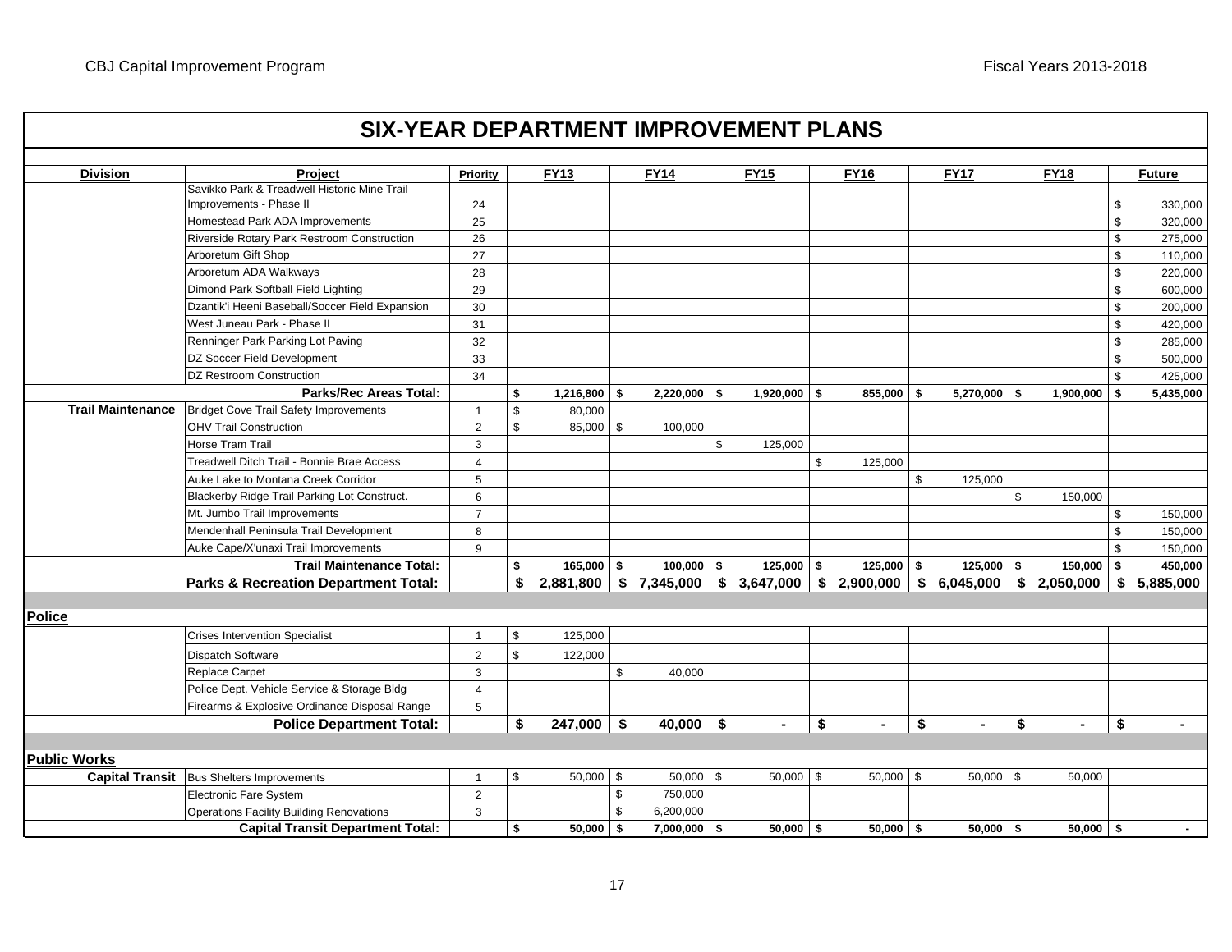## SIX-YEAR DEPARTMENT IMPROVEMENT PLANS

| Division | Project | Priority | FY13 | FY14 | FY15 | FY16 | FY17 | FY18 | Future |
|---|---|---|---|---|---|---|---|---|---|
| | Savikko Park & Treadwell Historic Mine Trail Improvements - Phase II | 24 | | | | | | | $ 330,000 |
| | Homestead Park ADA Improvements | 25 | | | | | | | $ 320,000 |
| | Riverside Rotary Park Restroom Construction | 26 | | | | | | | $ 275,000 |
| | Arboretum Gift Shop | 27 | | | | | | | $ 110,000 |
| | Arboretum ADA Walkways | 28 | | | | | | | $ 220,000 |
| | Dimond Park Softball Field Lighting | 29 | | | | | | | $ 600,000 |
| | Dzantik'i Heeni Baseball/Soccer Field Expansion | 30 | | | | | | | $ 200,000 |
| | West Juneau Park - Phase II | 31 | | | | | | | $ 420,000 |
| | Renninger Park Parking Lot Paving | 32 | | | | | | | $ 285,000 |
| | DZ Soccer Field Development | 33 | | | | | | | $ 500,000 |
| | DZ Restroom Construction | 34 | | | | | | | $ 425,000 |
| | **Parks/Rec Areas Total:** | | **$ 1,216,800** | **$ 2,220,000** | **$ 1,920,000** | **$ 855,000** | **$ 5,270,000** | **$ 1,900,000** | **$ 5,435,000** |
| **Trail Maintenance** | Bridget Cove Trail Safety Improvements | 1 | $ 80,000 | | | | | | |
| | OHV Trail Construction | 2 | $ 85,000 | $ 100,000 | | | | | |
| | Horse Tram Trail | 3 | | | $ 125,000 | | | | |
| | Treadwell Ditch Trail - Bonnie Brae Access | 4 | | | | $ 125,000 | | | |
| | Auke Lake to Montana Creek Corridor | 5 | | | | | $ 125,000 | | |
| | Blackerby Ridge Trail Parking Lot Construct. | 6 | | | | | | $ 150,000 | |
| | Mt. Jumbo Trail Improvements | 7 | | | | | | | $ 150,000 |
| | Mendenhall Peninsula Trail Development | 8 | | | | | | | $ 150,000 |
| | Auke Cape/X'unaxi Trail Improvements | 9 | | | | | | | $ 150,000 |
| | **Trail Maintenance Total:** | | **$ 165,000** | **$ 100,000** | **$ 125,000** | **$ 125,000** | **$ 125,000** | **$ 150,000** | **$ 450,000** |
| | **Parks & Recreation Department Total:** | | **$ 2,881,800** | **$ 7,345,000** | **$ 3,647,000** | **$ 2,900,000** | **$ 6,045,000** | **$ 2,050,000** | **$ 5,885,000** |
| **Police** | | | | | | | | | |
| | Crises Intervention Specialist | 1 | $ 125,000 | | | | | | |
| | Dispatch Software | 2 | $ 122,000 | | | | | | |
| | Replace Carpet | 3 | | $ 40,000 | | | | | |
| | Police Dept. Vehicle Service & Storage Bldg | 4 | | | | | | | |
| | Firearms & Explosive Ordinance Disposal Range | 5 | | | | | | | |
| | **Police Department Total:** | | **$ 247,000** | **$ 40,000** | **$ -** | **$ -** | **$ -** | **$ -** | **$ -** |
| **Public Works** | | | | | | | | | |
| **Capital Transit** | Bus Shelters Improvements | 1 | $ 50,000 | $ 50,000 | $ 50,000 | $ 50,000 | $ 50,000 | $ 50,000 | |
| | Electronic Fare System | 2 | | $ 750,000 | | | | | |
| | Operations Facility Building Renovations | 3 | | $ 6,200,000 | | | | | |
| | **Capital Transit Department Total:** | | **$ 50,000** | **$ 7,000,000** | **$ 50,000** | **$ 50,000** | **$ 50,000** | **$ 50,000** | **$ -** |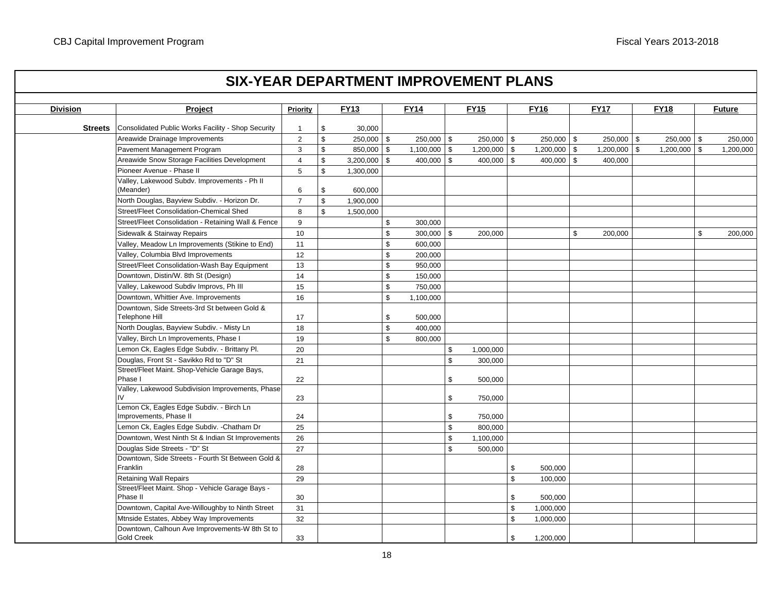# SIX-YEAR DEPARTMENT IMPROVEMENT PLANS

| Division | Project | Priority | FY13 | FY14 | FY15 | FY16 | FY17 | FY18 | Future |
|---|---|---|---|---|---|---|---|---|---|
| **Streets** | Consolidated Public Works Facility - Shop Security | 1 | $ 30,000 | | | | | | |
| | Areawide Drainage Improvements | 2 | $ 250,000 | $ 250,000 | $ 250,000 | $ 250,000 | $ 250,000 | $ 250,000 | $ 250,000 |
| | Pavement Management Program | 3 | $ 850,000 | $ 1,100,000 | $ 1,200,000 | $ 1,200,000 | $ 1,200,000 | $ 1,200,000 | $ 1,200,000 |
| | Areawide Snow Storage Facilities Development | 4 | $ 3,200,000 | $ 400,000 | $ 400,000 | $ 400,000 | $ 400,000 | | |
| | Pioneer Avenue - Phase II | 5 | $ 1,300,000 | | | | | | |
| | Valley, Lakewood Subdv. Improvements - Ph II (Meander) | 6 | $ 600,000 | | | | | | |
| | North Douglas, Bayview Subdiv. - Horizon Dr. | 7 | $ 1,900,000 | | | | | | |
| | Street/Fleet Consolidation-Chemical Shed | 8 | $ 1,500,000 | | | | | | |
| | Street/Fleet Consolidation - Retaining Wall & Fence | 9 | | $ 300,000 | | | | | |
| | Sidewalk & Stairway Repairs | 10 | | $ 300,000 | $ 200,000 | | $ 200,000 | | $ 200,000 |
| | Valley, Meadow Ln Improvements (Stikine to End) | 11 | | $ 600,000 | | | | | |
| | Valley, Columbia Blvd Improvements | 12 | | $ 200,000 | | | | | |
| | Street/Fleet Consolidation-Wash Bay Equipment | 13 | | $ 950,000 | | | | | |
| | Downtown, Distin/W. 8th St (Design) | 14 | | $ 150,000 | | | | | |
| | Valley, Lakewood Subdiv Improvs, Ph III | 15 | | $ 750,000 | | | | | |
| | Downtown, Whittier Ave. Improvements | 16 | | $ 1,100,000 | | | | | |
| | Downtown, Side Streets-3rd St between Gold & Telephone Hill | 17 | | $ 500,000 | | | | | |
| | North Douglas, Bayview Subdiv. - Misty Ln | 18 | | $ 400,000 | | | | | |
| | Valley, Birch Ln Improvements, Phase I | 19 | | $ 800,000 | | | | | |
| | Lemon Ck, Eagles Edge Subdiv. - Brittany Pl. | 20 | | | $ 1,000,000 | | | | |
| | Douglas, Front St - Savikko Rd to "D" St | 21 | | | $ 300,000 | | | | |
| | Street/Fleet Maint. Shop-Vehicle Garage Bays, Phase I | 22 | | | $ 500,000 | | | | |
| | Valley, Lakewood Subdivision Improvements, Phase IV | 23 | | | $ 750,000 | | | | |
| | Lemon Ck, Eagles Edge Subdiv. - Birch Ln Improvements, Phase II | 24 | | | $ 750,000 | | | | |
| | Lemon Ck, Eagles Edge Subdiv. -Chatham Dr | 25 | | | $ 800,000 | | | | |
| | Downtown, West Ninth St & Indian St Improvements | 26 | | | $ 1,100,000 | | | | |
| | Douglas Side Streets - "D" St | 27 | | | $ 500,000 | | | | |
| | Downtown, Side Streets - Fourth St Between Gold & Franklin | 28 | | | | $ 500,000 | | | |
| | Retaining Wall Repairs | 29 | | | | $ 100,000 | | | |
| | Street/Fleet Maint. Shop - Vehicle Garage Bays - Phase II | 30 | | | | $ 500,000 | | | |
| | Downtown, Capital Ave-Willoughby to Ninth Street | 31 | | | | $ 1,000,000 | | | |
| | Mtnside Estates, Abbey Way Improvements | 32 | | | | $ 1,000,000 | | | |
| | Downtown, Calhoun Ave Improvements-W 8th St to Gold Creek | 33 | | | | $ 1,200,000 | | | |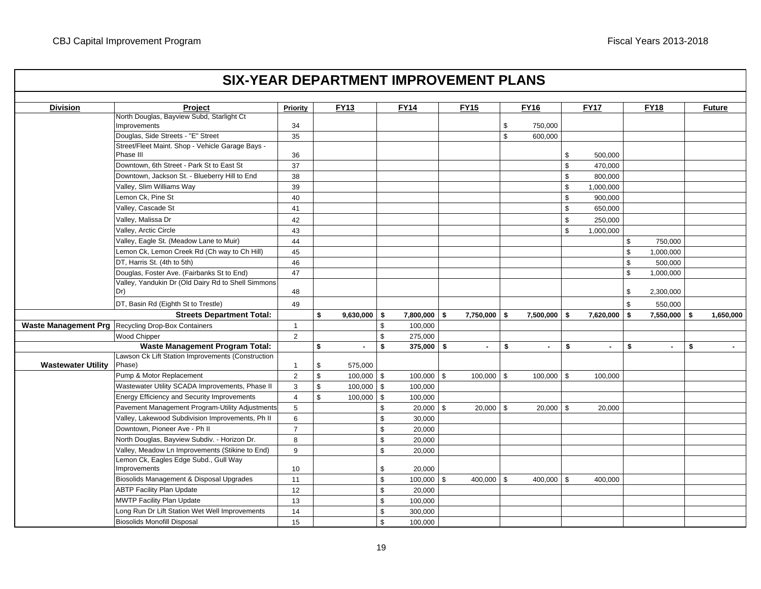# SIX-YEAR DEPARTMENT IMPROVEMENT PLANS

| Division | Project | Priority | FY13 | FY14 | FY15 | FY16 | FY17 | FY18 | Future |
|---|---|---|---|---|---|---|---|---|---|
| | North Douglas, Bayview Subd, Starlight Ct Improvements | 34 | | | | $ 750,000 | | | |
| | Douglas, Side Streets - "E" Street | 35 | | | | $ 600,000 | | | |
| | Street/Fleet Maint. Shop - Vehicle Garage Bays - Phase III | 36 | | | | | $ 500,000 | | |
| | Downtown, 6th Street - Park St to East St | 37 | | | | | $ 470,000 | | |
| | Downtown, Jackson St. - Blueberry Hill to End | 38 | | | | | $ 800,000 | | |
| | Valley, Slim Williams Way | 39 | | | | | $ 1,000,000 | | |
| | Lemon Ck, Pine St | 40 | | | | | $ 900,000 | | |
| | Valley, Cascade St | 41 | | | | | $ 650,000 | | |
| | Valley, Malissa Dr | 42 | | | | | $ 250,000 | | |
| | Valley, Arctic Circle | 43 | | | | | $ 1,000,000 | | |
| | Valley, Eagle St. (Meadow Lane to Muir) | 44 | | | | | | $ 750,000 | |
| | Lemon Ck, Lemon Creek Rd (Ch way to Ch Hill) | 45 | | | | | | $ 1,000,000 | |
| | DT, Harris St. (4th to 5th) | 46 | | | | | | $ 500,000 | |
| | Douglas, Foster Ave. (Fairbanks St to End) | 47 | | | | | | $ 1,000,000 | |
| | Valley, Yandukin Dr (Old Dairy Rd to Shell Simmons Dr) | 48 | | | | | | $ 2,300,000 | |
| | DT, Basin Rd (Eighth St to Trestle) | 49 | | | | | | $ 550,000 | |
| | **Streets Department Total:** | | **$ 9,630,000** | **$ 7,800,000** | **$ 7,750,000** | **$ 7,500,000** | **$ 7,620,000** | **$ 7,550,000** | **$ 1,650,000** |
| **Waste Management Prg** | Recycling Drop-Box Containers | 1 | | $ 100,000 | | | | | |
| | Wood Chipper | 2 | | $ 275,000 | | | | | |
| | **Waste Management Program Total:** | | **$ -** | **$ 375,000** | **$ -** | **$ -** | **$ -** | **$ -** | **$ -** |
| **Wastewater Utility** | Lawson Ck Lift Station Improvements (Construction Phase) | 1 | $ 575,000 | | | | | | |
| | Pump & Motor Replacement | 2 | $ 100,000 | $ 100,000 | $ 100,000 | $ 100,000 | $ 100,000 | | |
| | Wastewater Utility SCADA Improvements, Phase II | 3 | $ 100,000 | $ 100,000 | | | | | |
| | Energy Efficiency and Security Improvements | 4 | $ 100,000 | $ 100,000 | | | | | |
| | Pavement Management Program-Utility Adjustments | 5 | | $ 20,000 | $ 20,000 | $ 20,000 | $ 20,000 | | |
| | Valley, Lakewood Subdivision Improvements, Ph II | 6 | | $ 30,000 | | | | | |
| | Downtown, Pioneer Ave - Ph II | 7 | | $ 20,000 | | | | | |
| | North Douglas, Bayview Subdiv. - Horizon Dr. | 8 | | $ 20,000 | | | | | |
| | Valley, Meadow Ln Improvements (Stikine to End) | 9 | | $ 20,000 | | | | | |
| | Lemon Ck, Eagles Edge Subd., Gull Way Improvements | 10 | | $ 20,000 | | | | | |
| | Biosolids Management & Disposal Upgrades | 11 | | $ 100,000 | $ 400,000 | $ 400,000 | $ 400,000 | | |
| | ABTP Facility Plan Update | 12 | | $ 20,000 | | | | | |
| | MWTP Facility Plan Update | 13 | | $ 100,000 | | | | | |
| | Long Run Dr Lift Station Wet Well Improvements | 14 | | $ 300,000 | | | | | |
| | Biosolids Monofill Disposal | 15 | | $ 100,000 | | | | | |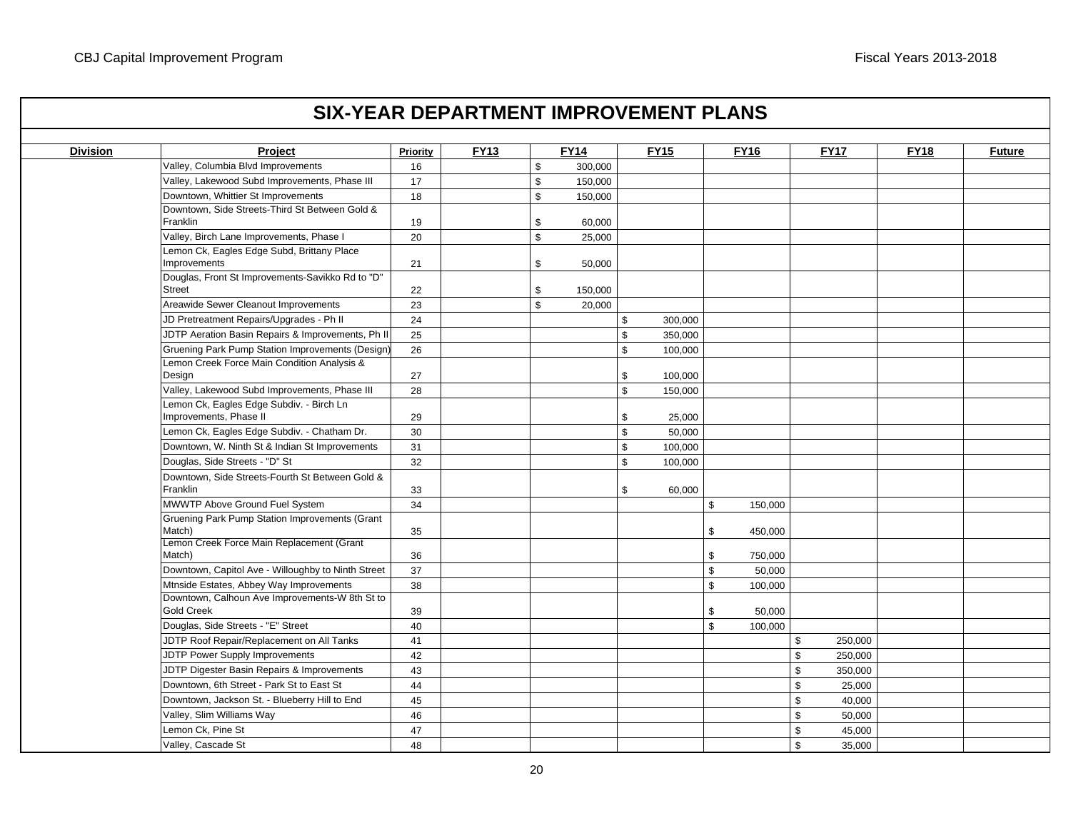## SIX-YEAR DEPARTMENT IMPROVEMENT PLANS

| Division | Project | Priority | FY13 | FY14 | FY15 | FY16 | FY17 | FY18 | Future |
|---|---|---|---|---|---|---|---|---|---|
| | Valley, Columbia Blvd Improvements | 16 | | $ 300,000 | | | | | |
| | Valley, Lakewood Subd Improvements, Phase III | 17 | | $ 150,000 | | | | | |
| | Downtown, Whittier St Improvements | 18 | | $ 150,000 | | | | | |
| | Downtown, Side Streets-Third St Between Gold & Franklin | 19 | | $ 60,000 | | | | | |
| | Valley, Birch Lane Improvements, Phase I | 20 | | $ 25,000 | | | | | |
| | Lemon Ck, Eagles Edge Subd, Brittany Place Improvements | 21 | | $ 50,000 | | | | | |
| | Douglas, Front St Improvements-Savikko Rd to "D" Street | 22 | | $ 150,000 | | | | | |
| | Areawide Sewer Cleanout Improvements | 23 | | $ 20,000 | | | | | |
| | JD Pretreatment Repairs/Upgrades - Ph II | 24 | | | $ 300,000 | | | | |
| | JDTP Aeration Basin Repairs & Improvements, Ph II | 25 | | | $ 350,000 | | | | |
| | Gruening Park Pump Station Improvements (Design) | 26 | | | $ 100,000 | | | | |
| | Lemon Creek Force Main Condition Analysis & Design | 27 | | | $ 100,000 | | | | |
| | Valley, Lakewood Subd Improvements, Phase III | 28 | | | $ 150,000 | | | | |
| | Lemon Ck, Eagles Edge Subdiv. - Birch Ln Improvements, Phase II | 29 | | | $ 25,000 | | | | |
| | Lemon Ck, Eagles Edge Subdiv. - Chatham Dr. | 30 | | | $ 50,000 | | | | |
| | Downtown, W. Ninth St & Indian St Improvements | 31 | | | $ 100,000 | | | | |
| | Douglas, Side Streets - "D" St | 32 | | | $ 100,000 | | | | |
| | Downtown, Side Streets-Fourth St Between Gold & Franklin | 33 | | | $ 60,000 | | | | |
| | MWWTP Above Ground Fuel System | 34 | | | | $ 150,000 | | | |
| | Gruening Park Pump Station Improvements (Grant Match) | 35 | | | | $ 450,000 | | | |
| | Lemon Creek Force Main Replacement (Grant Match) | 36 | | | | $ 750,000 | | | |
| | Downtown, Capitol Ave - Willoughby to Ninth Street | 37 | | | | $ 50,000 | | | |
| | Mtnside Estates, Abbey Way Improvements | 38 | | | | $ 100,000 | | | |
| | Downtown, Calhoun Ave Improvements-W 8th St to Gold Creek | 39 | | | | $ 50,000 | | | |
| | Douglas, Side Streets - "E" Street | 40 | | | | $ 100,000 | | | |
| | JDTP Roof Repair/Replacement on All Tanks | 41 | | | | | $ 250,000 | | |
| | JDTP Power Supply Improvements | 42 | | | | | $ 250,000 | | |
| | JDTP Digester Basin Repairs & Improvements | 43 | | | | | $ 350,000 | | |
| | Downtown, 6th Street - Park St to East St | 44 | | | | | $ 25,000 | | |
| | Downtown, Jackson St. - Blueberry Hill to End | 45 | | | | | $ 40,000 | | |
| | Valley, Slim Williams Way | 46 | | | | | $ 50,000 | | |
| | Lemon Ck, Pine St | 47 | | | | | $ 45,000 | | |
| | Valley, Cascade St | 48 | | | | | $ 35,000 | | |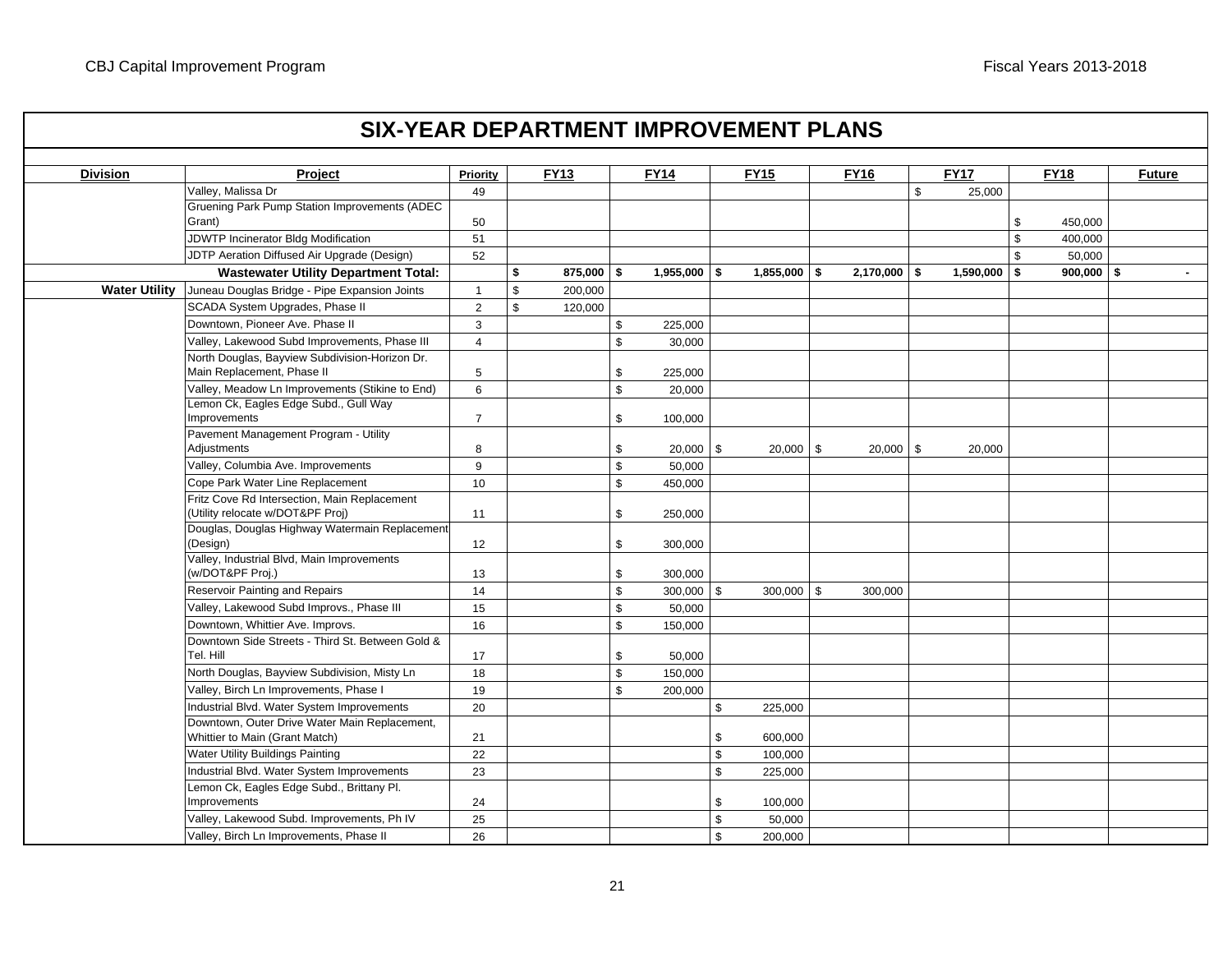## SIX-YEAR DEPARTMENT IMPROVEMENT PLANS

| Division | Project | Priority | FY13 | FY14 | FY15 | FY16 | FY17 | FY18 | Future |
|---|---|---|---|---|---|---|---|---|---|
| | Valley, Malissa Dr | 49 | | | | | $ 25,000 | | |
| | Gruening Park Pump Station Improvements (ADEC Grant) | 50 | | | | | | $ 450,000 | |
| | JDWTP Incinerator Bldg Modification | 51 | | | | | | $ 400,000 | |
| | JDTP Aeration Diffused Air Upgrade (Design) | 52 | | | | | | $ 50,000 | |
| | **Wastewater Utility Department Total:** | | **$ 875,000** | **$ 1,955,000** | **$ 1,855,000** | **$ 2,170,000** | **$ 1,590,000** | **$ 900,000** | **$ -** |
| **Water Utility** | Juneau Douglas Bridge - Pipe Expansion Joints | 1 | $ 200,000 | | | | | | |
| | SCADA System Upgrades, Phase II | 2 | $ 120,000 | | | | | | |
| | Downtown, Pioneer Ave. Phase II | 3 | | $ 225,000 | | | | | |
| | Valley, Lakewood Subd Improvements, Phase III | 4 | | $ 30,000 | | | | | |
| | North Douglas, Bayview Subdivision-Horizon Dr. Main Replacement, Phase II | 5 | | $ 225,000 | | | | | |
| | Valley, Meadow Ln Improvements (Stikine to End) | 6 | | $ 20,000 | | | | | |
| | Lemon Ck, Eagles Edge Subd., Gull Way Improvements | 7 | | $ 100,000 | | | | | |
| | Pavement Management Program - Utility Adjustments | 8 | | $ 20,000 | $ 20,000 | $ 20,000 | $ 20,000 | | |
| | Valley, Columbia Ave. Improvements | 9 | | $ 50,000 | | | | | |
| | Cope Park Water Line Replacement | 10 | | $ 450,000 | | | | | |
| | Fritz Cove Rd Intersection, Main Replacement (Utility relocate w/DOT&PF Proj) | 11 | | $ 250,000 | | | | | |
| | Douglas, Douglas Highway Watermain Replacement (Design) | 12 | | $ 300,000 | | | | | |
| | Valley, Industrial Blvd, Main Improvements (w/DOT&PF Proj.) | 13 | | $ 300,000 | | | | | |
| | Reservoir Painting and Repairs | 14 | | $ 300,000 | $ 300,000 | $ 300,000 | | | |
| | Valley, Lakewood Subd Improvs., Phase III | 15 | | $ 50,000 | | | | | |
| | Downtown, Whittier Ave. Improvs. | 16 | | $ 150,000 | | | | | |
| | Downtown Side Streets - Third St. Between Gold & Tel. Hill | 17 | | $ 50,000 | | | | | |
| | North Douglas, Bayview Subdivision, Misty Ln | 18 | | $ 150,000 | | | | | |
| | Valley, Birch Ln Improvements, Phase I | 19 | | $ 200,000 | | | | | |
| | Industrial Blvd. Water System Improvements | 20 | | | $ 225,000 | | | | |
| | Downtown, Outer Drive Water Main Replacement, Whittier to Main (Grant Match) | 21 | | | $ 600,000 | | | | |
| | Water Utility Buildings Painting | 22 | | | $ 100,000 | | | | |
| | Industrial Blvd. Water System Improvements | 23 | | | $ 225,000 | | | | |
| | Lemon Ck, Eagles Edge Subd., Brittany Pl. Improvements | 24 | | | $ 100,000 | | | | |
| | Valley, Lakewood Subd. Improvements, Ph IV | 25 | | | $ 50,000 | | | | |
| | Valley, Birch Ln Improvements, Phase II | 26 | | | $ 200,000 | | | | |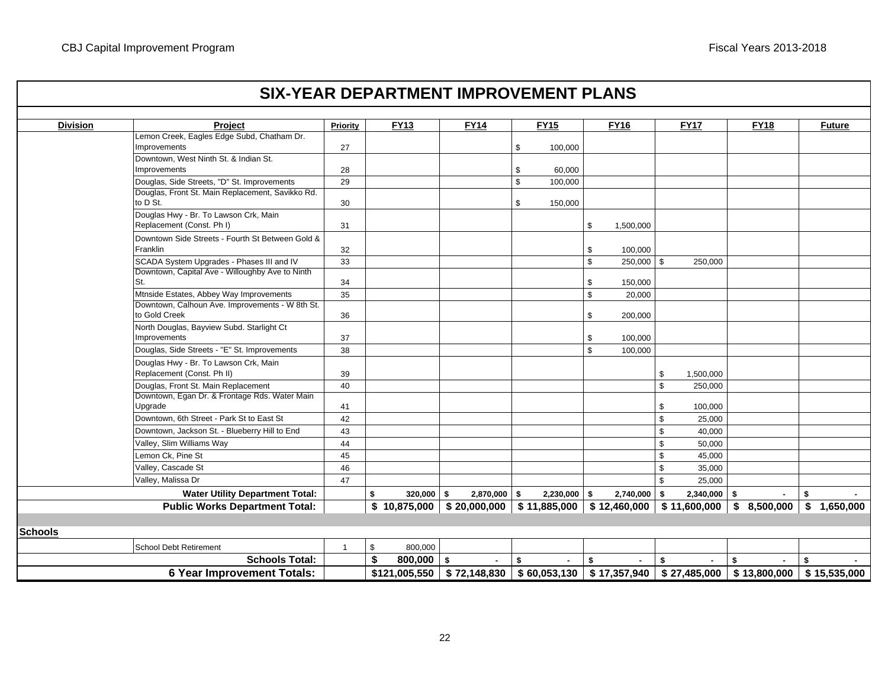## SIX-YEAR DEPARTMENT IMPROVEMENT PLANS

| Division | Project | Priority | FY13 | FY14 | FY15 | FY16 | FY17 | FY18 | Future |
|---|---|---|---|---|---|---|---|---|---|
| | Lemon Creek, Eagles Edge Subd, Chatham Dr. Improvements | 27 | | | $ 100,000 | | | | |
| | Downtown, West Ninth St. & Indian St. Improvements | 28 | | | $ 60,000 | | | | |
| | Douglas, Side Streets, "D" St. Improvements | 29 | | | $ 100,000 | | | | |
| | Douglas, Front St. Main Replacement, Savikko Rd. to D St. | 30 | | | $ 150,000 | | | | |
| | Douglas Hwy - Br. To Lawson Crk, Main Replacement (Const. Ph I) | 31 | | | | $ 1,500,000 | | | |
| | Downtown Side Streets - Fourth St Between Gold & Franklin | 32 | | | | $ 100,000 | | | |
| | SCADA System Upgrades - Phases III and IV | 33 | | | | $ 250,000 | $ 250,000 | | |
| | Downtown, Capital Ave - Willoughby Ave to Ninth St. | 34 | | | | $ 150,000 | | | |
| | Mtnside Estates, Abbey Way Improvements | 35 | | | | $ 20,000 | | | |
| | Downtown, Calhoun Ave. Improvements - W 8th St. to Gold Creek | 36 | | | | $ 200,000 | | | |
| | North Douglas, Bayview Subd. Starlight Ct Improvements | 37 | | | | $ 100,000 | | | |
| | Douglas, Side Streets - "E" St. Improvements | 38 | | | | $ 100,000 | | | |
| | Douglas Hwy - Br. To Lawson Crk, Main Replacement (Const. Ph II) | 39 | | | | | $ 1,500,000 | | |
| | Douglas, Front St. Main Replacement | 40 | | | | | $ 250,000 | | |
| | Downtown, Egan Dr. & Frontage Rds. Water Main Upgrade | 41 | | | | | $ 100,000 | | |
| | Downtown, 6th Street - Park St to East St | 42 | | | | | $ 25,000 | | |
| | Downtown, Jackson St. - Blueberry Hill to End | 43 | | | | | $ 40,000 | | |
| | Valley, Slim Williams Way | 44 | | | | | $ 50,000 | | |
| | Lemon Ck, Pine St | 45 | | | | | $ 45,000 | | |
| | Valley, Cascade St | 46 | | | | | $ 35,000 | | |
| | Valley, Malissa Dr | 47 | | | | | $ 25,000 | | |
| **Water Utility Department Total:** | | | **$ 320,000** | **$ 2,870,000** | **$ 2,230,000** | **$ 2,740,000** | **$ 2,340,000** | **$ -** | **$ -** |
| **Public Works Department Total:** | | | **$ 10,875,000** | **$ 20,000,000** | **$ 11,885,000** | **$ 12,460,000** | **$ 11,600,000** | **$ 8,500,000** | **$ 1,650,000** |
| **Schools** | | | | | | | | | |
| | School Debt Retirement | 1 | $ 800,000 | | | | | | |
| **Schools Total:** | | | **$ 800,000** | **$ -** | **$ -** | **$ -** | **$ -** | **$ -** | **$ -** |
| **6 Year Improvement Totals:** | | | **$121,005,550** | **$ 72,148,830** | **$ 60,053,130** | **$ 17,357,940** | **$ 27,485,000** | **$ 13,800,000** | **$ 15,535,000** |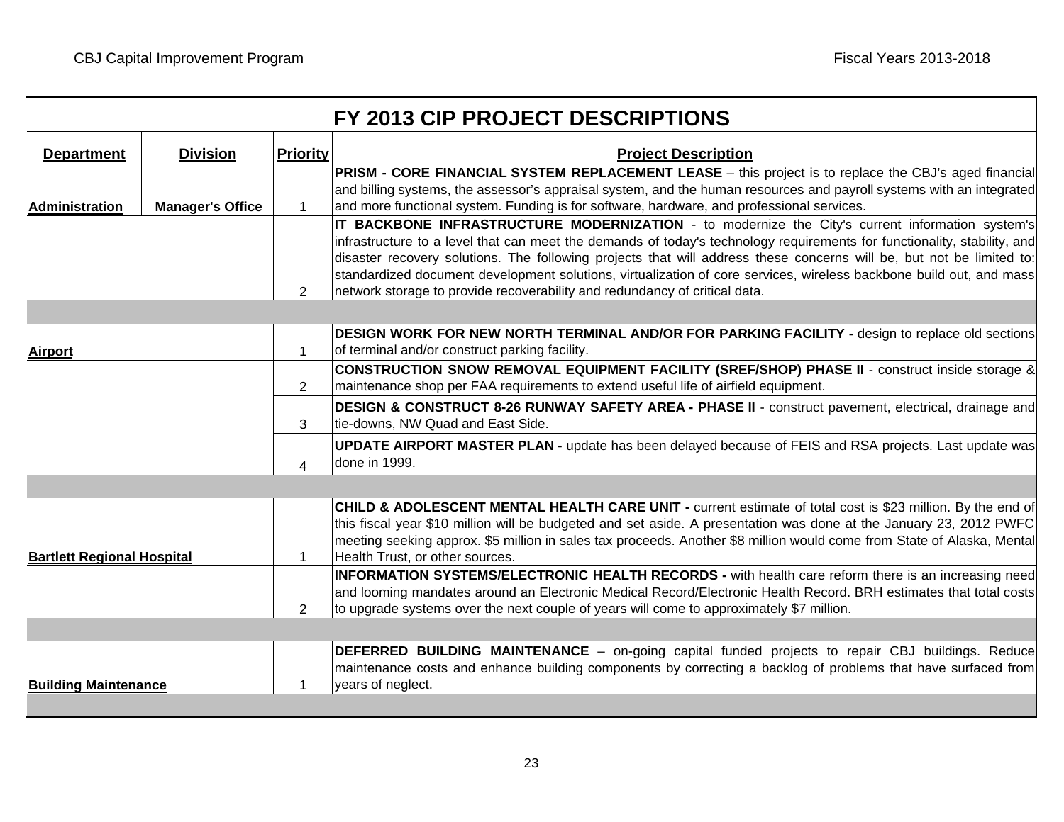# FY 2013 CIP PROJECT DESCRIPTIONS

| Department | Division | Priority | Project Description |
|---|---|---|---|
| Administration | Manager's Office | 1 | **PRISM - CORE FINANCIAL SYSTEM REPLACEMENT LEASE** – this project is to replace the CBJ's aged financial and billing systems, the assessor's appraisal system, and the human resources and payroll systems with an integrated and more functional system. Funding is for software, hardware, and professional services. |
| | | 2 | **IT BACKBONE INFRASTRUCTURE MODERNIZATION** - to modernize the City's current information system's infrastructure to a level that can meet the demands of today's technology requirements for functionality, stability, and disaster recovery solutions. The following projects that will address these concerns will be, but not be limited to: standardized document development solutions, virtualization of core services, wireless backbone build out, and mass network storage to provide recoverability and redundancy of critical data. |
| | | | |
| Airport | | 1 | **DESIGN WORK FOR NEW NORTH TERMINAL AND/OR FOR PARKING FACILITY -** design to replace old sections of terminal and/or construct parking facility. |
| | | 2 | **CONSTRUCTION SNOW REMOVAL EQUIPMENT FACILITY (SREF/SHOP) PHASE II** - construct inside storage & maintenance shop per FAA requirements to extend useful life of airfield equipment. |
| | | 3 | **DESIGN & CONSTRUCT 8-26 RUNWAY SAFETY AREA - PHASE II** - construct pavement, electrical, drainage and tie-downs, NW Quad and East Side. |
| | | 4 | **UPDATE AIRPORT MASTER PLAN -** update has been delayed because of FEIS and RSA projects. Last update was done in 1999. |
| | | | |
| Bartlett Regional Hospital | | 1 | **CHILD & ADOLESCENT MENTAL HEALTH CARE UNIT -** current estimate of total cost is $23 million. By the end of this fiscal year $10 million will be budgeted and set aside. A presentation was done at the January 23, 2012 PWFC meeting seeking approx. $5 million in sales tax proceeds. Another $8 million would come from State of Alaska, Mental Health Trust, or other sources. |
| | | 2 | **INFORMATION SYSTEMS/ELECTRONIC HEALTH RECORDS -** with health care reform there is an increasing need and looming mandates around an Electronic Medical Record/Electronic Health Record. BRH estimates that total costs to upgrade systems over the next couple of years will come to approximately $7 million. |
| | | | |
| Building Maintenance | | 1 | **DEFERRED BUILDING MAINTENANCE** – on-going capital funded projects to repair CBJ buildings. Reduce maintenance costs and enhance building components by correcting a backlog of problems that have surfaced from years of neglect. |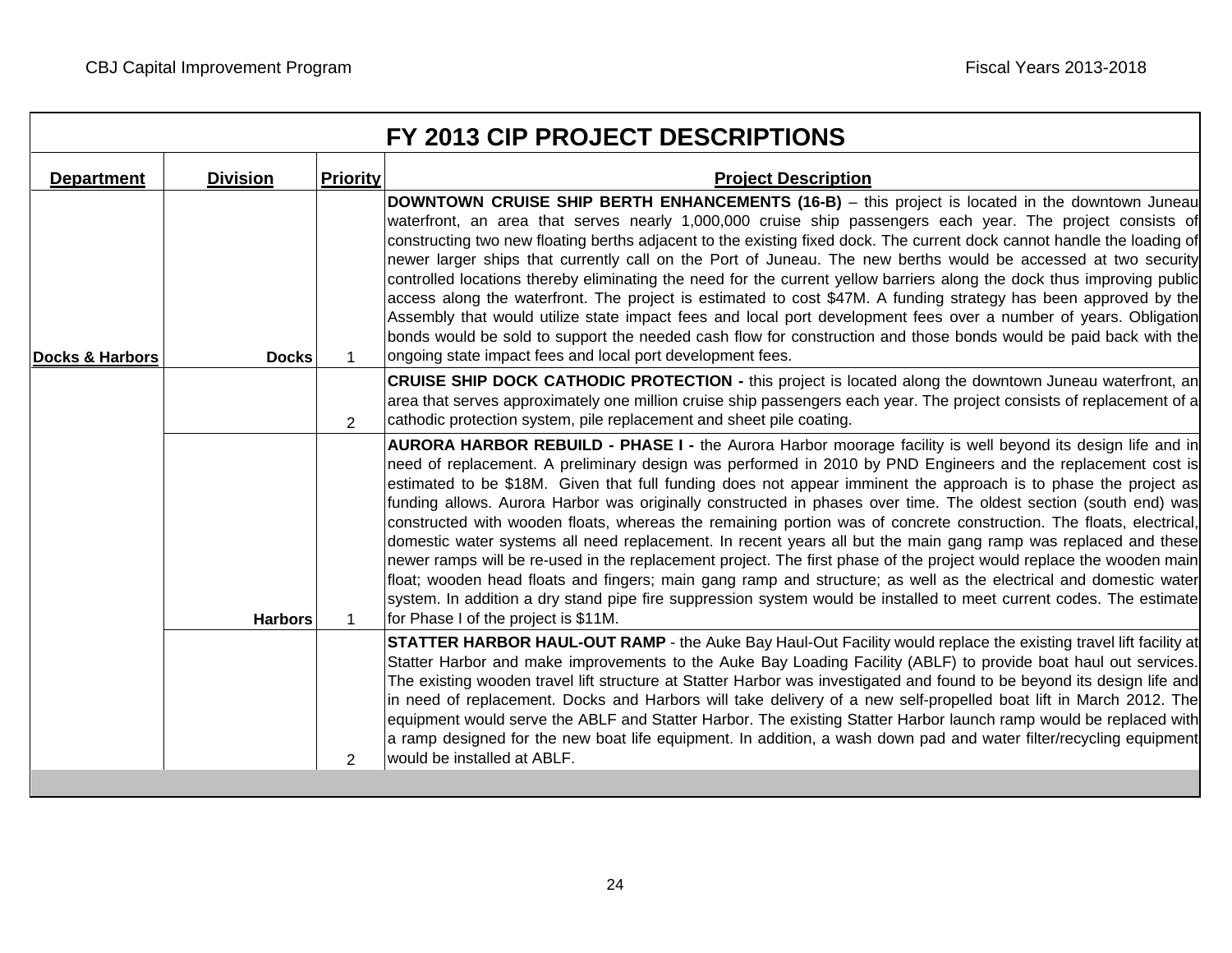## FY 2013 CIP PROJECT DESCRIPTIONS

| Department | Division | Priority | Project Description |
|---|---|---|---|
| Docks & Harbors | Docks | 1 | **DOWNTOWN CRUISE SHIP BERTH ENHANCEMENTS (16-B)** – this project is located in the downtown Juneau waterfront, an area that serves nearly 1,000,000 cruise ship passengers each year. The project consists of constructing two new floating berths adjacent to the existing fixed dock. The current dock cannot handle the loading of newer larger ships that currently call on the Port of Juneau. The new berths would be accessed at two security controlled locations thereby eliminating the need for the current yellow barriers along the dock thus improving public access along the waterfront. The project is estimated to cost $47M. A funding strategy has been approved by the Assembly that would utilize state impact fees and local port development fees over a number of years. Obligation bonds would be sold to support the needed cash flow for construction and those bonds would be paid back with the ongoing state impact fees and local port development fees. |
| | | 2 | **CRUISE SHIP DOCK CATHODIC PROTECTION -** this project is located along the downtown Juneau waterfront, an area that serves approximately one million cruise ship passengers each year. The project consists of replacement of a cathodic protection system, pile replacement and sheet pile coating. |
| | Harbors | 1 | **AURORA HARBOR REBUILD - PHASE I -** the Aurora Harbor moorage facility is well beyond its design life and in need of replacement. A preliminary design was performed in 2010 by PND Engineers and the replacement cost is estimated to be $18M. Given that full funding does not appear imminent the approach is to phase the project as funding allows. Aurora Harbor was originally constructed in phases over time. The oldest section (south end) was constructed with wooden floats, whereas the remaining portion was of concrete construction. The floats, electrical, domestic water systems all need replacement. In recent years all but the main gang ramp was replaced and these newer ramps will be re-used in the replacement project. The first phase of the project would replace the wooden main float; wooden head floats and fingers; main gang ramp and structure; as well as the electrical and domestic water system. In addition a dry stand pipe fire suppression system would be installed to meet current codes. The estimate for Phase I of the project is $11M. |
| | | 2 | **STATTER HARBOR HAUL-OUT RAMP** - the Auke Bay Haul-Out Facility would replace the existing travel lift facility at Statter Harbor and make improvements to the Auke Bay Loading Facility (ABLF) to provide boat haul out services. The existing wooden travel lift structure at Statter Harbor was investigated and found to be beyond its design life and in need of replacement. Docks and Harbors will take delivery of a new self-propelled boat lift in March 2012. The equipment would serve the ABLF and Statter Harbor. The existing Statter Harbor launch ramp would be replaced with a ramp designed for the new boat life equipment. In addition, a wash down pad and water filter/recycling equipment would be installed at ABLF. |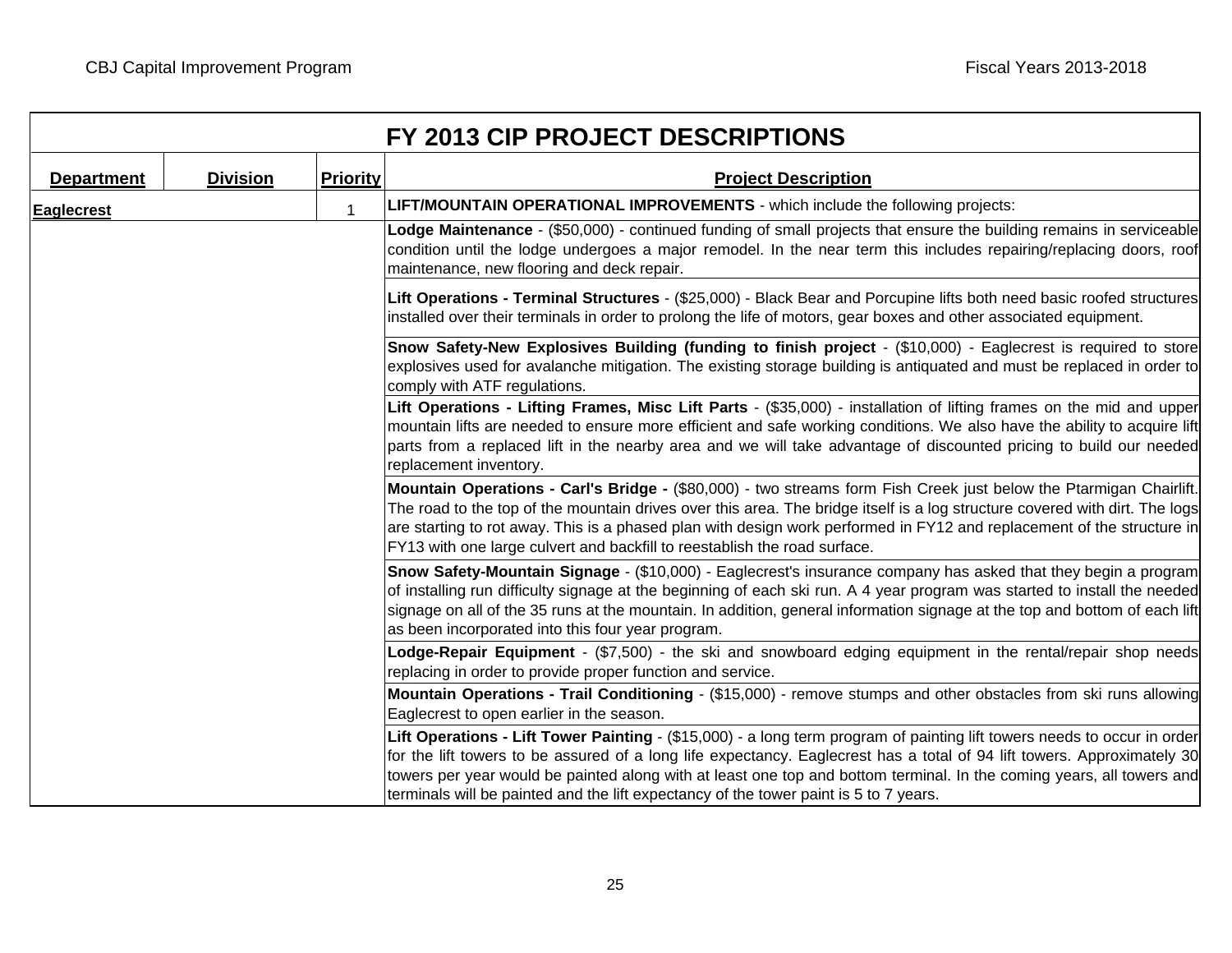# FY 2013 CIP PROJECT DESCRIPTIONS

| Department | Division | Priority | Project Description |
|---|---|---|---|
| **Eaglecrest** | | 1 | **LIFT/MOUNTAIN OPERATIONAL IMPROVEMENTS** - which include the following projects: |
| | | | **Lodge Maintenance** - ($50,000) - continued funding of small projects that ensure the building remains in serviceable condition until the lodge undergoes a major remodel. In the near term this includes repairing/replacing doors, roof maintenance, new flooring and deck repair. |
| | | | **Lift Operations - Terminal Structures** - ($25,000) - Black Bear and Porcupine lifts both need basic roofed structures installed over their terminals in order to prolong the life of motors, gear boxes and other associated equipment. |
| | | | **Snow Safety-New Explosives Building (funding to finish project** - ($10,000) - Eaglecrest is required to store explosives used for avalanche mitigation. The existing storage building is antiquated and must be replaced in order to comply with ATF regulations. |
| | | | **Lift Operations - Lifting Frames, Misc Lift Parts** - ($35,000) - installation of lifting frames on the mid and upper mountain lifts are needed to ensure more efficient and safe working conditions. We also have the ability to acquire lift parts from a replaced lift in the nearby area and we will take advantage of discounted pricing to build our needed replacement inventory. |
| | | | **Mountain Operations - Carl's Bridge -** ($80,000) - two streams form Fish Creek just below the Ptarmigan Chairlift. The road to the top of the mountain drives over this area. The bridge itself is a log structure covered with dirt. The logs are starting to rot away. This is a phased plan with design work performed in FY12 and replacement of the structure in FY13 with one large culvert and backfill to reestablish the road surface. |
| | | | **Snow Safety-Mountain Signage** - ($10,000) - Eaglecrest's insurance company has asked that they begin a program of installing run difficulty signage at the beginning of each ski run. A 4 year program was started to install the needed signage on all of the 35 runs at the mountain. In addition, general information signage at the top and bottom of each lift as been incorporated into this four year program. |
| | | | **Lodge-Repair Equipment** - ($7,500) - the ski and snowboard edging equipment in the rental/repair shop needs replacing in order to provide proper function and service. |
| | | | **Mountain Operations - Trail Conditioning** - ($15,000) - remove stumps and other obstacles from ski runs allowing Eaglecrest to open earlier in the season. |
| | | | **Lift Operations - Lift Tower Painting** - ($15,000) - a long term program of painting lift towers needs to occur in order for the lift towers to be assured of a long life expectancy. Eaglecrest has a total of 94 lift towers. Approximately 30 towers per year would be painted along with at least one top and bottom terminal. In the coming years, all towers and terminals will be painted and the lift expectancy of the tower paint is 5 to 7 years. |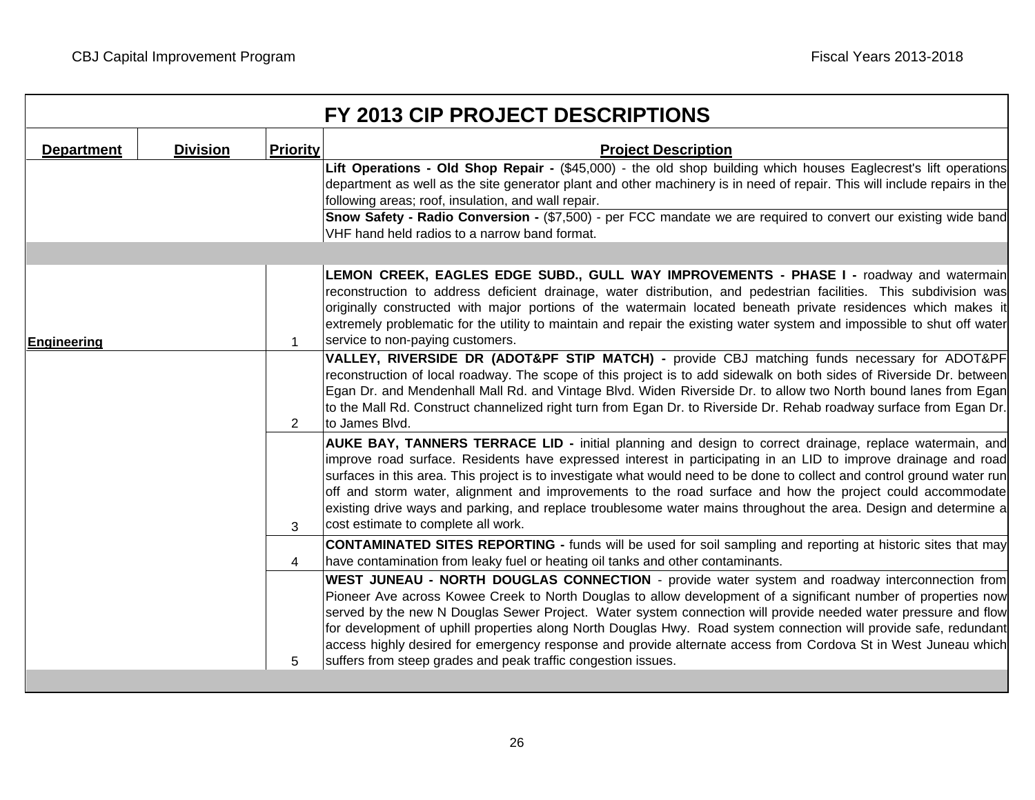## FY 2013 CIP PROJECT DESCRIPTIONS

| Department | Division | Priority | Project Description |
|---|---|---|---|
| | | | **Lift Operations - Old Shop Repair -** ($45,000) - the old shop building which houses Eaglecrest's lift operations department as well as the site generator plant and other machinery is in need of repair. This will include repairs in the following areas; roof, insulation, and wall repair. |
| | | | **Snow Safety - Radio Conversion -** ($7,500) - per FCC mandate we are required to convert our existing wide band VHF hand held radios to a narrow band format. |
| | | | |
| **Engineering** | | 1 | **LEMON CREEK, EAGLES EDGE SUBD., GULL WAY IMPROVEMENTS - PHASE I -** roadway and watermain reconstruction to address deficient drainage, water distribution, and pedestrian facilities. This subdivision was originally constructed with major portions of the watermain located beneath private residences which makes it extremely problematic for the utility to maintain and repair the existing water system and impossible to shut off water service to non-paying customers. |
| | | 2 | **VALLEY, RIVERSIDE DR (ADOT&PF STIP MATCH) -** provide CBJ matching funds necessary for ADOT&PF reconstruction of local roadway. The scope of this project is to add sidewalk on both sides of Riverside Dr. between Egan Dr. and Mendenhall Mall Rd. and Vintage Blvd. Widen Riverside Dr. to allow two North bound lanes from Egan to the Mall Rd. Construct channelized right turn from Egan Dr. to Riverside Dr. Rehab roadway surface from Egan Dr. to James Blvd. |
| | | 3 | **AUKE BAY, TANNERS TERRACE LID -** initial planning and design to correct drainage, replace watermain, and improve road surface. Residents have expressed interest in participating in an LID to improve drainage and road surfaces in this area. This project is to investigate what would need to be done to collect and control ground water run off and storm water, alignment and improvements to the road surface and how the project could accommodate existing drive ways and parking, and replace troublesome water mains throughout the area. Design and determine a cost estimate to complete all work. |
| | | 4 | **CONTAMINATED SITES REPORTING -** funds will be used for soil sampling and reporting at historic sites that may have contamination from leaky fuel or heating oil tanks and other contaminants. |
| | | 5 | **WEST JUNEAU - NORTH DOUGLAS CONNECTION** - provide water system and roadway interconnection from Pioneer Ave across Kowee Creek to North Douglas to allow development of a significant number of properties now served by the new N Douglas Sewer Project. Water system connection will provide needed water pressure and flow for development of uphill properties along North Douglas Hwy. Road system connection will provide safe, redundant access highly desired for emergency response and provide alternate access from Cordova St in West Juneau which suffers from steep grades and peak traffic congestion issues. |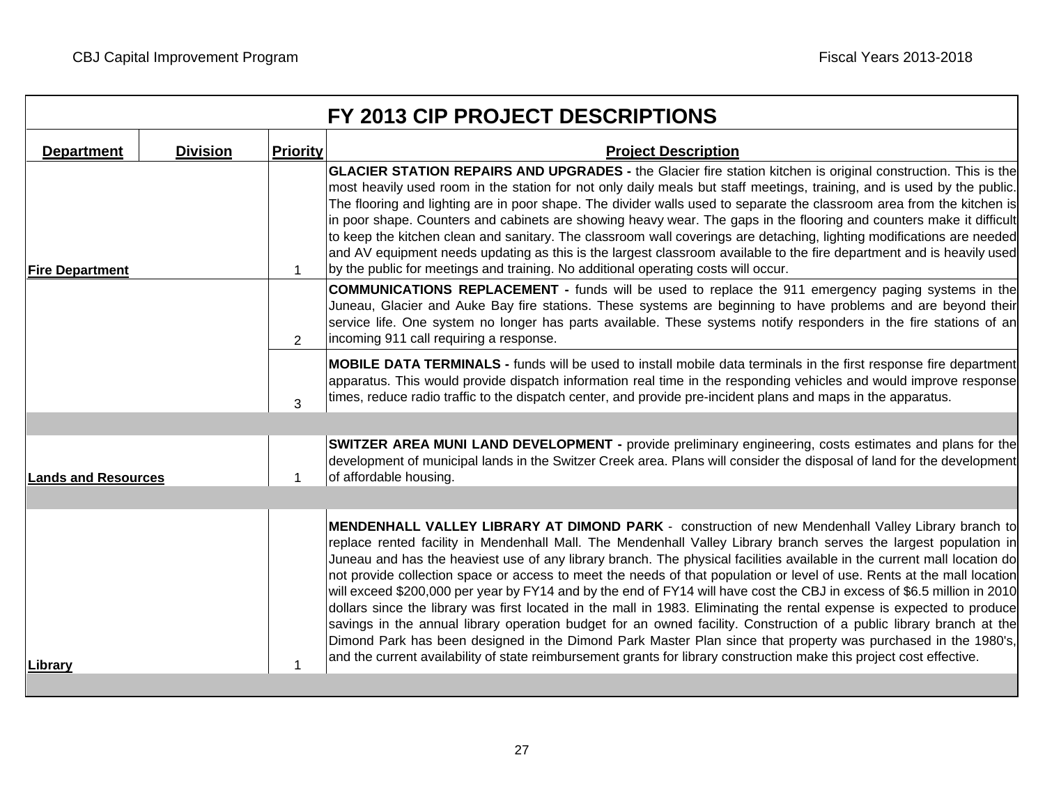## FY 2013 CIP PROJECT DESCRIPTIONS

| Department | Division | Priority | Project Description |
|---|---|---|---|
| Fire Department | | 1 | **GLACIER STATION REPAIRS AND UPGRADES -** the Glacier fire station kitchen is original construction. This is the most heavily used room in the station for not only daily meals but staff meetings, training, and is used by the public. The flooring and lighting are in poor shape. The divider walls used to separate the classroom area from the kitchen is in poor shape. Counters and cabinets are showing heavy wear. The gaps in the flooring and counters make it difficult to keep the kitchen clean and sanitary. The classroom wall coverings are detaching, lighting modifications are needed and AV equipment needs updating as this is the largest classroom available to the fire department and is heavily used by the public for meetings and training. No additional operating costs will occur. |
| | | 2 | **COMMUNICATIONS REPLACEMENT -** funds will be used to replace the 911 emergency paging systems in the Juneau, Glacier and Auke Bay fire stations. These systems are beginning to have problems and are beyond their service life. One system no longer has parts available. These systems notify responders in the fire stations of an incoming 911 call requiring a response. |
| | | 3 | **MOBILE DATA TERMINALS -** funds will be used to install mobile data terminals in the first response fire department apparatus. This would provide dispatch information real time in the responding vehicles and would improve response times, reduce radio traffic to the dispatch center, and provide pre-incident plans and maps in the apparatus. |
| | | | |
| Lands and Resources | | 1 | **SWITZER AREA MUNI LAND DEVELOPMENT -** provide preliminary engineering, costs estimates and plans for the development of municipal lands in the Switzer Creek area. Plans will consider the disposal of land for the development of affordable housing. |
| | | | |
| Library | | 1 | **MENDENHALL VALLEY LIBRARY AT DIMOND PARK** - construction of new Mendenhall Valley Library branch to replace rented facility in Mendenhall Mall. The Mendenhall Valley Library branch serves the largest population in Juneau and has the heaviest use of any library branch. The physical facilities available in the current mall location do not provide collection space or access to meet the needs of that population or level of use. Rents at the mall location will exceed $200,000 per year by FY14 and by the end of FY14 will have cost the CBJ in excess of $6.5 million in 2010 dollars since the library was first located in the mall in 1983. Eliminating the rental expense is expected to produce savings in the annual library operation budget for an owned facility. Construction of a public library branch at the Dimond Park has been designed in the Dimond Park Master Plan since that property was purchased in the 1980's, and the current availability of state reimbursement grants for library construction make this project cost effective. |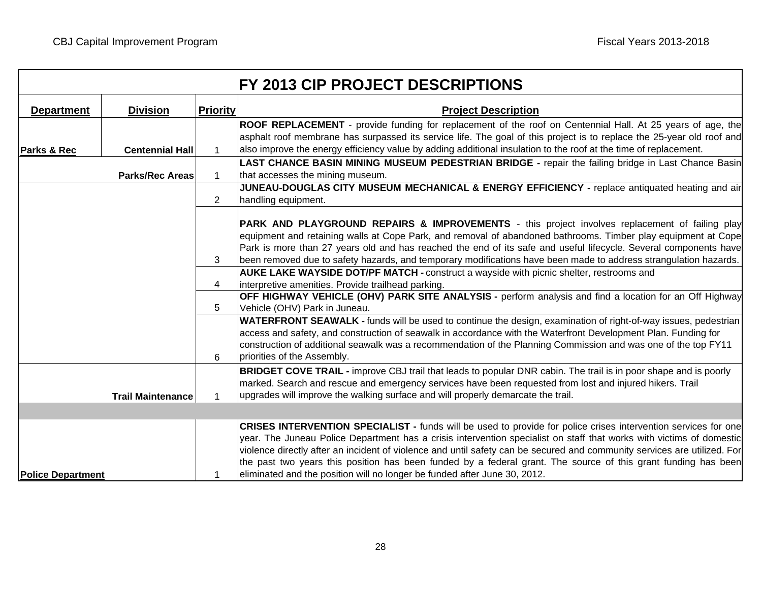## FY 2013 CIP PROJECT DESCRIPTIONS

| Department | Division | Priority | Project Description |
|---|---|---|---|
| Parks & Rec | Centennial Hall | 1 | **ROOF REPLACEMENT** - provide funding for replacement of the roof on Centennial Hall. At 25 years of age, the asphalt roof membrane has surpassed its service life. The goal of this project is to replace the 25-year old roof and also improve the energy efficiency value by adding additional insulation to the roof at the time of replacement. |
| | Parks/Rec Areas | 1 | **LAST CHANCE BASIN MINING MUSEUM PEDESTRIAN BRIDGE -** repair the failing bridge in Last Chance Basin that accesses the mining museum. |
| | | 2 | **JUNEAU-DOUGLAS CITY MUSEUM MECHANICAL & ENERGY EFFICIENCY -** replace antiquated heating and air handling equipment. |
| | | 3 | **PARK AND PLAYGROUND REPAIRS & IMPROVEMENTS** - this project involves replacement of failing play equipment and retaining walls at Cope Park, and removal of abandoned bathrooms. Timber play equipment at Cope Park is more than 27 years old and has reached the end of its safe and useful lifecycle. Several components have been removed due to safety hazards, and temporary modifications have been made to address strangulation hazards. |
| | | 4 | **AUKE LAKE WAYSIDE DOT/PF MATCH -** construct a wayside with picnic shelter, restrooms and interpretive amenities. Provide trailhead parking. |
| | | 5 | **OFF HIGHWAY VEHICLE (OHV) PARK SITE ANALYSIS -** perform analysis and find a location for an Off Highway Vehicle (OHV) Park in Juneau. |
| | | 6 | **WATERFRONT SEAWALK -** funds will be used to continue the design, examination of right-of-way issues, pedestrian access and safety, and construction of seawalk in accordance with the Waterfront Development Plan. Funding for construction of additional seawalk was a recommendation of the Planning Commission and was one of the top FY11 priorities of the Assembly. |
| | Trail Maintenance | 1 | **BRIDGET COVE TRAIL -** improve CBJ trail that leads to popular DNR cabin. The trail is in poor shape and is poorly marked. Search and rescue and emergency services have been requested from lost and injured hikers. Trail upgrades will improve the walking surface and will properly demarcate the trail. |
| | | | |
| Police Department | | 1 | **CRISES INTERVENTION SPECIALIST -** funds will be used to provide for police crises intervention services for one year. The Juneau Police Department has a crisis intervention specialist on staff that works with victims of domestic violence directly after an incident of violence and until safety can be secured and community services are utilized. For the past two years this position has been funded by a federal grant. The source of this grant funding has been eliminated and the position will no longer be funded after June 30, 2012. |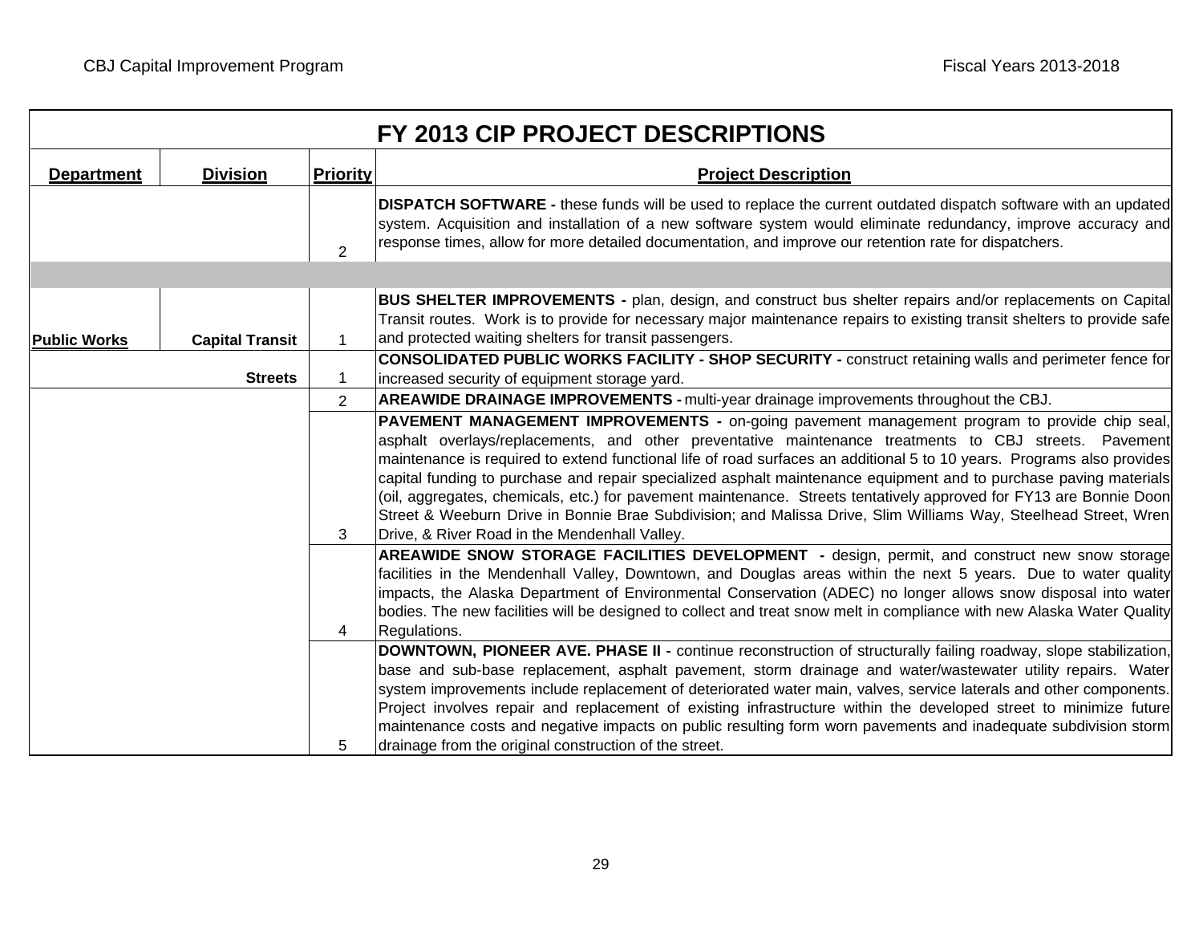## FY 2013 CIP PROJECT DESCRIPTIONS

| Department | Division | Priority | Project Description |
|---|---|---|---|
| | | 2 | **DISPATCH SOFTWARE -** these funds will be used to replace the current outdated dispatch software with an updated system. Acquisition and installation of a new software system would eliminate redundancy, improve accuracy and response times, allow for more detailed documentation, and improve our retention rate for dispatchers. |
| | | | |
| Public Works | Capital Transit | 1 | **BUS SHELTER IMPROVEMENTS -** plan, design, and construct bus shelter repairs and/or replacements on Capital Transit routes. Work is to provide for necessary major maintenance repairs to existing transit shelters to provide safe and protected waiting shelters for transit passengers. |
| | Streets | 1 | **CONSOLIDATED PUBLIC WORKS FACILITY - SHOP SECURITY -** construct retaining walls and perimeter fence for increased security of equipment storage yard. |
| | | 2 | **AREAWIDE DRAINAGE IMPROVEMENTS -** multi-year drainage improvements throughout the CBJ. |
| | | 3 | **PAVEMENT MANAGEMENT IMPROVEMENTS -** on-going pavement management program to provide chip seal, asphalt overlays/replacements, and other preventative maintenance treatments to CBJ streets. Pavement maintenance is required to extend functional life of road surfaces an additional 5 to 10 years. Programs also provides capital funding to purchase and repair specialized asphalt maintenance equipment and to purchase paving materials (oil, aggregates, chemicals, etc.) for pavement maintenance. Streets tentatively approved for FY13 are Bonnie Doon Street & Weeburn Drive in Bonnie Brae Subdivision; and Malissa Drive, Slim Williams Way, Steelhead Street, Wren Drive, & River Road in the Mendenhall Valley. |
| | | 4 | **AREAWIDE SNOW STORAGE FACILITIES DEVELOPMENT -** design, permit, and construct new snow storage facilities in the Mendenhall Valley, Downtown, and Douglas areas within the next 5 years. Due to water quality impacts, the Alaska Department of Environmental Conservation (ADEC) no longer allows snow disposal into water bodies. The new facilities will be designed to collect and treat snow melt in compliance with new Alaska Water Quality Regulations. |
| | | 5 | **DOWNTOWN, PIONEER AVE. PHASE II -** continue reconstruction of structurally failing roadway, slope stabilization, base and sub-base replacement, asphalt pavement, storm drainage and water/wastewater utility repairs. Water system improvements include replacement of deteriorated water main, valves, service laterals and other components. Project involves repair and replacement of existing infrastructure within the developed street to minimize future maintenance costs and negative impacts on public resulting form worn pavements and inadequate subdivision storm drainage from the original construction of the street. |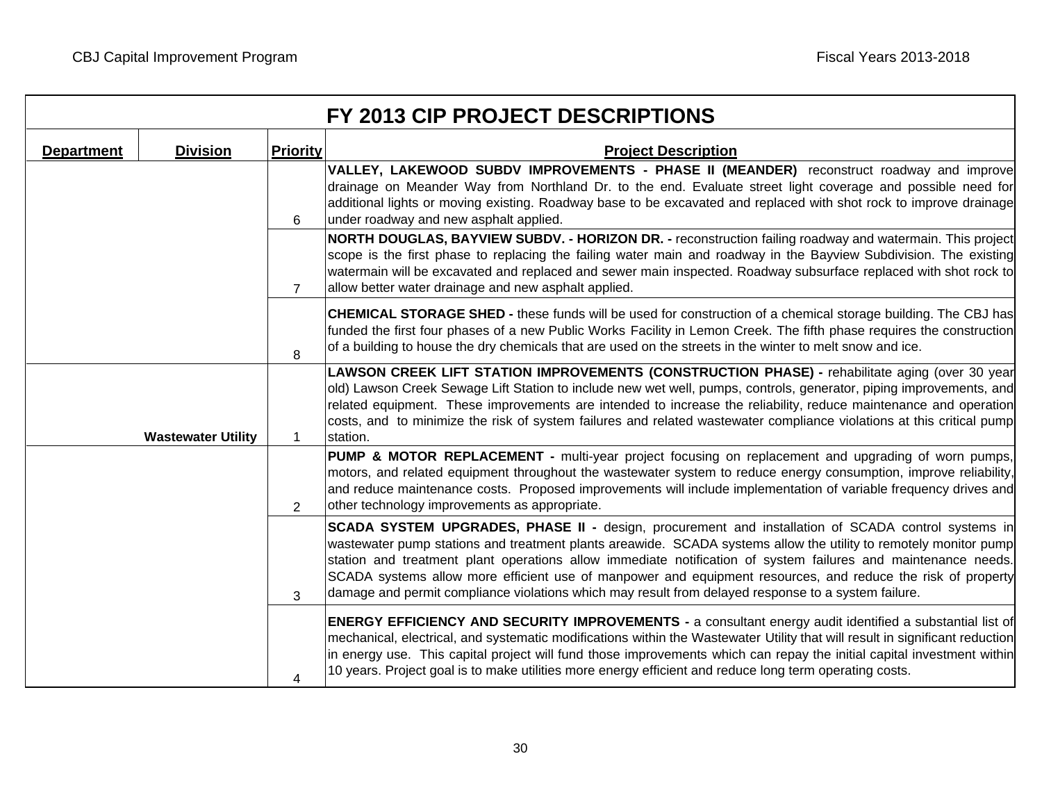## FY 2013 CIP PROJECT DESCRIPTIONS

| Department | Division | Priority | Project Description |
|---|---|---|---|
| | | 6 | **VALLEY, LAKEWOOD SUBDV IMPROVEMENTS - PHASE II (MEANDER)** reconstruct roadway and improve drainage on Meander Way from Northland Dr. to the end. Evaluate street light coverage and possible need for additional lights or moving existing. Roadway base to be excavated and replaced with shot rock to improve drainage under roadway and new asphalt applied. |
| | | 7 | **NORTH DOUGLAS, BAYVIEW SUBDV. - HORIZON DR. -** reconstruction failing roadway and watermain. This project scope is the first phase to replacing the failing water main and roadway in the Bayview Subdivision. The existing watermain will be excavated and replaced and sewer main inspected. Roadway subsurface replaced with shot rock to allow better water drainage and new asphalt applied. |
| | | 8 | **CHEMICAL STORAGE SHED -** these funds will be used for construction of a chemical storage building. The CBJ has funded the first four phases of a new Public Works Facility in Lemon Creek. The fifth phase requires the construction of a building to house the dry chemicals that are used on the streets in the winter to melt snow and ice. |
| | Wastewater Utility | 1 | **LAWSON CREEK LIFT STATION IMPROVEMENTS (CONSTRUCTION PHASE) -** rehabilitate aging (over 30 year old) Lawson Creek Sewage Lift Station to include new wet well, pumps, controls, generator, piping improvements, and related equipment. These improvements are intended to increase the reliability, reduce maintenance and operation costs, and to minimize the risk of system failures and related wastewater compliance violations at this critical pump station. |
| | | 2 | **PUMP & MOTOR REPLACEMENT -** multi-year project focusing on replacement and upgrading of worn pumps, motors, and related equipment throughout the wastewater system to reduce energy consumption, improve reliability, and reduce maintenance costs. Proposed improvements will include implementation of variable frequency drives and other technology improvements as appropriate. |
| | | 3 | **SCADA SYSTEM UPGRADES, PHASE II -** design, procurement and installation of SCADA control systems in wastewater pump stations and treatment plants areawide. SCADA systems allow the utility to remotely monitor pump station and treatment plant operations allow immediate notification of system failures and maintenance needs. SCADA systems allow more efficient use of manpower and equipment resources, and reduce the risk of property damage and permit compliance violations which may result from delayed response to a system failure. |
| | | 4 | **ENERGY EFFICIENCY AND SECURITY IMPROVEMENTS -** a consultant energy audit identified a substantial list of mechanical, electrical, and systematic modifications within the Wastewater Utility that will result in significant reduction in energy use. This capital project will fund those improvements which can repay the initial capital investment within 10 years. Project goal is to make utilities more energy efficient and reduce long term operating costs. |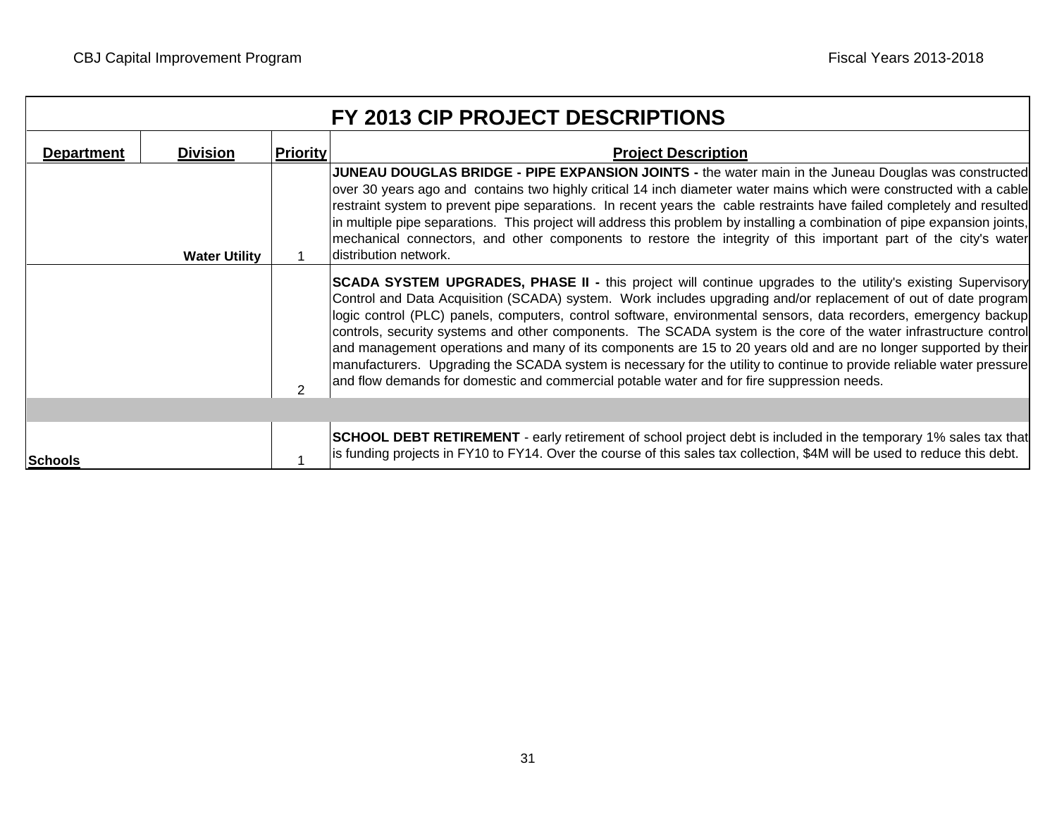| FY 2013 CIP PROJECT DESCRIPTIONS | | | |
|---|---|---|---|
| **Department** | **Division** | **Priority** | **Project Description** |
| | **Water Utility** | 1 | **JUNEAU DOUGLAS BRIDGE - PIPE EXPANSION JOINTS -** the water main in the Juneau Douglas was constructed over 30 years ago and contains two highly critical 14 inch diameter water mains which were constructed with a cable restraint system to prevent pipe separations. In recent years the cable restraints have failed completely and resulted in multiple pipe separations. This project will address this problem by installing a combination of pipe expansion joints, mechanical connectors, and other components to restore the integrity of this important part of the city's water distribution network. |
| | | 2 | **SCADA SYSTEM UPGRADES, PHASE II -** this project will continue upgrades to the utility's existing Supervisory Control and Data Acquisition (SCADA) system. Work includes upgrading and/or replacement of out of date program logic control (PLC) panels, computers, control software, environmental sensors, data recorders, emergency backup controls, security systems and other components. The SCADA system is the core of the water infrastructure control and management operations and many of its components are 15 to 20 years old and are no longer supported by their manufacturers. Upgrading the SCADA system is necessary for the utility to continue to provide reliable water pressure and flow demands for domestic and commercial potable water and for fire suppression needs. |
| | | | |
| **Schools** | | 1 | **SCHOOL DEBT RETIREMENT** - early retirement of school project debt is included in the temporary 1% sales tax that is funding projects in FY10 to FY14. Over the course of this sales tax collection, $4M will be used to reduce this debt. |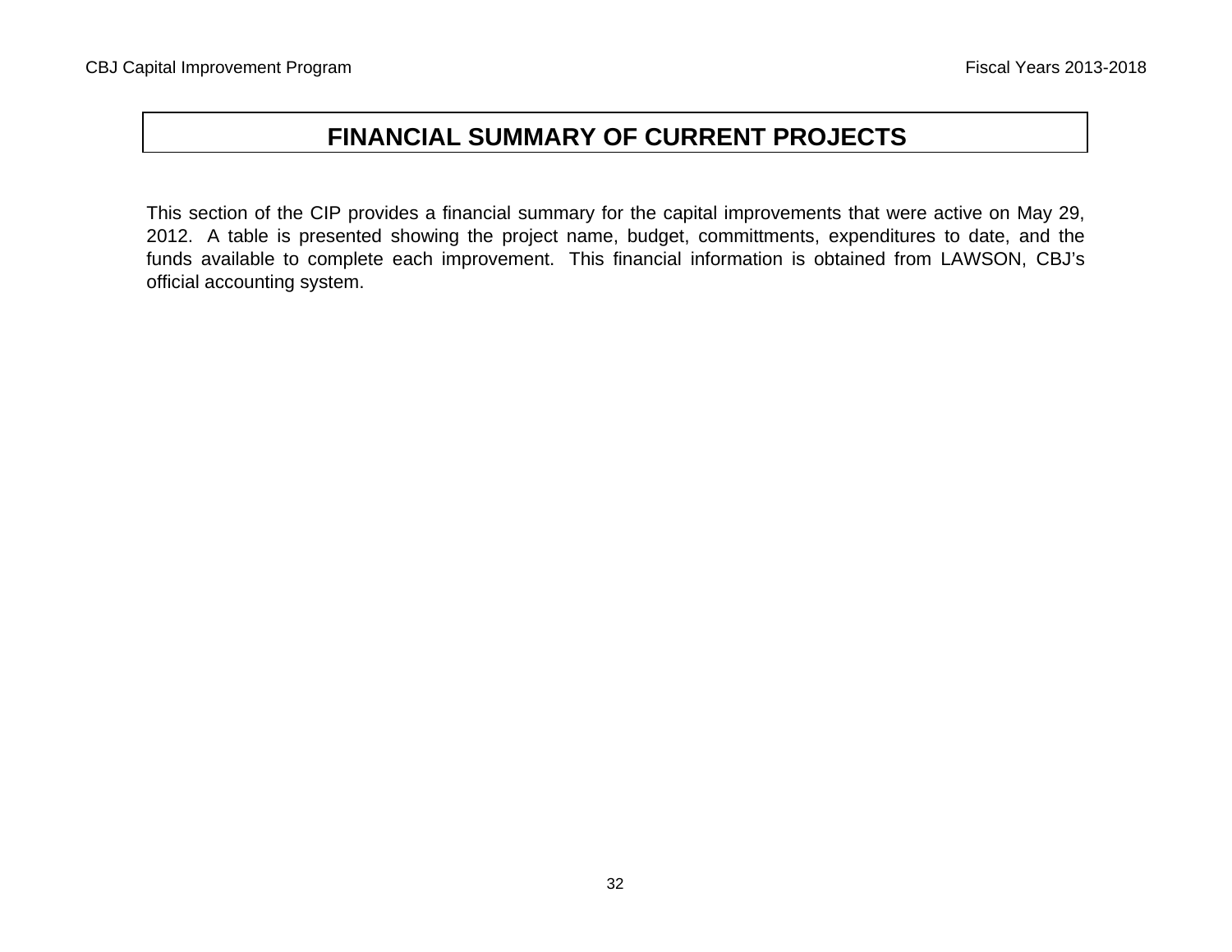# FINANCIAL SUMMARY OF CURRENT PROJECTS

This section of the CIP provides a financial summary for the capital improvements that were active on May 29, 2012. A table is presented showing the project name, budget, committments, expenditures to date, and the funds available to complete each improvement. This financial information is obtained from LAWSON, CBJ's official accounting system.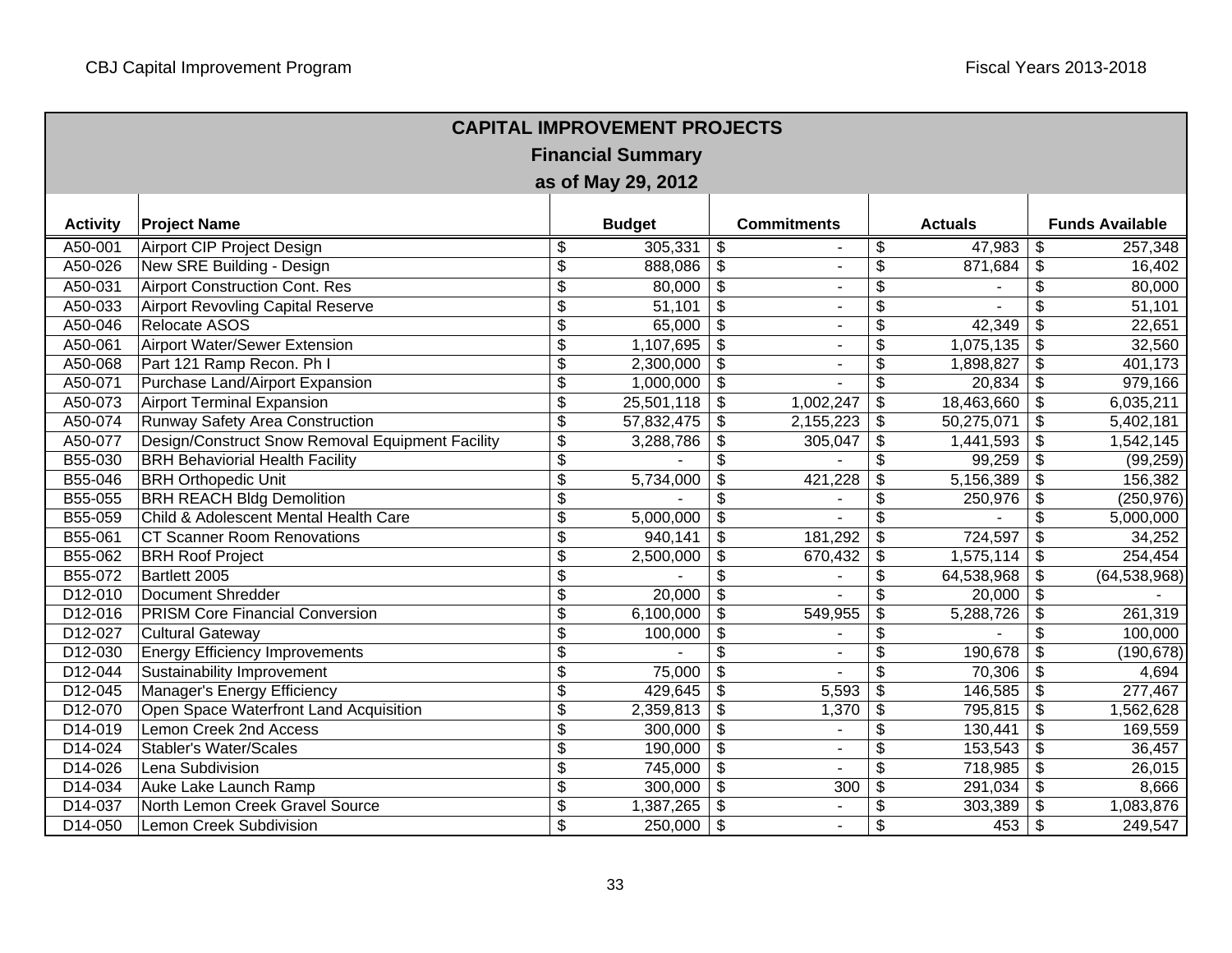## CAPITAL IMPROVEMENT PROJECTS

### Financial Summary

### as of May 29, 2012

| Activity | Project Name | Budget | Commitments | Actuals | Funds Available |
|---|---|---|---|---|---|
| A50-001 | Airport CIP Project Design | $ 305,331 | $ - | $ 47,983 | $ 257,348 |
| A50-026 | New SRE Building - Design | $ 888,086 | $ - | $ 871,684 | $ 16,402 |
| A50-031 | Airport Construction Cont. Res | $ 80,000 | $ - | $ - | $ 80,000 |
| A50-033 | Airport Revovling Capital Reserve | $ 51,101 | $ - | $ - | $ 51,101 |
| A50-046 | Relocate ASOS | $ 65,000 | $ - | $ 42,349 | $ 22,651 |
| A50-061 | Airport Water/Sewer Extension | $ 1,107,695 | $ - | $ 1,075,135 | $ 32,560 |
| A50-068 | Part 121 Ramp Recon. Ph I | $ 2,300,000 | $ - | $ 1,898,827 | $ 401,173 |
| A50-071 | Purchase Land/Airport Expansion | $ 1,000,000 | $ - | $ 20,834 | $ 979,166 |
| A50-073 | Airport Terminal Expansion | $ 25,501,118 | $ 1,002,247 | $ 18,463,660 | $ 6,035,211 |
| A50-074 | Runway Safety Area Construction | $ 57,832,475 | $ 2,155,223 | $ 50,275,071 | $ 5,402,181 |
| A50-077 | Design/Construct Snow Removal Equipment Facility | $ 3,288,786 | $ 305,047 | $ 1,441,593 | $ 1,542,145 |
| B55-030 | BRH Behaviorial Health Facility | $ - | $ - | $ 99,259 | $ (99,259) |
| B55-046 | BRH Orthopedic Unit | $ 5,734,000 | $ 421,228 | $ 5,156,389 | $ 156,382 |
| B55-055 | BRH REACH Bldg Demolition | $ - | $ - | $ 250,976 | $ (250,976) |
| B55-059 | Child & Adolescent Mental Health Care | $ 5,000,000 | $ - | $ - | $ 5,000,000 |
| B55-061 | CT Scanner Room Renovations | $ 940,141 | $ 181,292 | $ 724,597 | $ 34,252 |
| B55-062 | BRH Roof Project | $ 2,500,000 | $ 670,432 | $ 1,575,114 | $ 254,454 |
| B55-072 | Bartlett 2005 | $ - | $ - | $ 64,538,968 | $ (64,538,968) |
| D12-010 | Document Shredder | $ 20,000 | $ - | $ 20,000 | $ - |
| D12-016 | PRISM Core Financial Conversion | $ 6,100,000 | $ 549,955 | $ 5,288,726 | $ 261,319 |
| D12-027 | Cultural Gateway | $ 100,000 | $ - | $ - | $ 100,000 |
| D12-030 | Energy Efficiency Improvements | $ - | $ - | $ 190,678 | $ (190,678) |
| D12-044 | Sustainability Improvement | $ 75,000 | $ - | $ 70,306 | $ 4,694 |
| D12-045 | Manager's Energy Efficiency | $ 429,645 | $ 5,593 | $ 146,585 | $ 277,467 |
| D12-070 | Open Space Waterfront Land Acquisition | $ 2,359,813 | $ 1,370 | $ 795,815 | $ 1,562,628 |
| D14-019 | Lemon Creek 2nd Access | $ 300,000 | $ - | $ 130,441 | $ 169,559 |
| D14-024 | Stabler's Water/Scales | $ 190,000 | $ - | $ 153,543 | $ 36,457 |
| D14-026 | Lena Subdivision | $ 745,000 | $ - | $ 718,985 | $ 26,015 |
| D14-034 | Auke Lake Launch Ramp | $ 300,000 | $ 300 | $ 291,034 | $ 8,666 |
| D14-037 | North Lemon Creek Gravel Source | $ 1,387,265 | $ - | $ 303,389 | $ 1,083,876 |
| D14-050 | Lemon Creek Subdivision | $ 250,000 | $ - | $ 453 | $ 249,547 |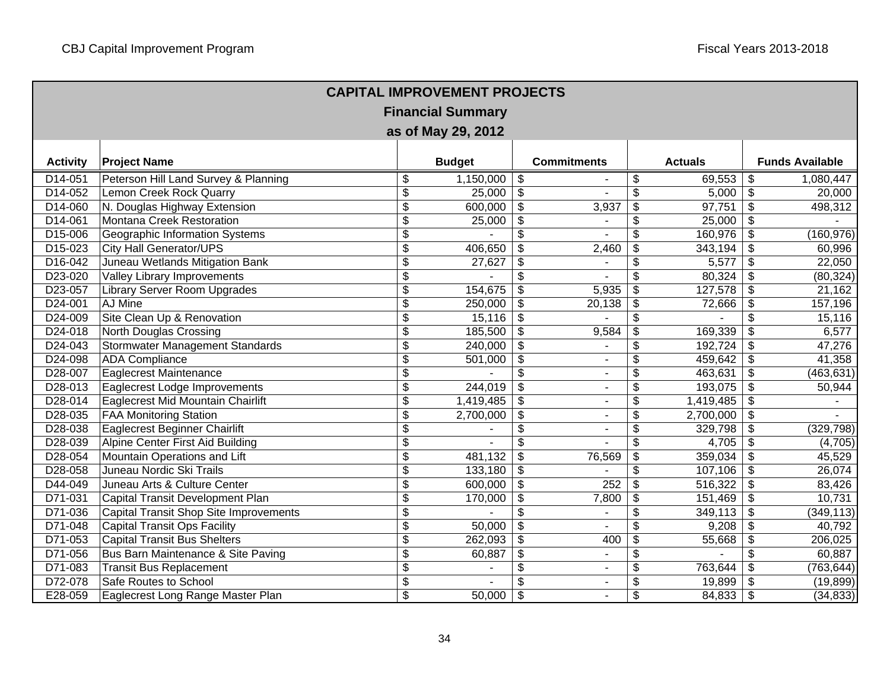## CAPITAL IMPROVEMENT PROJECTS

### Financial Summary

### as of May 29, 2012

| Activity | Project Name | Budget | Commitments | Actuals | Funds Available |
|---|---|---|---|---|---|
| D14-051 | Peterson Hill Land Survey & Planning | $ 1,150,000 | $ - | $ 69,553 | $ 1,080,447 |
| D14-052 | Lemon Creek Rock Quarry | $ 25,000 | $ - | $ 5,000 | $ 20,000 |
| D14-060 | N. Douglas Highway Extension | $ 600,000 | $ 3,937 | $ 97,751 | $ 498,312 |
| D14-061 | Montana Creek Restoration | $ 25,000 | $ - | $ 25,000 | $ - |
| D15-006 | Geographic Information Systems | $ - | $ - | $ 160,976 | $ (160,976) |
| D15-023 | City Hall Generator/UPS | $ 406,650 | $ 2,460 | $ 343,194 | $ 60,996 |
| D16-042 | Juneau Wetlands Mitigation Bank | $ 27,627 | $ - | $ 5,577 | $ 22,050 |
| D23-020 | Valley Library Improvements | $ - | $ - | $ 80,324 | $ (80,324) |
| D23-057 | Library Server Room Upgrades | $ 154,675 | $ 5,935 | $ 127,578 | $ 21,162 |
| D24-001 | AJ Mine | $ 250,000 | $ 20,138 | $ 72,666 | $ 157,196 |
| D24-009 | Site Clean Up & Renovation | $ 15,116 | $ - | $ - | $ 15,116 |
| D24-018 | North Douglas Crossing | $ 185,500 | $ 9,584 | $ 169,339 | $ 6,577 |
| D24-043 | Stormwater Management Standards | $ 240,000 | $ - | $ 192,724 | $ 47,276 |
| D24-098 | ADA Compliance | $ 501,000 | $ - | $ 459,642 | $ 41,358 |
| D28-007 | Eaglecrest Maintenance | $ - | $ - | $ 463,631 | $ (463,631) |
| D28-013 | Eaglecrest Lodge Improvements | $ 244,019 | $ - | $ 193,075 | $ 50,944 |
| D28-014 | Eaglecrest Mid Mountain Chairlift | $ 1,419,485 | $ - | $ 1,419,485 | $ - |
| D28-035 | FAA Monitoring Station | $ 2,700,000 | $ - | $ 2,700,000 | $ - |
| D28-038 | Eaglecrest Beginner Chairlift | $ - | $ - | $ 329,798 | $ (329,798) |
| D28-039 | Alpine Center First Aid Building | $ - | $ - | $ 4,705 | $ (4,705) |
| D28-054 | Mountain Operations and Lift | $ 481,132 | $ 76,569 | $ 359,034 | $ 45,529 |
| D28-058 | Juneau Nordic Ski Trails | $ 133,180 | $ - | $ 107,106 | $ 26,074 |
| D44-049 | Juneau Arts & Culture Center | $ 600,000 | $ 252 | $ 516,322 | $ 83,426 |
| D71-031 | Capital Transit Development Plan | $ 170,000 | $ 7,800 | $ 151,469 | $ 10,731 |
| D71-036 | Capital Transit Shop Site Improvements | $ - | $ - | $ 349,113 | $ (349,113) |
| D71-048 | Capital Transit Ops Facility | $ 50,000 | $ - | $ 9,208 | $ 40,792 |
| D71-053 | Capital Transit Bus Shelters | $ 262,093 | $ 400 | $ 55,668 | $ 206,025 |
| D71-056 | Bus Barn Maintenance & Site Paving | $ 60,887 | $ - | $ - | $ 60,887 |
| D71-083 | Transit Bus Replacement | $ - | $ - | $ 763,644 | $ (763,644) |
| D72-078 | Safe Routes to School | $ - | $ - | $ 19,899 | $ (19,899) |
| E28-059 | Eaglecrest Long Range Master Plan | $ 50,000 | $ - | $ 84,833 | $ (34,833) |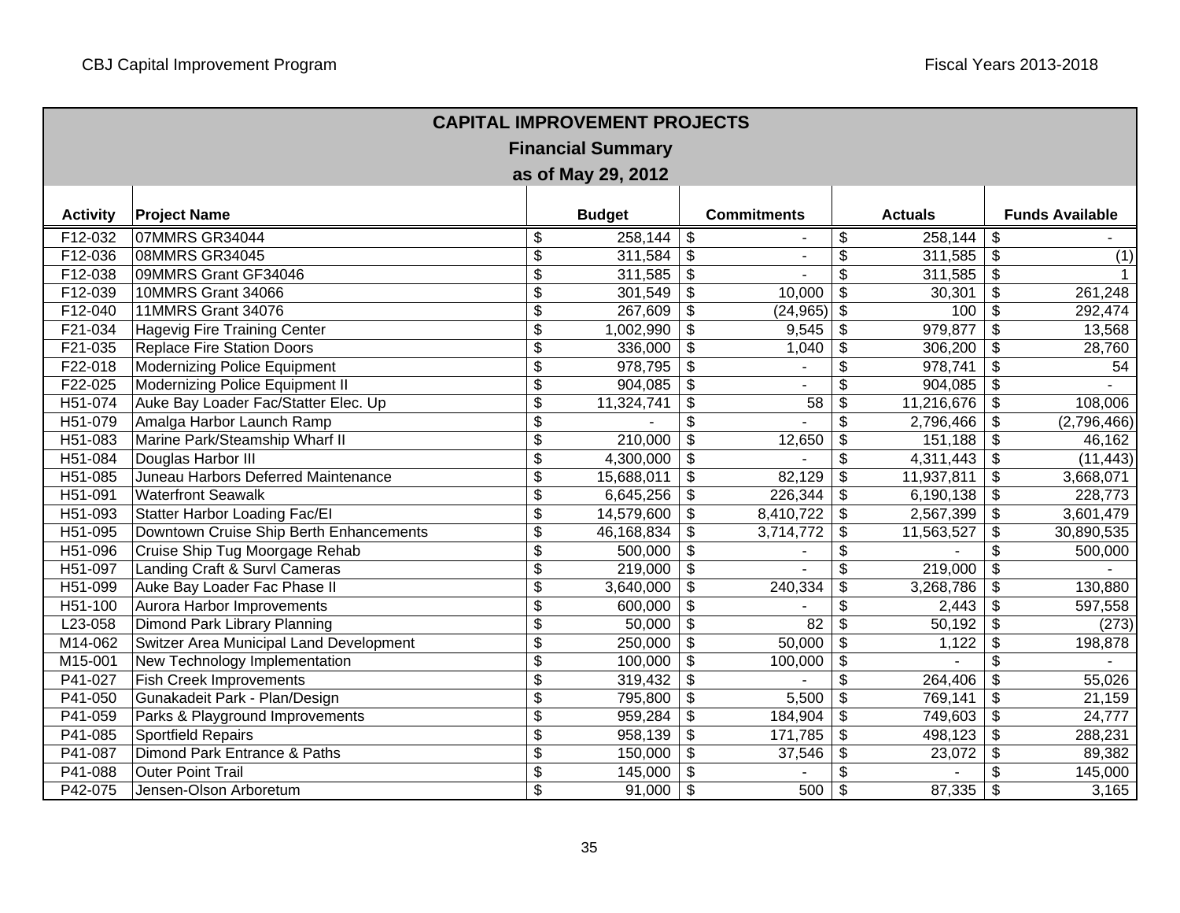## CAPITAL IMPROVEMENT PROJECTS

### Financial Summary

### as of May 29, 2012

| Activity | Project Name | Budget | Commitments | Actuals | Funds Available |
|---|---|---|---|---|---|
| F12-032 | 07MMRS GR34044 | $ 258,144 | $ - | $ 258,144 | $ - |
| F12-036 | 08MMRS GR34045 | $ 311,584 | $ - | $ 311,585 | $ (1) |
| F12-038 | 09MMRS Grant GF34046 | $ 311,585 | $ - | $ 311,585 | $ 1 |
| F12-039 | 10MMRS Grant 34066 | $ 301,549 | $ 10,000 | $ 30,301 | $ 261,248 |
| F12-040 | 11MMRS Grant 34076 | $ 267,609 | $ (24,965) | $ 100 | $ 292,474 |
| F21-034 | Hagevig Fire Training Center | $ 1,002,990 | $ 9,545 | $ 979,877 | $ 13,568 |
| F21-035 | Replace Fire Station Doors | $ 336,000 | $ 1,040 | $ 306,200 | $ 28,760 |
| F22-018 | Modernizing Police Equipment | $ 978,795 | $ - | $ 978,741 | $ 54 |
| F22-025 | Modernizing Police Equipment II | $ 904,085 | $ - | $ 904,085 | $ - |
| H51-074 | Auke Bay Loader Fac/Statter Elec. Up | $ 11,324,741 | $ 58 | $ 11,216,676 | $ 108,006 |
| H51-079 | Amalga Harbor Launch Ramp | $ - | $ - | $ 2,796,466 | $ (2,796,466) |
| H51-083 | Marine Park/Steamship Wharf II | $ 210,000 | $ 12,650 | $ 151,188 | $ 46,162 |
| H51-084 | Douglas Harbor III | $ 4,300,000 | $ - | $ 4,311,443 | $ (11,443) |
| H51-085 | Juneau Harbors Deferred Maintenance | $ 15,688,011 | $ 82,129 | $ 11,937,811 | $ 3,668,071 |
| H51-091 | Waterfront Seawalk | $ 6,645,256 | $ 226,344 | $ 6,190,138 | $ 228,773 |
| H51-093 | Statter Harbor Loading Fac/El | $ 14,579,600 | $ 8,410,722 | $ 2,567,399 | $ 3,601,479 |
| H51-095 | Downtown Cruise Ship Berth Enhancements | $ 46,168,834 | $ 3,714,772 | $ 11,563,527 | $ 30,890,535 |
| H51-096 | Cruise Ship Tug Moorgage Rehab | $ 500,000 | $ - | $ - | $ 500,000 |
| H51-097 | Landing Craft & Survl Cameras | $ 219,000 | $ - | $ 219,000 | $ - |
| H51-099 | Auke Bay Loader Fac Phase II | $ 3,640,000 | $ 240,334 | $ 3,268,786 | $ 130,880 |
| H51-100 | Aurora Harbor Improvements | $ 600,000 | $ - | $ 2,443 | $ 597,558 |
| L23-058 | Dimond Park Library Planning | $ 50,000 | $ 82 | $ 50,192 | $ (273) |
| M14-062 | Switzer Area Municipal Land Development | $ 250,000 | $ 50,000 | $ 1,122 | $ 198,878 |
| M15-001 | New Technology Implementation | $ 100,000 | $ 100,000 | $ - | $ - |
| P41-027 | Fish Creek Improvements | $ 319,432 | $ - | $ 264,406 | $ 55,026 |
| P41-050 | Gunakadeit Park - Plan/Design | $ 795,800 | $ 5,500 | $ 769,141 | $ 21,159 |
| P41-059 | Parks & Playground Improvements | $ 959,284 | $ 184,904 | $ 749,603 | $ 24,777 |
| P41-085 | Sportfield Repairs | $ 958,139 | $ 171,785 | $ 498,123 | $ 288,231 |
| P41-087 | Dimond Park Entrance & Paths | $ 150,000 | $ 37,546 | $ 23,072 | $ 89,382 |
| P41-088 | Outer Point Trail | $ 145,000 | $ - | $ - | $ 145,000 |
| P42-075 | Jensen-Olson Arboretum | $ 91,000 | $ 500 | $ 87,335 | $ 3,165 |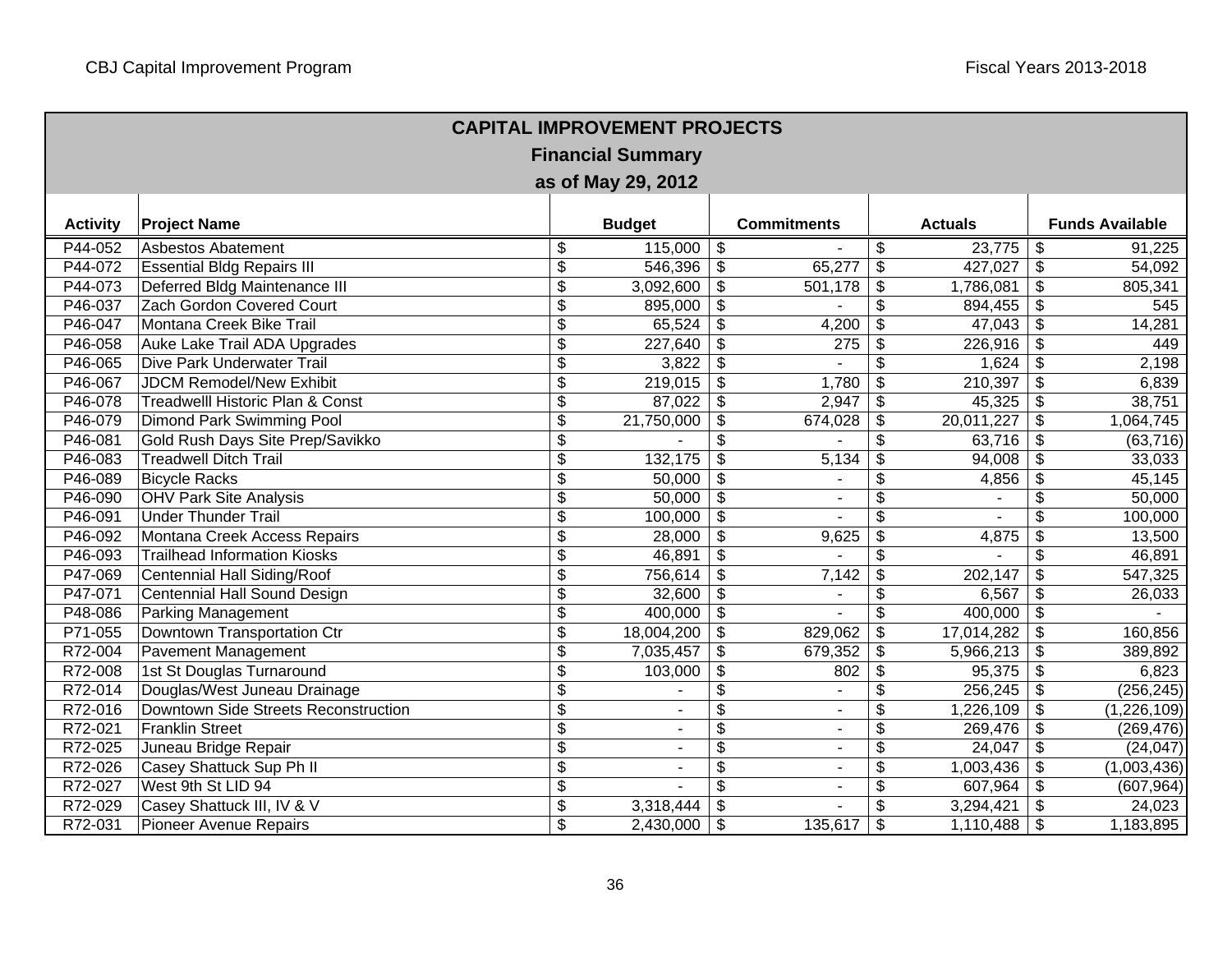## CAPITAL IMPROVEMENT PROJECTS

### Financial Summary

### as of May 29, 2012

| Activity | Project Name | Budget | Commitments | Actuals | Funds Available |
|---|---|---|---|---|---|
| P44-052 | Asbestos Abatement | $ 115,000 | $ - | $ 23,775 | $ 91,225 |
| P44-072 | Essential Bldg Repairs III | $ 546,396 | $ 65,277 | $ 427,027 | $ 54,092 |
| P44-073 | Deferred Bldg Maintenance III | $ 3,092,600 | $ 501,178 | $ 1,786,081 | $ 805,341 |
| P46-037 | Zach Gordon Covered Court | $ 895,000 | $ - | $ 894,455 | $ 545 |
| P46-047 | Montana Creek Bike Trail | $ 65,524 | $ 4,200 | $ 47,043 | $ 14,281 |
| P46-058 | Auke Lake Trail ADA Upgrades | $ 227,640 | $ 275 | $ 226,916 | $ 449 |
| P46-065 | Dive Park Underwater Trail | $ 3,822 | $ - | $ 1,624 | $ 2,198 |
| P46-067 | JDCM Remodel/New Exhibit | $ 219,015 | $ 1,780 | $ 210,397 | $ 6,839 |
| P46-078 | Treadwelll Historic Plan & Const | $ 87,022 | $ 2,947 | $ 45,325 | $ 38,751 |
| P46-079 | Dimond Park Swimming Pool | $ 21,750,000 | $ 674,028 | $ 20,011,227 | $ 1,064,745 |
| P46-081 | Gold Rush Days Site Prep/Savikko | $ - | $ - | $ 63,716 | $ (63,716) |
| P46-083 | Treadwell Ditch Trail | $ 132,175 | $ 5,134 | $ 94,008 | $ 33,033 |
| P46-089 | Bicycle Racks | $ 50,000 | $ - | $ 4,856 | $ 45,145 |
| P46-090 | OHV Park Site Analysis | $ 50,000 | $ - | $ - | $ 50,000 |
| P46-091 | Under Thunder Trail | $ 100,000 | $ - | $ - | $ 100,000 |
| P46-092 | Montana Creek Access Repairs | $ 28,000 | $ 9,625 | $ 4,875 | $ 13,500 |
| P46-093 | Trailhead Information Kiosks | $ 46,891 | $ - | $ - | $ 46,891 |
| P47-069 | Centennial Hall Siding/Roof | $ 756,614 | $ 7,142 | $ 202,147 | $ 547,325 |
| P47-071 | Centennial Hall Sound Design | $ 32,600 | $ - | $ 6,567 | $ 26,033 |
| P48-086 | Parking Management | $ 400,000 | $ - | $ 400,000 | $ - |
| P71-055 | Downtown Transportation Ctr | $ 18,004,200 | $ 829,062 | $ 17,014,282 | $ 160,856 |
| R72-004 | Pavement Management | $ 7,035,457 | $ 679,352 | $ 5,966,213 | $ 389,892 |
| R72-008 | 1st St Douglas Turnaround | $ 103,000 | $ 802 | $ 95,375 | $ 6,823 |
| R72-014 | Douglas/West Juneau Drainage | $ - | $ - | $ 256,245 | $ (256,245) |
| R72-016 | Downtown Side Streets Reconstruction | $ - | $ - | $ 1,226,109 | $ (1,226,109) |
| R72-021 | Franklin Street | $ - | $ - | $ 269,476 | $ (269,476) |
| R72-025 | Juneau Bridge Repair | $ - | $ - | $ 24,047 | $ (24,047) |
| R72-026 | Casey Shattuck Sup Ph II | $ - | $ - | $ 1,003,436 | $ (1,003,436) |
| R72-027 | West 9th St LID 94 | $ - | $ - | $ 607,964 | $ (607,964) |
| R72-029 | Casey Shattuck III, IV & V | $ 3,318,444 | $ - | $ 3,294,421 | $ 24,023 |
| R72-031 | Pioneer Avenue Repairs | $ 2,430,000 | $ 135,617 | $ 1,110,488 | $ 1,183,895 |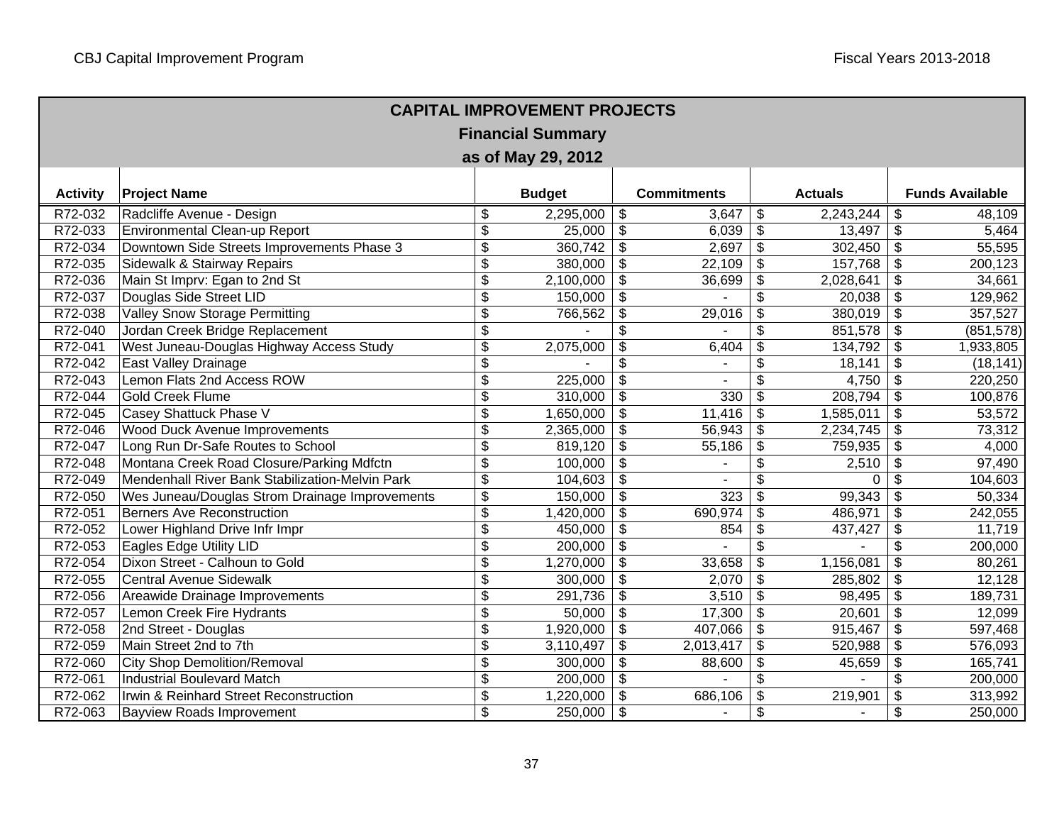## CAPITAL IMPROVEMENT PROJECTS

### Financial Summary

### as of May 29, 2012

| Activity | Project Name | Budget | Commitments | Actuals | Funds Available |
|---|---|---|---|---|---|
| R72-032 | Radcliffe Avenue - Design | $ 2,295,000 | $ 3,647 | $ 2,243,244 | $ 48,109 |
| R72-033 | Environmental Clean-up Report | $ 25,000 | $ 6,039 | $ 13,497 | $ 5,464 |
| R72-034 | Downtown Side Streets Improvements Phase 3 | $ 360,742 | $ 2,697 | $ 302,450 | $ 55,595 |
| R72-035 | Sidewalk & Stairway Repairs | $ 380,000 | $ 22,109 | $ 157,768 | $ 200,123 |
| R72-036 | Main St Imprv: Egan to 2nd St | $ 2,100,000 | $ 36,699 | $ 2,028,641 | $ 34,661 |
| R72-037 | Douglas Side Street LID | $ 150,000 | $ - | $ 20,038 | $ 129,962 |
| R72-038 | Valley Snow Storage Permitting | $ 766,562 | $ 29,016 | $ 380,019 | $ 357,527 |
| R72-040 | Jordan Creek Bridge Replacement | $ - | $ - | $ 851,578 | $ (851,578) |
| R72-041 | West Juneau-Douglas Highway Access Study | $ 2,075,000 | $ 6,404 | $ 134,792 | $ 1,933,805 |
| R72-042 | East Valley Drainage | $ - | $ - | $ 18,141 | $ (18,141) |
| R72-043 | Lemon Flats 2nd Access ROW | $ 225,000 | $ - | $ 4,750 | $ 220,250 |
| R72-044 | Gold Creek Flume | $ 310,000 | $ 330 | $ 208,794 | $ 100,876 |
| R72-045 | Casey Shattuck Phase V | $ 1,650,000 | $ 11,416 | $ 1,585,011 | $ 53,572 |
| R72-046 | Wood Duck Avenue Improvements | $ 2,365,000 | $ 56,943 | $ 2,234,745 | $ 73,312 |
| R72-047 | Long Run Dr-Safe Routes to School | $ 819,120 | $ 55,186 | $ 759,935 | $ 4,000 |
| R72-048 | Montana Creek Road Closure/Parking Mdfctn | $ 100,000 | $ - | $ 2,510 | $ 97,490 |
| R72-049 | Mendenhall River Bank Stabilization-Melvin Park | $ 104,603 | $ - | $ 0 | $ 104,603 |
| R72-050 | Wes Juneau/Douglas Strom Drainage Improvements | $ 150,000 | $ 323 | $ 99,343 | $ 50,334 |
| R72-051 | Berners Ave Reconstruction | $ 1,420,000 | $ 690,974 | $ 486,971 | $ 242,055 |
| R72-052 | Lower Highland Drive Infr Impr | $ 450,000 | $ 854 | $ 437,427 | $ 11,719 |
| R72-053 | Eagles Edge Utility LID | $ 200,000 | $ - | $ - | $ 200,000 |
| R72-054 | Dixon Street - Calhoun to Gold | $ 1,270,000 | $ 33,658 | $ 1,156,081 | $ 80,261 |
| R72-055 | Central Avenue Sidewalk | $ 300,000 | $ 2,070 | $ 285,802 | $ 12,128 |
| R72-056 | Areawide Drainage Improvements | $ 291,736 | $ 3,510 | $ 98,495 | $ 189,731 |
| R72-057 | Lemon Creek Fire Hydrants | $ 50,000 | $ 17,300 | $ 20,601 | $ 12,099 |
| R72-058 | 2nd Street - Douglas | $ 1,920,000 | $ 407,066 | $ 915,467 | $ 597,468 |
| R72-059 | Main Street 2nd to 7th | $ 3,110,497 | $ 2,013,417 | $ 520,988 | $ 576,093 |
| R72-060 | City Shop Demolition/Removal | $ 300,000 | $ 88,600 | $ 45,659 | $ 165,741 |
| R72-061 | Industrial Boulevard Match | $ 200,000 | $ - | $ - | $ 200,000 |
| R72-062 | Irwin & Reinhard Street Reconstruction | $ 1,220,000 | $ 686,106 | $ 219,901 | $ 313,992 |
| R72-063 | Bayview Roads Improvement | $ 250,000 | $ - | $ - | $ 250,000 |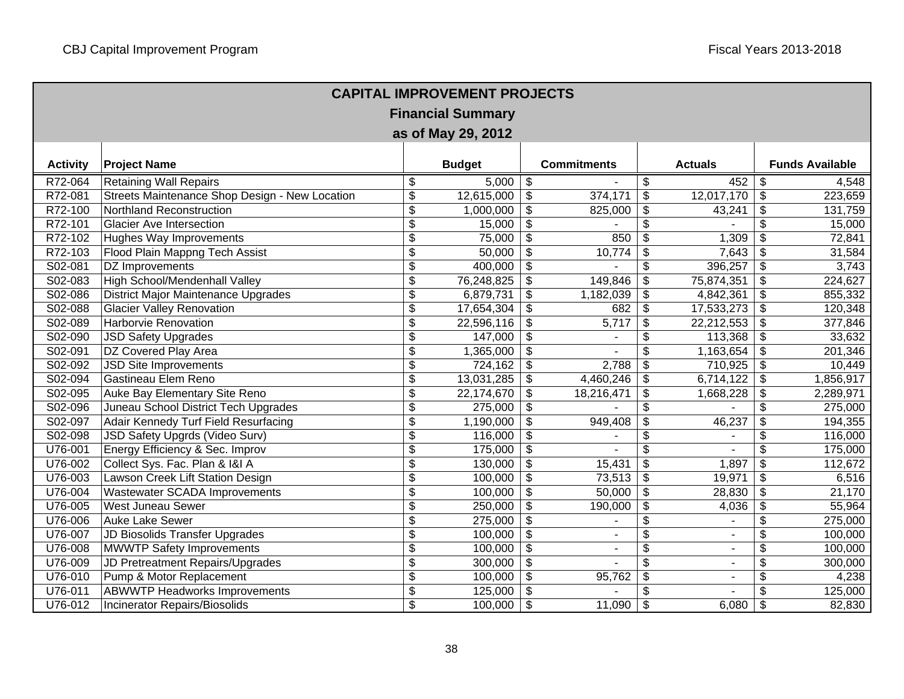## CAPITAL IMPROVEMENT PROJECTS

### Financial Summary

### as of May 29, 2012

| Activity | Project Name | Budget | Commitments | Actuals | Funds Available |
|---|---|---|---|---|---|
| R72-064 | Retaining Wall Repairs | $ 5,000 | $ - | $ 452 | $ 4,548 |
| R72-081 | Streets Maintenance Shop Design - New Location | $ 12,615,000 | $ 374,171 | $ 12,017,170 | $ 223,659 |
| R72-100 | Northland Reconstruction | $ 1,000,000 | $ 825,000 | $ 43,241 | $ 131,759 |
| R72-101 | Glacier Ave Intersection | $ 15,000 | $ - | $ - | $ 15,000 |
| R72-102 | Hughes Way Improvements | $ 75,000 | $ 850 | $ 1,309 | $ 72,841 |
| R72-103 | Flood Plain Mappng Tech Assist | $ 50,000 | $ 10,774 | $ 7,643 | $ 31,584 |
| S02-081 | DZ Improvements | $ 400,000 | $ - | $ 396,257 | $ 3,743 |
| S02-083 | High School/Mendenhall Valley | $ 76,248,825 | $ 149,846 | $ 75,874,351 | $ 224,627 |
| S02-086 | District Major Maintenance Upgrades | $ 6,879,731 | $ 1,182,039 | $ 4,842,361 | $ 855,332 |
| S02-088 | Glacier Valley Renovation | $ 17,654,304 | $ 682 | $ 17,533,273 | $ 120,348 |
| S02-089 | Harborvie Renovation | $ 22,596,116 | $ 5,717 | $ 22,212,553 | $ 377,846 |
| S02-090 | JSD Safety Upgrades | $ 147,000 | $ - | $ 113,368 | $ 33,632 |
| S02-091 | DZ Covered Play Area | $ 1,365,000 | $ - | $ 1,163,654 | $ 201,346 |
| S02-092 | JSD Site Improvements | $ 724,162 | $ 2,788 | $ 710,925 | $ 10,449 |
| S02-094 | Gastineau Elem Reno | $ 13,031,285 | $ 4,460,246 | $ 6,714,122 | $ 1,856,917 |
| S02-095 | Auke Bay Elementary Site Reno | $ 22,174,670 | $ 18,216,471 | $ 1,668,228 | $ 2,289,971 |
| S02-096 | Juneau School District Tech Upgrades | $ 275,000 | $ - | $ - | $ 275,000 |
| S02-097 | Adair Kennedy Turf Field Resurfacing | $ 1,190,000 | $ 949,408 | $ 46,237 | $ 194,355 |
| S02-098 | JSD Safety Upgrds (Video Surv) | $ 116,000 | $ - | $ - | $ 116,000 |
| U76-001 | Energy Efficiency & Sec. Improv | $ 175,000 | $ - | $ - | $ 175,000 |
| U76-002 | Collect Sys. Fac. Plan & I&I A | $ 130,000 | $ 15,431 | $ 1,897 | $ 112,672 |
| U76-003 | Lawson Creek Lift Station Design | $ 100,000 | $ 73,513 | $ 19,971 | $ 6,516 |
| U76-004 | Wastewater SCADA Improvements | $ 100,000 | $ 50,000 | $ 28,830 | $ 21,170 |
| U76-005 | West Juneau Sewer | $ 250,000 | $ 190,000 | $ 4,036 | $ 55,964 |
| U76-006 | Auke Lake Sewer | $ 275,000 | $ - | $ - | $ 275,000 |
| U76-007 | JD Biosolids Transfer Upgrades | $ 100,000 | $ - | $ - | $ 100,000 |
| U76-008 | MWWTP Safety Improvements | $ 100,000 | $ - | $ - | $ 100,000 |
| U76-009 | JD Pretreatment Repairs/Upgrades | $ 300,000 | $ - | $ - | $ 300,000 |
| U76-010 | Pump & Motor Replacement | $ 100,000 | $ 95,762 | $ - | $ 4,238 |
| U76-011 | ABWWTP Headworks Improvements | $ 125,000 | $ - | $ - | $ 125,000 |
| U76-012 | Incinerator Repairs/Biosolids | $ 100,000 | $ 11,090 | $ 6,080 | $ 82,830 |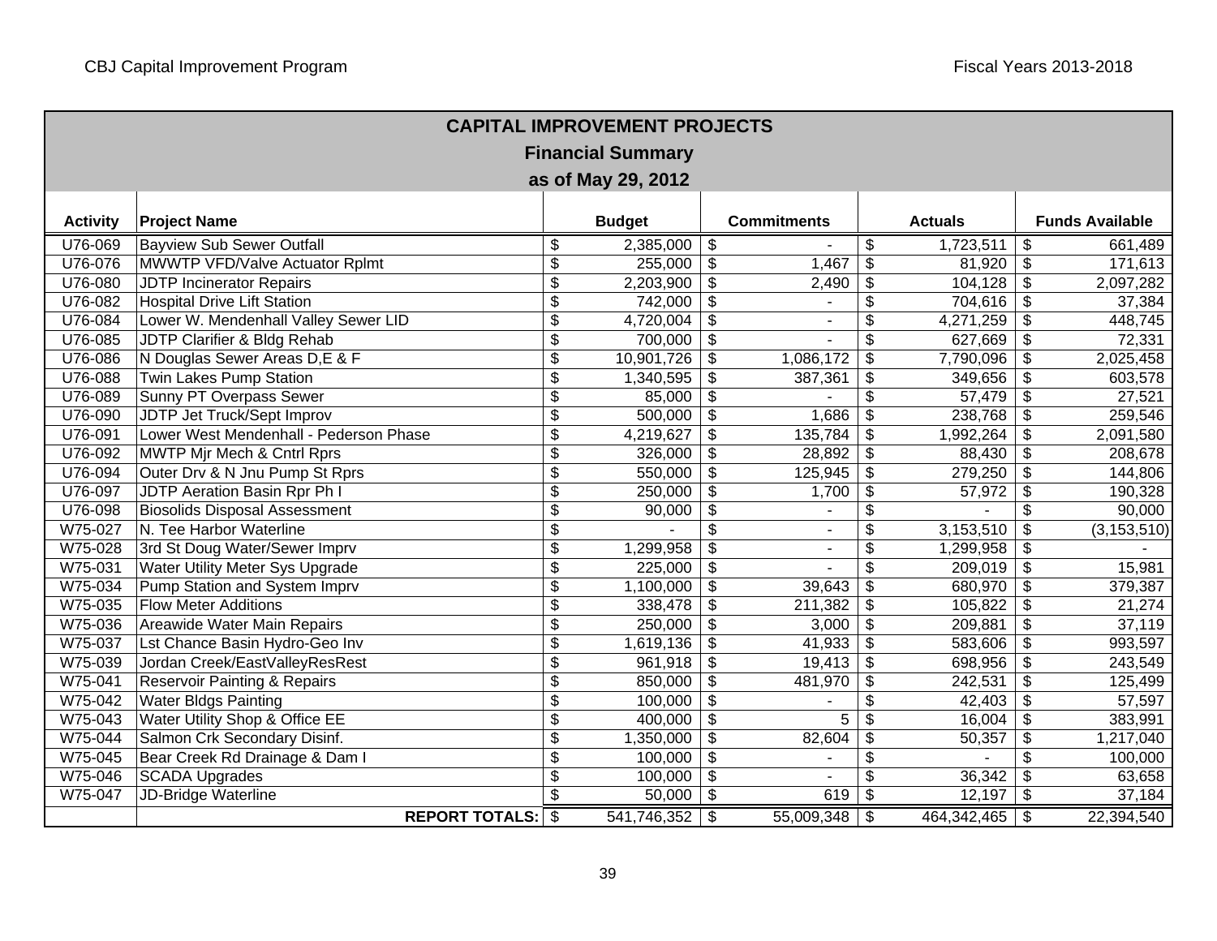## CAPITAL IMPROVEMENT PROJECTS

### Financial Summary

### as of May 29, 2012

| Activity | Project Name | Budget | Commitments | Actuals | Funds Available |
|---|---|---|---|---|---|
| U76-069 | Bayview Sub Sewer Outfall | $ 2,385,000 | $ - | $ 1,723,511 | $ 661,489 |
| U76-076 | MWWTP VFD/Valve Actuator Rplmt | $ 255,000 | $ 1,467 | $ 81,920 | $ 171,613 |
| U76-080 | JDTP Incinerator Repairs | $ 2,203,900 | $ 2,490 | $ 104,128 | $ 2,097,282 |
| U76-082 | Hospital Drive Lift Station | $ 742,000 | $ - | $ 704,616 | $ 37,384 |
| U76-084 | Lower W. Mendenhall Valley Sewer LID | $ 4,720,004 | $ - | $ 4,271,259 | $ 448,745 |
| U76-085 | JDTP Clarifier & Bldg Rehab | $ 700,000 | $ - | $ 627,669 | $ 72,331 |
| U76-086 | N Douglas Sewer Areas D,E & F | $ 10,901,726 | $ 1,086,172 | $ 7,790,096 | $ 2,025,458 |
| U76-088 | Twin Lakes Pump Station | $ 1,340,595 | $ 387,361 | $ 349,656 | $ 603,578 |
| U76-089 | Sunny PT Overpass Sewer | $ 85,000 | $ - | $ 57,479 | $ 27,521 |
| U76-090 | JDTP Jet Truck/Sept Improv | $ 500,000 | $ 1,686 | $ 238,768 | $ 259,546 |
| U76-091 | Lower West Mendenhall - Pederson Phase | $ 4,219,627 | $ 135,784 | $ 1,992,264 | $ 2,091,580 |
| U76-092 | MWTP Mjr Mech & Cntrl Rprs | $ 326,000 | $ 28,892 | $ 88,430 | $ 208,678 |
| U76-094 | Outer Drv & N Jnu Pump St Rprs | $ 550,000 | $ 125,945 | $ 279,250 | $ 144,806 |
| U76-097 | JDTP Aeration Basin Rpr Ph I | $ 250,000 | $ 1,700 | $ 57,972 | $ 190,328 |
| U76-098 | Biosolids Disposal Assessment | $ 90,000 | $ - | $ - | $ 90,000 |
| W75-027 | N. Tee Harbor Waterline | $ - | $ - | $ 3,153,510 | $ (3,153,510) |
| W75-028 | 3rd St Doug Water/Sewer Imprv | $ 1,299,958 | $ - | $ 1,299,958 | $ - |
| W75-031 | Water Utility Meter Sys Upgrade | $ 225,000 | $ - | $ 209,019 | $ 15,981 |
| W75-034 | Pump Station and System Imprv | $ 1,100,000 | $ 39,643 | $ 680,970 | $ 379,387 |
| W75-035 | Flow Meter Additions | $ 338,478 | $ 211,382 | $ 105,822 | $ 21,274 |
| W75-036 | Areawide Water Main Repairs | $ 250,000 | $ 3,000 | $ 209,881 | $ 37,119 |
| W75-037 | Lst Chance Basin Hydro-Geo Inv | $ 1,619,136 | $ 41,933 | $ 583,606 | $ 993,597 |
| W75-039 | Jordan Creek/EastValleyResRest | $ 961,918 | $ 19,413 | $ 698,956 | $ 243,549 |
| W75-041 | Reservoir Painting & Repairs | $ 850,000 | $ 481,970 | $ 242,531 | $ 125,499 |
| W75-042 | Water Bldgs Painting | $ 100,000 | $ - | $ 42,403 | $ 57,597 |
| W75-043 | Water Utility Shop & Office EE | $ 400,000 | $ 5 | $ 16,004 | $ 383,991 |
| W75-044 | Salmon Crk Secondary Disinf. | $ 1,350,000 | $ 82,604 | $ 50,357 | $ 1,217,040 |
| W75-045 | Bear Creek Rd Drainage & Dam I | $ 100,000 | $ - | $ - | $ 100,000 |
| W75-046 | SCADA Upgrades | $ 100,000 | $ - | $ 36,342 | $ 63,658 |
| W75-047 | JD-Bridge Waterline | $ 50,000 | $ 619 | $ 12,197 | $ 37,184 |
| | **REPORT TOTALS:** | $ 541,746,352 | $ 55,009,348 | $ 464,342,465 | $ 22,394,540 |